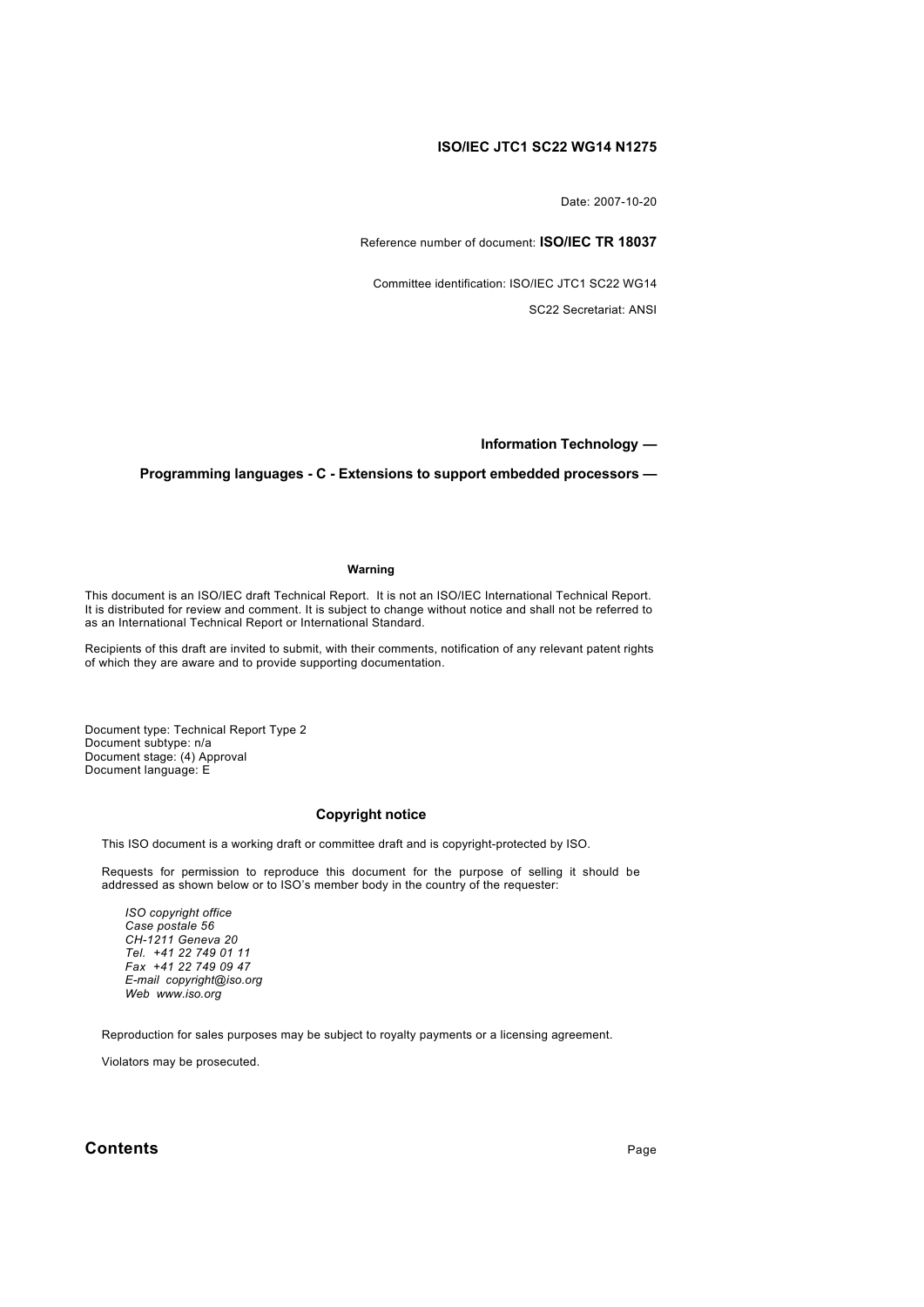**ISO/IEC JTC1 SC22 WG14 N1275**

Date: 2007-10-20

Reference number of document: **ISO/IEC TR 18037**

Committee identification: ISO/IEC JTC1 SC22 WG14

SC22 Secretariat: ANSI

**Information Technology —**

**Programming languages - C - Extensions to support embedded processors —**

**Warning**

This document is an ISO/IEC draft Technical Report. It is not an ISO/IEC International Technical Report. It is distributed for review and comment. It is subject to change without notice and shall not be referred to as an International Technical Report or International Standard.

Recipients of this draft are invited to submit, with their comments, notification of any relevant patent rights of which they are aware and to provide supporting documentation.

Document type: Technical Report Type 2
Document subtype: n/a
Document stage: (4) Approval
Document language: E

**Copyright notice**

This ISO document is a working draft or committee draft and is copyright-protected by ISO.

Requests for permission to reproduce this document for the purpose of selling it should be addressed as shown below or to ISO's member body in the country of the requester:

*ISO copyright office*
*Case postale 56*
*CH-1211 Geneva 20*
*Tel. +41 22 749 01 11*
*Fax +41 22 749 09 47*
*E-mail copyright@iso.org*
*Web www.iso.org*

Reproduction for sales purposes may be subject to royalty payments or a licensing agreement.

Violators may be prosecuted.

## Contents

Page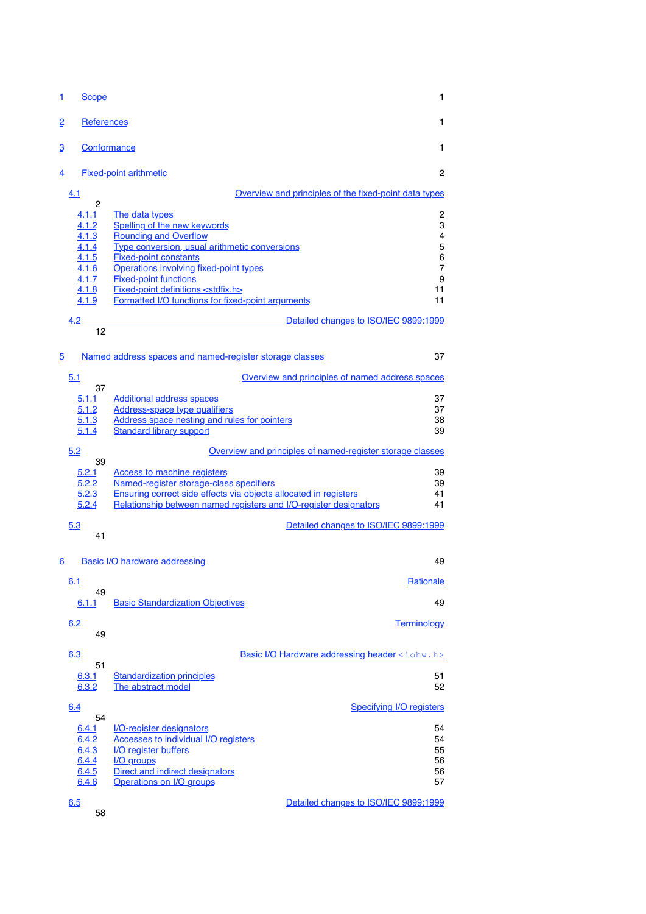| | | |
|---|---|---|
| 1 | Scope | 1 |
| 2 | References | 1 |
| 3 | Conformance | 1 |
| 4 | Fixed-point arithmetic | 2 |
| 4.1 | Overview and principles of the fixed-point data types | 2 |
| 4.1.1 | The data types | 2 |
| 4.1.2 | Spelling of the new keywords | 3 |
| 4.1.3 | Rounding and Overflow | 4 |
| 4.1.4 | Type conversion, usual arithmetic conversions | 5 |
| 4.1.5 | Fixed-point constants | 6 |
| 4.1.6 | Operations involving fixed-point types | 7 |
| 4.1.7 | Fixed-point functions | 9 |
| 4.1.8 | Fixed-point definitions <stdfix.h> | 11 |
| 4.1.9 | Formatted I/O functions for fixed-point arguments | 11 |
| 4.2 | Detailed changes to ISO/IEC 9899:1999 | 12 |
| 5 | Named address spaces and named-register storage classes | 37 |
| 5.1 | Overview and principles of named address spaces | 37 |
| 5.1.1 | Additional address spaces | 37 |
| 5.1.2 | Address-space type qualifiers | 37 |
| 5.1.3 | Address space nesting and rules for pointers | 38 |
| 5.1.4 | Standard library support | 39 |
| 5.2 | Overview and principles of named-register storage classes | 39 |
| 5.2.1 | Access to machine registers | 39 |
| 5.2.2 | Named-register storage-class specifiers | 39 |
| 5.2.3 | Ensuring correct side effects via objects allocated in registers | 41 |
| 5.2.4 | Relationship between named registers and I/O-register designators | 41 |
| 5.3 | Detailed changes to ISO/IEC 9899:1999 | 41 |
| 6 | Basic I/O hardware addressing | 49 |
| 6.1 | Rationale | 49 |
| 6.1.1 | Basic Standardization Objectives | 49 |
| 6.2 | Terminology | 49 |
| 6.3 | Basic I/O Hardware addressing header `<iohw.h>` | 51 |
| 6.3.1 | Standardization principles | 51 |
| 6.3.2 | The abstract model | 52 |
| 6.4 | Specifying I/O registers | 54 |
| 6.4.1 | I/O-register designators | 54 |
| 6.4.2 | Accesses to individual I/O registers | 54 |
| 6.4.3 | I/O register buffers | 55 |
| 6.4.4 | I/O groups | 56 |
| 6.4.5 | Direct and indirect designators | 56 |
| 6.4.6 | Operations on I/O groups | 57 |
| 6.5 | Detailed changes to ISO/IEC 9899:1999 | 58 |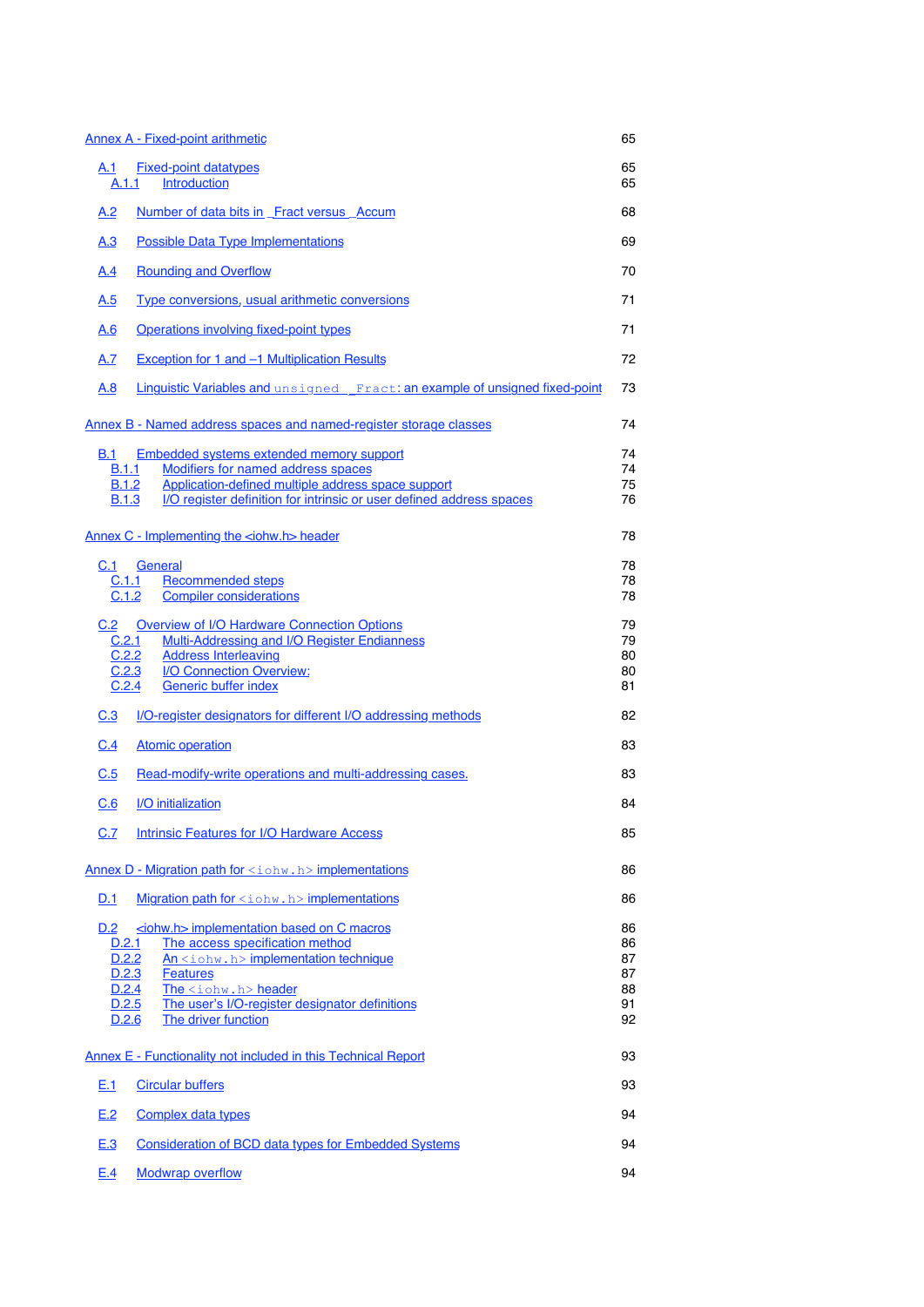Annex A - Fixed-point arithmetic 65

- A.1 Fixed-point datatypes 65
  - A.1.1 Introduction 65
- A.2 Number of data bits in _Fract versus _Accum 68
- A.3 Possible Data Type Implementations 69
- A.4 Rounding and Overflow 70
- A.5 Type conversions, usual arithmetic conversions 71
- A.6 Operations involving fixed-point types 71
- A.7 Exception for 1 and –1 Multiplication Results 72
- A.8 Linguistic Variables and `unsigned _Fract`: an example of unsigned fixed-point 73

Annex B - Named address spaces and named-register storage classes 74

- B.1 Embedded systems extended memory support 74
  - B.1.1 Modifiers for named address spaces 74
  - B.1.2 Application-defined multiple address space support 75
  - B.1.3 I/O register definition for intrinsic or user defined address spaces 76

Annex C - Implementing the <iohw.h> header 78

- C.1 General 78
  - C.1.1 Recommended steps 78
  - C.1.2 Compiler considerations 78
- C.2 Overview of I/O Hardware Connection Options 79
  - C.2.1 Multi-Addressing and I/O Register Endianness 79
  - C.2.2 Address Interleaving 80
  - C.2.3 I/O Connection Overview: 80
  - C.2.4 Generic buffer index 81
- C.3 I/O-register designators for different I/O addressing methods 82
- C.4 Atomic operation 83
- C.5 Read-modify-write operations and multi-addressing cases. 83
- C.6 I/O initialization 84
- C.7 Intrinsic Features for I/O Hardware Access 85

Annex D - Migration path for `<iohw.h>` implementations 86

- D.1 Migration path for `<iohw.h>` implementations 86
- D.2 <iohw.h> implementation based on C macros 86
  - D.2.1 The access specification method 86
  - D.2.2 An `<iohw.h>` implementation technique 87
  - D.2.3 Features 87
  - D.2.4 The `<iohw.h>` header 88
  - D.2.5 The user's I/O-register designator definitions 91
  - D.2.6 The driver function 92

Annex E - Functionality not included in this Technical Report 93

- E.1 Circular buffers 93
- E.2 Complex data types 94
- E.3 Consideration of BCD data types for Embedded Systems 94
- E.4 Modwrap overflow 94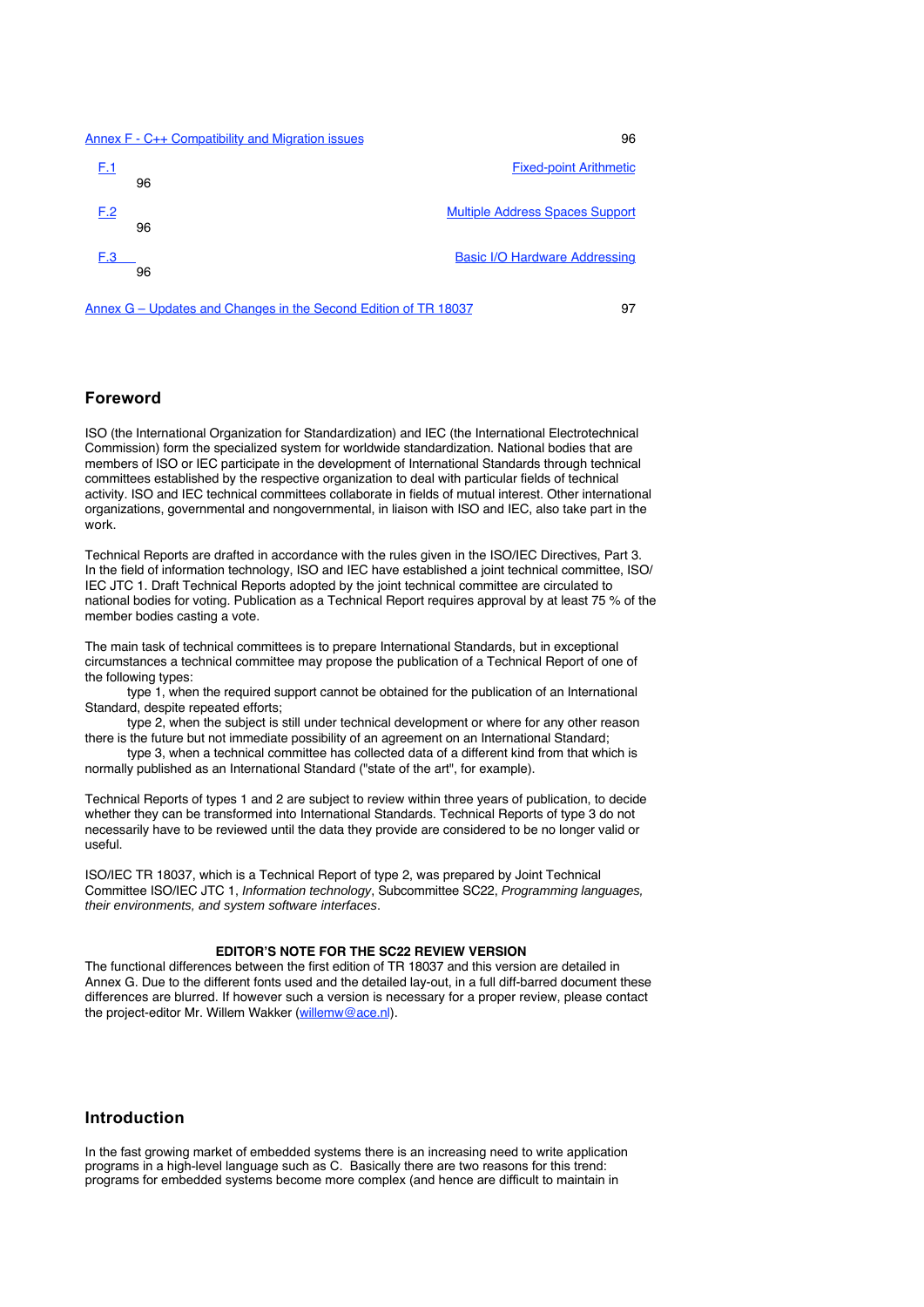[Annex F - C++ Compatibility and Migration issues](#) 96

[F.1](#) [Fixed-point Arithmetic](#) 96

[F.2](#) [Multiple Address Spaces Support](#) 96

[F.3](#) [Basic I/O Hardware Addressing](#) 96

[Annex G – Updates and Changes in the Second Edition of TR 18037](#) 97

## Foreword

ISO (the International Organization for Standardization) and IEC (the International Electrotechnical Commission) form the specialized system for worldwide standardization. National bodies that are members of ISO or IEC participate in the development of International Standards through technical committees established by the respective organization to deal with particular fields of technical activity. ISO and IEC technical committees collaborate in fields of mutual interest. Other international organizations, governmental and nongovernmental, in liaison with ISO and IEC, also take part in the work.

Technical Reports are drafted in accordance with the rules given in the ISO/IEC Directives, Part 3. In the field of information technology, ISO and IEC have established a joint technical committee, ISO/IEC JTC 1. Draft Technical Reports adopted by the joint technical committee are circulated to national bodies for voting. Publication as a Technical Report requires approval by at least 75 % of the member bodies casting a vote.

The main task of technical committees is to prepare International Standards, but in exceptional circumstances a technical committee may propose the publication of a Technical Report of one of the following types:

type 1, when the required support cannot be obtained for the publication of an International Standard, despite repeated efforts;

type 2, when the subject is still under technical development or where for any other reason there is the future but not immediate possibility of an agreement on an International Standard;

type 3, when a technical committee has collected data of a different kind from that which is normally published as an International Standard ("state of the art", for example).

Technical Reports of types 1 and 2 are subject to review within three years of publication, to decide whether they can be transformed into International Standards. Technical Reports of type 3 do not necessarily have to be reviewed until the data they provide are considered to be no longer valid or useful.

ISO/IEC TR 18037, which is a Technical Report of type 2, was prepared by Joint Technical Committee ISO/IEC JTC 1, *Information technology*, Subcommittee SC22, *Programming languages, their environments, and system software interfaces*.

**EDITOR'S NOTE FOR THE SC22 REVIEW VERSION**

The functional differences between the first edition of TR 18037 and this version are detailed in Annex G. Due to the different fonts used and the detailed lay-out, in a full diff-barred document these differences are blurred. If however such a version is necessary for a proper review, please contact the project-editor Mr. Willem Wakker ([willemw@ace.nl](mailto:willemw@ace.nl)).

## Introduction

In the fast growing market of embedded systems there is an increasing need to write application programs in a high-level language such as C. Basically there are two reasons for this trend: programs for embedded systems become more complex (and hence are difficult to maintain in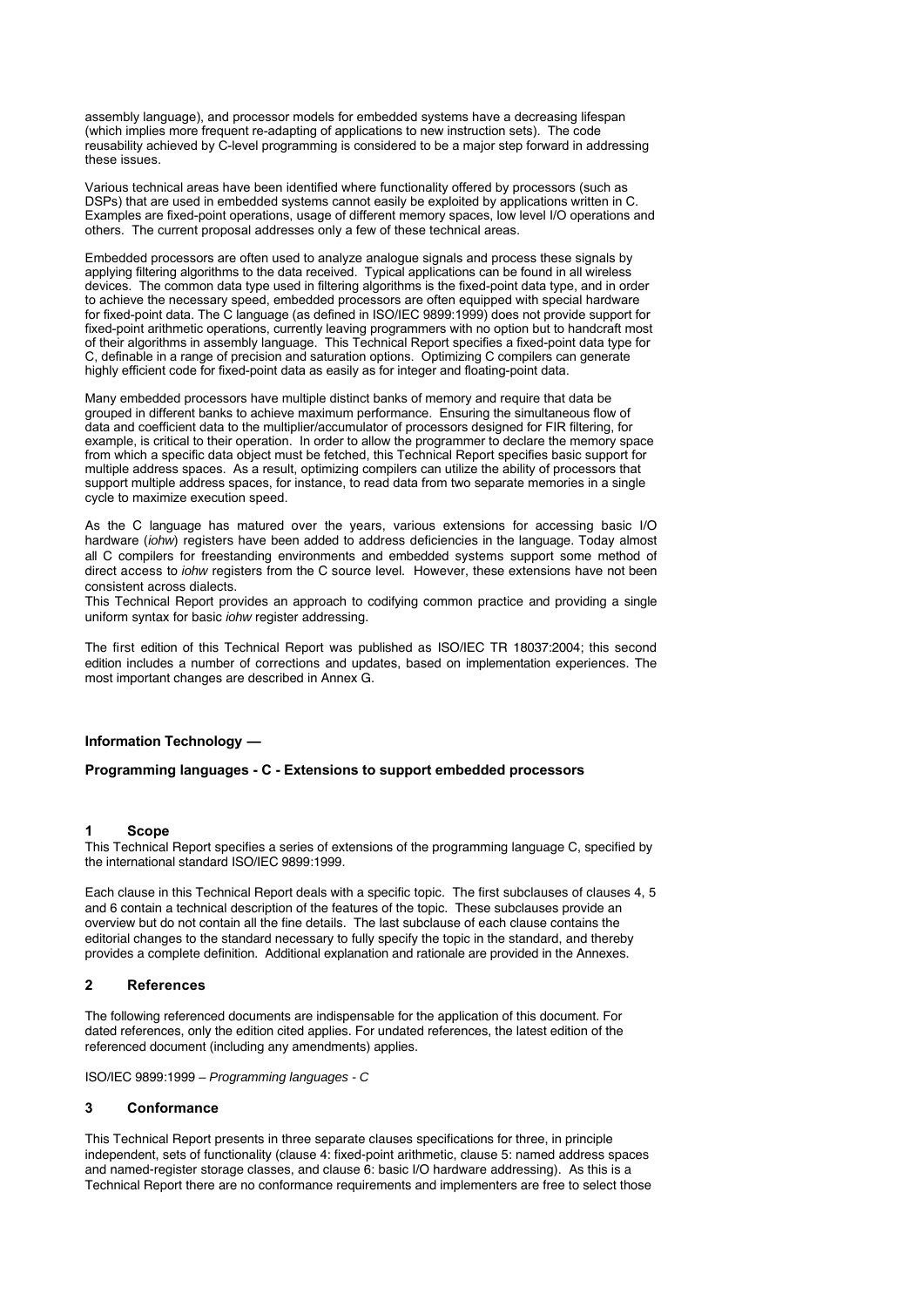assembly language), and processor models for embedded systems have a decreasing lifespan (which implies more frequent re-adapting of applications to new instruction sets). The code reusability achieved by C-level programming is considered to be a major step forward in addressing these issues.

Various technical areas have been identified where functionality offered by processors (such as DSPs) that are used in embedded systems cannot easily be exploited by applications written in C. Examples are fixed-point operations, usage of different memory spaces, low level I/O operations and others. The current proposal addresses only a few of these technical areas.

Embedded processors are often used to analyze analogue signals and process these signals by applying filtering algorithms to the data received. Typical applications can be found in all wireless devices. The common data type used in filtering algorithms is the fixed-point data type, and in order to achieve the necessary speed, embedded processors are often equipped with special hardware for fixed-point data. The C language (as defined in ISO/IEC 9899:1999) does not provide support for fixed-point arithmetic operations, currently leaving programmers with no option but to handcraft most of their algorithms in assembly language. This Technical Report specifies a fixed-point data type for C, definable in a range of precision and saturation options. Optimizing C compilers can generate highly efficient code for fixed-point data as easily as for integer and floating-point data.

Many embedded processors have multiple distinct banks of memory and require that data be grouped in different banks to achieve maximum performance. Ensuring the simultaneous flow of data and coefficient data to the multiplier/accumulator of processors designed for FIR filtering, for example, is critical to their operation. In order to allow the programmer to declare the memory space from which a specific data object must be fetched, this Technical Report specifies basic support for multiple address spaces. As a result, optimizing compilers can utilize the ability of processors that support multiple address spaces, for instance, to read data from two separate memories in a single cycle to maximize execution speed.

As the C language has matured over the years, various extensions for accessing basic I/O hardware (*iohw*) registers have been added to address deficiencies in the language. Today almost all C compilers for freestanding environments and embedded systems support some method of direct access to *iohw* registers from the C source level. However, these extensions have not been consistent across dialects.
This Technical Report provides an approach to codifying common practice and providing a single uniform syntax for basic *iohw* register addressing.

The first edition of this Technical Report was published as ISO/IEC TR 18037:2004; this second edition includes a number of corrections and updates, based on implementation experiences. The most important changes are described in Annex G.

**Information Technology —**

**Programming languages - C - Extensions to support embedded processors**

## 1 Scope

This Technical Report specifies a series of extensions of the programming language C, specified by the international standard ISO/IEC 9899:1999.

Each clause in this Technical Report deals with a specific topic. The first subclauses of clauses 4, 5 and 6 contain a technical description of the features of the topic. These subclauses provide an overview but do not contain all the fine details. The last subclause of each clause contains the editorial changes to the standard necessary to fully specify the topic in the standard, and thereby provides a complete definition. Additional explanation and rationale are provided in the Annexes.

## 2 References

The following referenced documents are indispensable for the application of this document. For dated references, only the edition cited applies. For undated references, the latest edition of the referenced document (including any amendments) applies.

ISO/IEC 9899:1999 – *Programming languages - C*

## 3 Conformance

This Technical Report presents in three separate clauses specifications for three, in principle independent, sets of functionality (clause 4: fixed-point arithmetic, clause 5: named address spaces and named-register storage classes, and clause 6: basic I/O hardware addressing). As this is a Technical Report there are no conformance requirements and implementers are free to select those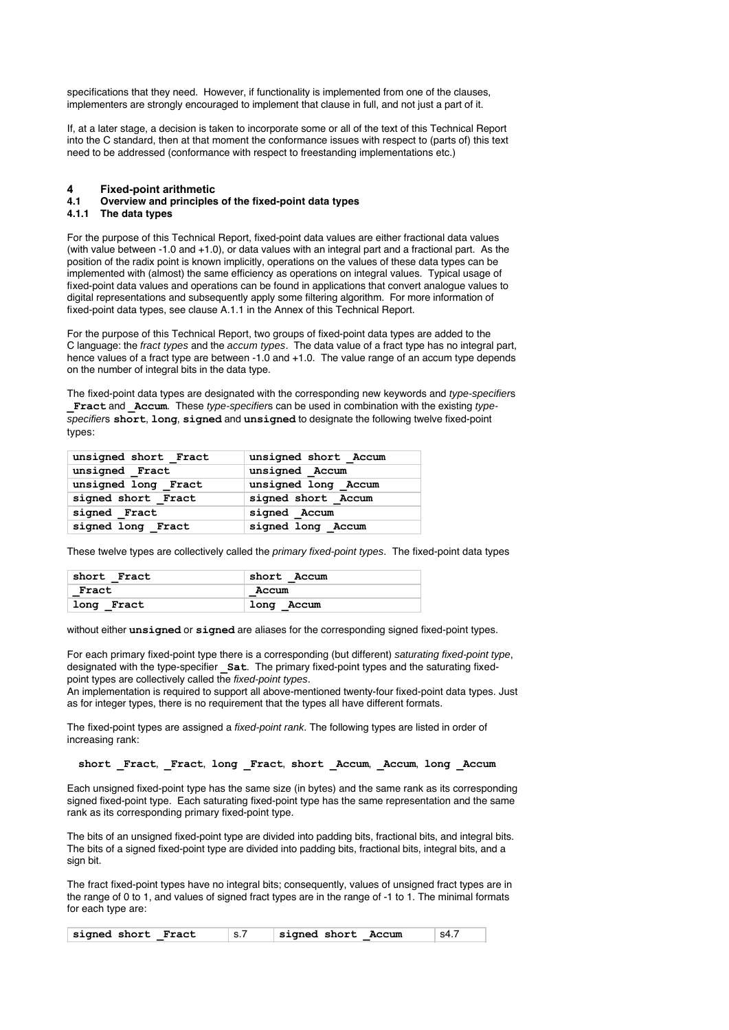specifications that they need. However, if functionality is implemented from one of the clauses, implementers are strongly encouraged to implement that clause in full, and not just a part of it.

If, at a later stage, a decision is taken to incorporate some or all of the text of this Technical Report into the C standard, then at that moment the conformance issues with respect to (parts of) this text need to be addressed (conformance with respect to freestanding implementations etc.)

# 4 Fixed-point arithmetic

## 4.1 Overview and principles of the fixed-point data types

### 4.1.1 The data types

For the purpose of this Technical Report, fixed-point data values are either fractional data values (with value between -1.0 and +1.0), or data values with an integral part and a fractional part. As the position of the radix point is known implicitly, operations on the values of these data types can be implemented with (almost) the same efficiency as operations on integral values. Typical usage of fixed-point data values and operations can be found in applications that convert analogue values to digital representations and subsequently apply some filtering algorithm. For more information of fixed-point data types, see clause A.1.1 in the Annex of this Technical Report.

For the purpose of this Technical Report, two groups of fixed-point data types are added to the C language: the *fract types* and the *accum types*. The data value of a fract type has no integral part, hence values of a fract type are between -1.0 and +1.0. The value range of an accum type depends on the number of integral bits in the data type.

The fixed-point data types are designated with the corresponding new keywords and *type-specifier*s **`_Fract`** and **`_Accum`**. These *type-specifier*s can be used in combination with the existing *type-specifier*s **`short`**, **`long`**, **`signed`** and **`unsigned`** to designate the following twelve fixed-point types:

| | |
|---|---|
| `unsigned short _Fract` | `unsigned short _Accum` |
| `unsigned _Fract` | `unsigned _Accum` |
| `unsigned long _Fract` | `unsigned long _Accum` |
| `signed short _Fract` | `signed short _Accum` |
| `signed _Fract` | `signed _Accum` |
| `signed long _Fract` | `signed long _Accum` |

These twelve types are collectively called the *primary fixed-point types*. The fixed-point data types

| | |
|---|---|
| `short _Fract` | `short _Accum` |
| `_Fract` | `_Accum` |
| `long _Fract` | `long _Accum` |

without either **`unsigned`** or **`signed`** are aliases for the corresponding signed fixed-point types.

For each primary fixed-point type there is a corresponding (but different) *saturating fixed-point type*, designated with the type-specifier **`_Sat`**. The primary fixed-point types and the saturating fixed-point types are collectively called the *fixed-point types*.
An implementation is required to support all above-mentioned twenty-four fixed-point data types. Just as for integer types, there is no requirement that the types all have different formats.

The fixed-point types are assigned a *fixed-point rank*. The following types are listed in order of increasing rank:

**`short _Fract`**, **`_Fract`**, **`long _Fract`**, **`short _Accum`**, **`_Accum`**, **`long _Accum`**

Each unsigned fixed-point type has the same size (in bytes) and the same rank as its corresponding signed fixed-point type. Each saturating fixed-point type has the same representation and the same rank as its corresponding primary fixed-point type.

The bits of an unsigned fixed-point type are divided into padding bits, fractional bits, and integral bits. The bits of a signed fixed-point type are divided into padding bits, fractional bits, integral bits, and a sign bit.

The fract fixed-point types have no integral bits; consequently, values of unsigned fract types are in the range of 0 to 1, and values of signed fract types are in the range of -1 to 1. The minimal formats for each type are:

| | | | |
|---|---|---|---|
| `signed short _Fract` | s.7 | `signed short _Accum` | s4.7 |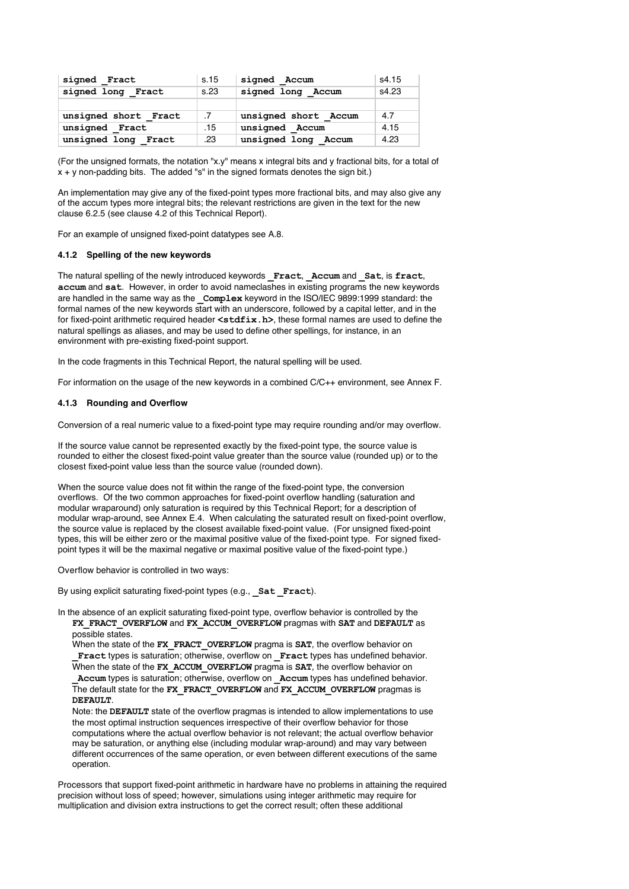| signed _Fract | s.15 | signed _Accum | s4.15 |
|---|---|---|---|
| signed long _Fract | s.23 | signed long _Accum | s4.23 |
| | | | |
| unsigned short _Fract | .7 | unsigned short _Accum | 4.7 |
| unsigned _Fract | .15 | unsigned _Accum | 4.15 |
| unsigned long _Fract | .23 | unsigned long _Accum | 4.23 |

(For the unsigned formats, the notation "x.y" means x integral bits and y fractional bits, for a total of x + y non-padding bits. The added "s" in the signed formats denotes the sign bit.)

An implementation may give any of the fixed-point types more fractional bits, and may also give any of the accum types more integral bits; the relevant restrictions are given in the text for the new clause 6.2.5 (see clause 4.2 of this Technical Report).

For an example of unsigned fixed-point datatypes see A.8.

#### 4.1.2 Spelling of the new keywords

The natural spelling of the newly introduced keywords **_Fract**, **_Accum** and **_Sat**, is **fract**, **accum** and **sat**. However, in order to avoid nameclashes in existing programs the new keywords are handled in the same way as the **_Complex** keyword in the ISO/IEC 9899:1999 standard: the formal names of the new keywords start with an underscore, followed by a capital letter, and in the for fixed-point arithmetic required header **<stdfix.h>**, these formal names are used to define the natural spellings as aliases, and may be used to define other spellings, for instance, in an environment with pre-existing fixed-point support.

In the code fragments in this Technical Report, the natural spelling will be used.

For information on the usage of the new keywords in a combined C/C++ environment, see Annex F.

#### 4.1.3 Rounding and Overflow

Conversion of a real numeric value to a fixed-point type may require rounding and/or may overflow.

If the source value cannot be represented exactly by the fixed-point type, the source value is rounded to either the closest fixed-point value greater than the source value (rounded up) or to the closest fixed-point value less than the source value (rounded down).

When the source value does not fit within the range of the fixed-point type, the conversion overflows. Of the two common approaches for fixed-point overflow handling (saturation and modular wraparound) only saturation is required by this Technical Report; for a description of modular wrap-around, see Annex E.4. When calculating the saturated result on fixed-point overflow, the source value is replaced by the closest available fixed-point value. (For unsigned fixed-point types, this will be either zero or the maximal positive value of the fixed-point type. For signed fixed-point types it will be the maximal negative or maximal positive value of the fixed-point type.)

Overflow behavior is controlled in two ways:

By using explicit saturating fixed-point types (e.g., **_Sat _Fract**).

In the absence of an explicit saturating fixed-point type, overflow behavior is controlled by the **FX_FRACT_OVERFLOW** and **FX_ACCUM_OVERFLOW** pragmas with **SAT** and **DEFAULT** as possible states.
When the state of the **FX_FRACT_OVERFLOW** pragma is **SAT**, the overflow behavior on **_Fract** types is saturation; otherwise, overflow on **_Fract** types has undefined behavior.
When the state of the **FX_ACCUM_OVERFLOW** pragma is **SAT**, the overflow behavior on **_Accum** types is saturation; otherwise, overflow on **_Accum** types has undefined behavior.
The default state for the **FX_FRACT_OVERFLOW** and **FX_ACCUM_OVERFLOW** pragmas is **DEFAULT**.
Note: the **DEFAULT** state of the overflow pragmas is intended to allow implementations to use the most optimal instruction sequences irrespective of their overflow behavior for those computations where the actual overflow behavior is not relevant; the actual overflow behavior may be saturation, or anything else (including modular wrap-around) and may vary between different occurrences of the same operation, or even between different executions of the same operation.

Processors that support fixed-point arithmetic in hardware have no problems in attaining the required precision without loss of speed; however, simulations using integer arithmetic may require for multiplication and division extra instructions to get the correct result; often these additional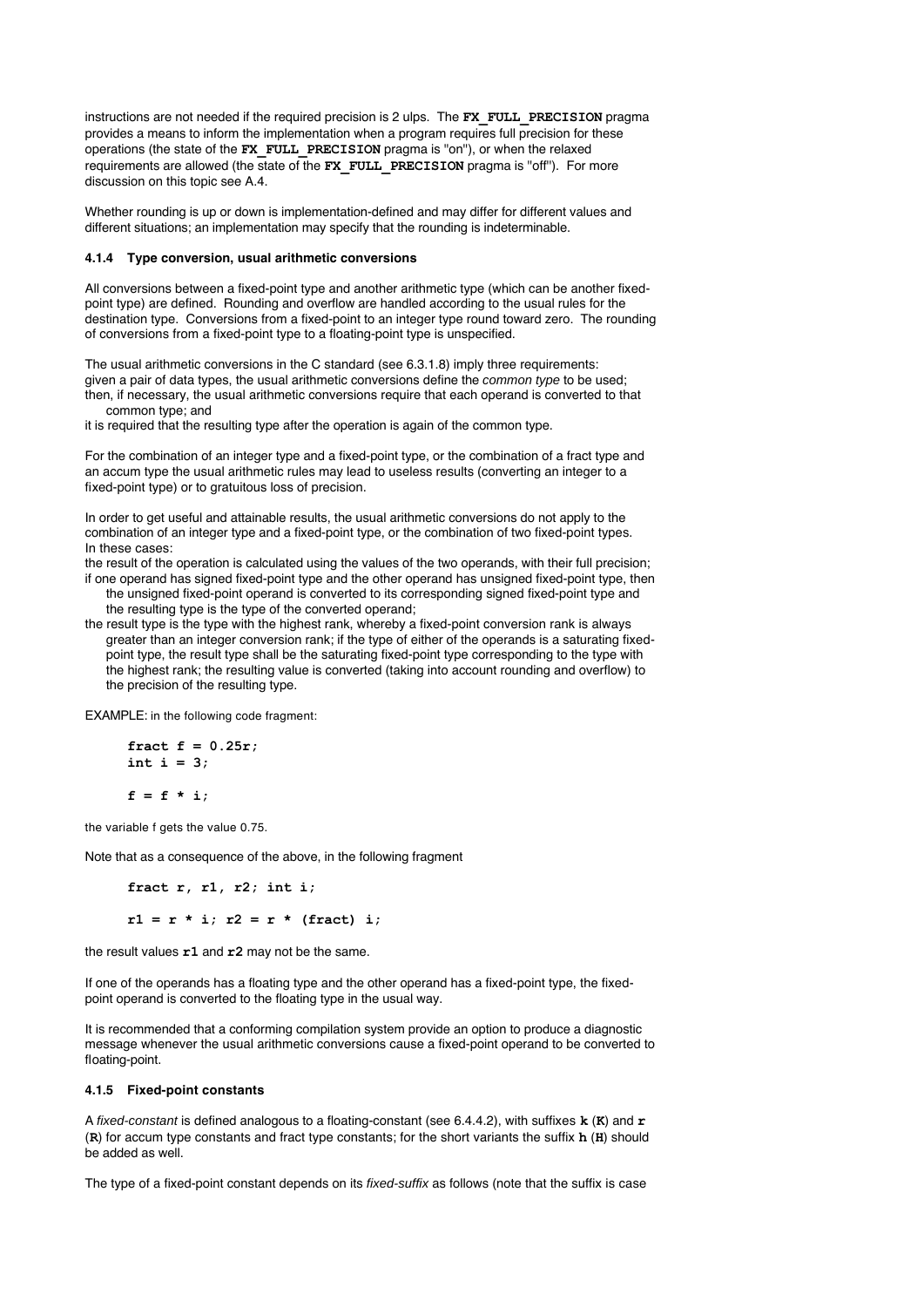instructions are not needed if the required precision is 2 ulps. The **FX_FULL_PRECISION** pragma provides a means to inform the implementation when a program requires full precision for these operations (the state of the **FX_FULL_PRECISION** pragma is "on"), or when the relaxed requirements are allowed (the state of the **FX_FULL_PRECISION** pragma is "off"). For more discussion on this topic see A.4.

Whether rounding is up or down is implementation-defined and may differ for different values and different situations; an implementation may specify that the rounding is indeterminable.

#### 4.1.4 Type conversion, usual arithmetic conversions

All conversions between a fixed-point type and another arithmetic type (which can be another fixed-point type) are defined. Rounding and overflow are handled according to the usual rules for the destination type. Conversions from a fixed-point to an integer type round toward zero. The rounding of conversions from a fixed-point type to a floating-point type is unspecified.

The usual arithmetic conversions in the C standard (see 6.3.1.8) imply three requirements:
given a pair of data types, the usual arithmetic conversions define the *common type* to be used;
then, if necessary, the usual arithmetic conversions require that each operand is converted to that common type; and
it is required that the resulting type after the operation is again of the common type.

For the combination of an integer type and a fixed-point type, or the combination of a fract type and an accum type the usual arithmetic rules may lead to useless results (converting an integer to a fixed-point type) or to gratuitous loss of precision.

In order to get useful and attainable results, the usual arithmetic conversions do not apply to the combination of an integer type and a fixed-point type, or the combination of two fixed-point types. In these cases:
the result of the operation is calculated using the values of the two operands, with their full precision;
if one operand has signed fixed-point type and the other operand has unsigned fixed-point type, then the unsigned fixed-point operand is converted to its corresponding signed fixed-point type and the resulting type is the type of the converted operand;
the result type is the type with the highest rank, whereby a fixed-point conversion rank is always greater than an integer conversion rank; if the type of either of the operands is a saturating fixed-point type, the result type shall be the saturating fixed-point type corresponding to the type with the highest rank; the resulting value is converted (taking into account rounding and overflow) to the precision of the resulting type.

EXAMPLE: in the following code fragment:

```
fract f = 0.25r;
int i = 3;

f = f * i;
```

the variable f gets the value 0.75.

Note that as a consequence of the above, in the following fragment

```
fract r, r1, r2; int i;

r1 = r * i; r2 = r * (fract) i;
```

the result values **r1** and **r2** may not be the same.

If one of the operands has a floating type and the other operand has a fixed-point type, the fixed-point operand is converted to the floating type in the usual way.

It is recommended that a conforming compilation system provide an option to produce a diagnostic message whenever the usual arithmetic conversions cause a fixed-point operand to be converted to floating-point.

#### 4.1.5 Fixed-point constants

A *fixed-constant* is defined analogous to a floating-constant (see 6.4.4.2), with suffixes **k** (**K**) and **r** (**R**) for accum type constants and fract type constants; for the short variants the suffix **h** (**H**) should be added as well.

The type of a fixed-point constant depends on its *fixed-suffix* as follows (note that the suffix is case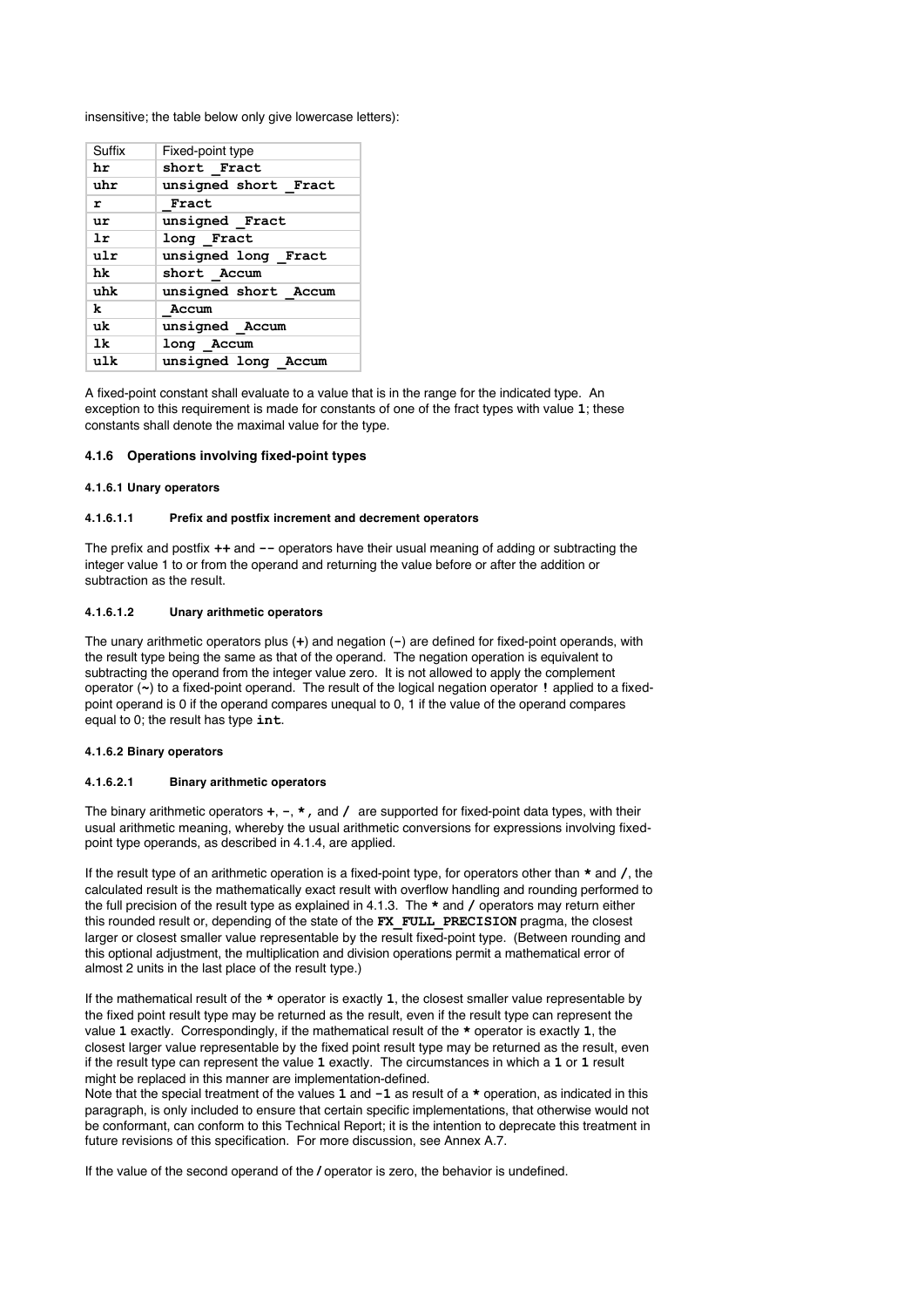insensitive; the table below only give lowercase letters):

| Suffix | Fixed-point type |
|---|---|
| **hr** | **short _Fract** |
| **uhr** | **unsigned short _Fract** |
| **r** | **_Fract** |
| **ur** | **unsigned _Fract** |
| **lr** | **long _Fract** |
| **ulr** | **unsigned long _Fract** |
| **hk** | **short _Accum** |
| **uhk** | **unsigned short _Accum** |
| **k** | **_Accum** |
| **uk** | **unsigned _Accum** |
| **lk** | **long _Accum** |
| **ulk** | **unsigned long _Accum** |

A fixed-point constant shall evaluate to a value that is in the range for the indicated type. An exception to this requirement is made for constants of one of the fract types with value **1**; these constants shall denote the maximal value for the type.

### 4.1.6 Operations involving fixed-point types

#### 4.1.6.1 Unary operators

##### 4.1.6.1.1 Prefix and postfix increment and decrement operators

The prefix and postfix **++** and **--** operators have their usual meaning of adding or subtracting the integer value 1 to or from the operand and returning the value before or after the addition or subtraction as the result.

##### 4.1.6.1.2 Unary arithmetic operators

The unary arithmetic operators plus (**+**) and negation (**-**) are defined for fixed-point operands, with the result type being the same as that of the operand. The negation operation is equivalent to subtracting the operand from the integer value zero. It is not allowed to apply the complement operator (**~**) to a fixed-point operand. The result of the logical negation operator **!** applied to a fixed-point operand is 0 if the operand compares unequal to 0, 1 if the value of the operand compares equal to 0; the result has type **int**.

#### 4.1.6.2 Binary operators

##### 4.1.6.2.1 Binary arithmetic operators

The binary arithmetic operators **+**, **-**, **\***, and **/** are supported for fixed-point data types, with their usual arithmetic meaning, whereby the usual arithmetic conversions for expressions involving fixed-point type operands, as described in 4.1.4, are applied.

If the result type of an arithmetic operation is a fixed-point type, for operators other than **\*** and **/**, the calculated result is the mathematically exact result with overflow handling and rounding performed to the full precision of the result type as explained in 4.1.3. The **\*** and **/** operators may return either this rounded result or, depending of the state of the **FX_FULL_PRECISION** pragma, the closest larger or closest smaller value representable by the result fixed-point type. (Between rounding and this optional adjustment, the multiplication and division operations permit a mathematical error of almost 2 units in the last place of the result type.)

If the mathematical result of the **\*** operator is exactly **1**, the closest smaller value representable by the fixed point result type may be returned as the result, even if the result type can represent the value **1** exactly. Correspondingly, if the mathematical result of the **\*** operator is exactly **1**, the closest larger value representable by the fixed point result type may be returned as the result, even if the result type can represent the value **1** exactly. The circumstances in which a **1** or **1** result might be replaced in this manner are implementation-defined.
Note that the special treatment of the values **1** and **-1** as result of a **\*** operation, as indicated in this paragraph, is only included to ensure that certain specific implementations, that otherwise would not be conformant, can conform to this Technical Report; it is the intention to deprecate this treatment in future revisions of this specification. For more discussion, see Annex A.7.

If the value of the second operand of the **/** operator is zero, the behavior is undefined.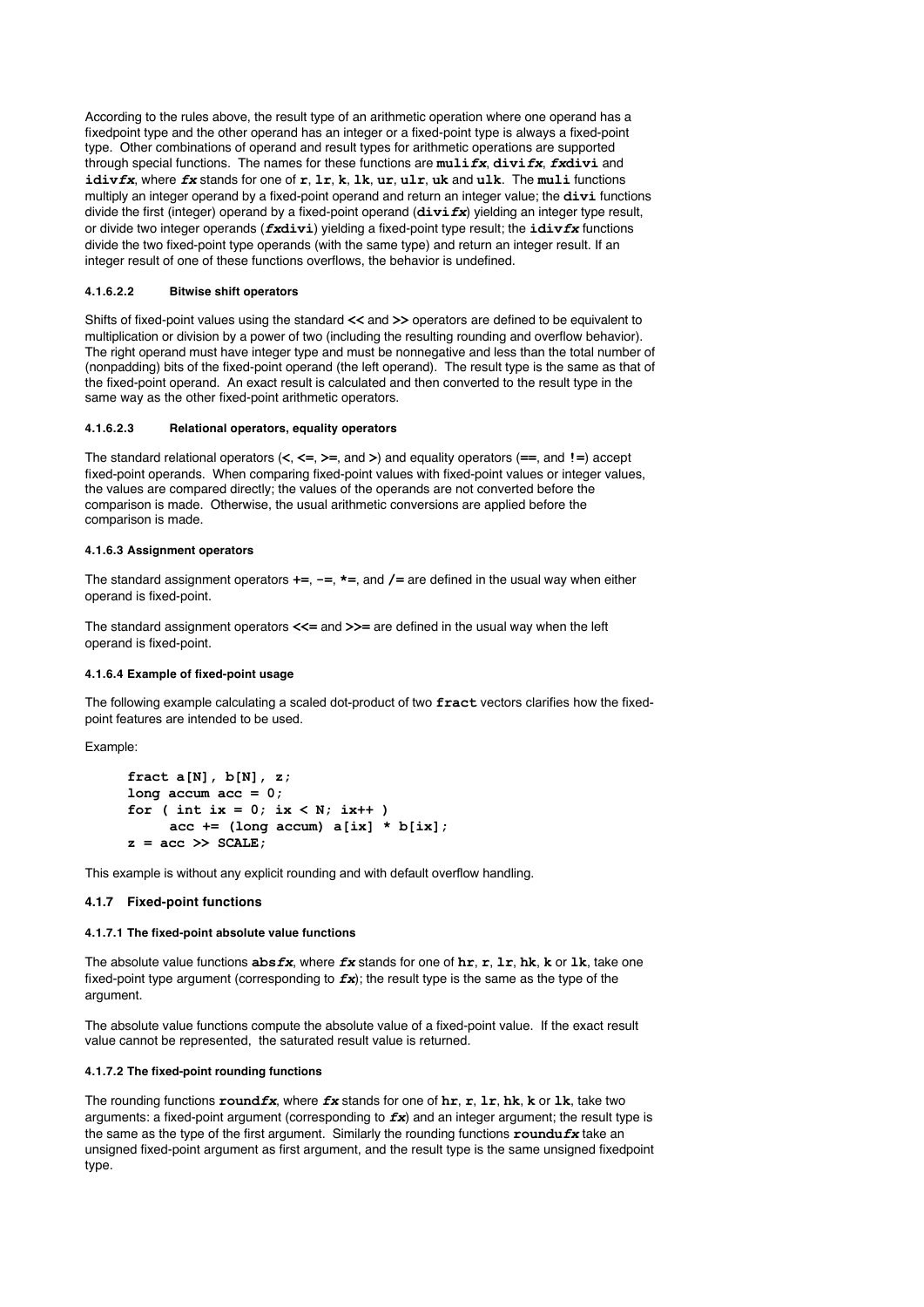According to the rules above, the result type of an arithmetic operation where one operand has a fixedpoint type and the other operand has an integer or a fixed-point type is always a fixed-point type. Other combinations of operand and result types for arithmetic operations are supported through special functions. The names for these functions are **muli*fx***, **divi*fx***, ***fx*divi** and **idiv*fx***, where ***fx*** stands for one of **r**, **lr**, **k**, **lk**, **ur**, **ulr**, **uk** and **ulk**. The **muli** functions multiply an integer operand by a fixed-point operand and return an integer value; the **divi** functions divide the first (integer) operand by a fixed-point operand (**divi*fx***) yielding an integer type result, or divide two integer operands (***fx*divi**) yielding a fixed-point type result; the **idiv*fx*** functions divide the two fixed-point type operands (with the same type) and return an integer result. If an integer result of one of these functions overflows, the behavior is undefined.

#### 4.1.6.2.2 Bitwise shift operators

Shifts of fixed-point values using the standard **<<** and **>>** operators are defined to be equivalent to multiplication or division by a power of two (including the resulting rounding and overflow behavior). The right operand must have integer type and must be nonnegative and less than the total number of (nonpadding) bits of the fixed-point operand (the left operand). The result type is the same as that of the fixed-point operand. An exact result is calculated and then converted to the result type in the same way as the other fixed-point arithmetic operators.

#### 4.1.6.2.3 Relational operators, equality operators

The standard relational operators (**<**, **<=**, **>=**, and **>**) and equality operators (**==**, and **!=**) accept fixed-point operands. When comparing fixed-point values with fixed-point values or integer values, the values are compared directly; the values of the operands are not converted before the comparison is made. Otherwise, the usual arithmetic conversions are applied before the comparison is made.

#### 4.1.6.3 Assignment operators

The standard assignment operators **+=**, **-=**, ***=**, and **/=** are defined in the usual way when either operand is fixed-point.

The standard assignment operators **<<=** and **>>=** are defined in the usual way when the left operand is fixed-point.

#### 4.1.6.4 Example of fixed-point usage

The following example calculating a scaled dot-product of two **fract** vectors clarifies how the fixed-point features are intended to be used.

Example:

```
fract a[N], b[N], z;
long accum acc = 0;
for ( int ix = 0; ix < N; ix++ )
      acc += (long accum) a[ix] * b[ix];
z = acc >> SCALE;
```

This example is without any explicit rounding and with default overflow handling.

### 4.1.7 Fixed-point functions

#### 4.1.7.1 The fixed-point absolute value functions

The absolute value functions **abs*fx***, where ***fx*** stands for one of **hr**, **r**, **lr**, **hk**, **k** or **lk**, take one fixed-point type argument (corresponding to ***fx***); the result type is the same as the type of the argument.

The absolute value functions compute the absolute value of a fixed-point value. If the exact result value cannot be represented, the saturated result value is returned.

#### 4.1.7.2 The fixed-point rounding functions

The rounding functions **round*fx***, where ***fx*** stands for one of **hr**, **r**, **lr**, **hk**, **k** or **lk**, take two arguments: a fixed-point argument (corresponding to ***fx***) and an integer argument; the result type is the same as the type of the first argument. Similarly the rounding functions **roundu*fx*** take an unsigned fixed-point argument as first argument, and the result type is the same unsigned fixedpoint type.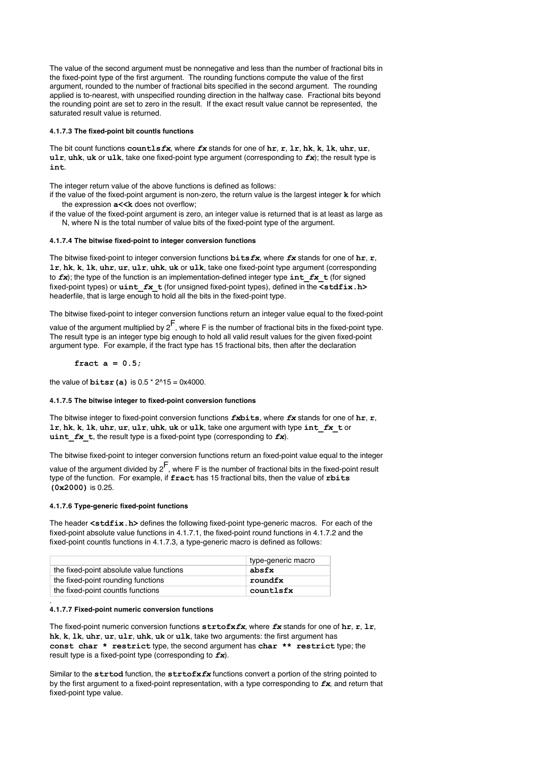The value of the second argument must be nonnegative and less than the number of fractional bits in the fixed-point type of the first argument. The rounding functions compute the value of the first argument, rounded to the number of fractional bits specified in the second argument. The rounding applied is to-nearest, with unspecified rounding direction in the halfway case. Fractional bits beyond the rounding point are set to zero in the result. If the exact result value cannot be represented, the saturated result value is returned.

#### 4.1.7.3 The fixed-point bit countls functions

The bit count functions **countls*fx***, where ***fx*** stands for one of **hr**, **r**, **lr**, **hk**, **k**, **lk**, **uhr**, **ur**, **ulr**, **uhk**, **uk** or **ulk**, take one fixed-point type argument (corresponding to ***fx***); the result type is **int**.

The integer return value of the above functions is defined as follows:

if the value of the fixed-point argument is non-zero, the return value is the largest integer **k** for which the expression **a<<k** does not overflow;

if the value of the fixed-point argument is zero, an integer value is returned that is at least as large as N, where N is the total number of value bits of the fixed-point type of the argument.

#### 4.1.7.4 The bitwise fixed-point to integer conversion functions

The bitwise fixed-point to integer conversion functions **bits*fx***, where ***fx*** stands for one of **hr**, **r**, **lr**, **hk**, **k**, **lk**, **uhr**, **ur**, **ulr**, **uhk**, **uk** or **ulk**, take one fixed-point type argument (corresponding to ***fx***); the type of the function is an implementation-defined integer type **int_*fx*_t** (for signed fixed-point types) or **uint_*fx*_t** (for unsigned fixed-point types), defined in the **<stdfix.h>** headerfile, that is large enough to hold all the bits in the fixed-point type.

The bitwise fixed-point to integer conversion functions return an integer value equal to the fixed-point value of the argument multiplied by $2^F$, where F is the number of fractional bits in the fixed-point type. The result type is an integer type big enough to hold all valid result values for the given fixed-point argument type. For example, if the fract type has 15 fractional bits, then after the declaration

```
fract a = 0.5;
```

the value of **bitsr(a)** is 0.5 * 2^15 = 0x4000.

#### 4.1.7.5 The bitwise integer to fixed-point conversion functions

The bitwise integer to fixed-point conversion functions ***fx*bits**, where ***fx*** stands for one of **hr**, **r**, **lr**, **hk**, **k**, **lk**, **uhr**, **ur**, **ulr**, **uhk**, **uk** or **ulk**, take one argument with type **int_*fx*_t** or **uint_*fx*_t**, the result type is a fixed-point type (corresponding to ***fx***).

The bitwise fixed-point to integer conversion functions return an fixed-point value equal to the integer value of the argument divided by $2^F$, where F is the number of fractional bits in the fixed-point result type of the function. For example, if **fract** has 15 fractional bits, then the value of **rbits (0x2000)** is 0.25.

#### 4.1.7.6 Type-generic fixed-point functions

The header **<stdfix.h>** defines the following fixed-point type-generic macros. For each of the fixed-point absolute value functions in 4.1.7.1, the fixed-point round functions in 4.1.7.2 and the fixed-point countls functions in 4.1.7.3, a type-generic macro is defined as follows:

| | type-generic macro |
|---|---|
| the fixed-point absolute value functions | **absfx** |
| the fixed-point rounding functions | **roundfx** |
| the fixed-point countls functions | **countlsfx** |

#### 4.1.7.7 Fixed-point numeric conversion functions

The fixed-point numeric conversion functions **strtofx*fx***, where ***fx*** stands for one of **hr**, **r**, **lr**, **hk**, **k**, **lk**, **uhr**, **ur**, **ulr**, **uhk**, **uk** or **ulk**, take two arguments: the first argument has **const char * restrict** type, the second argument has **char ** restrict** type; the result type is a fixed-point type (corresponding to ***fx***).

Similar to the **strtod** function, the **strtofx*fx*** functions convert a portion of the string pointed to by the first argument to a fixed-point representation, with a type corresponding to ***fx***, and return that fixed-point type value.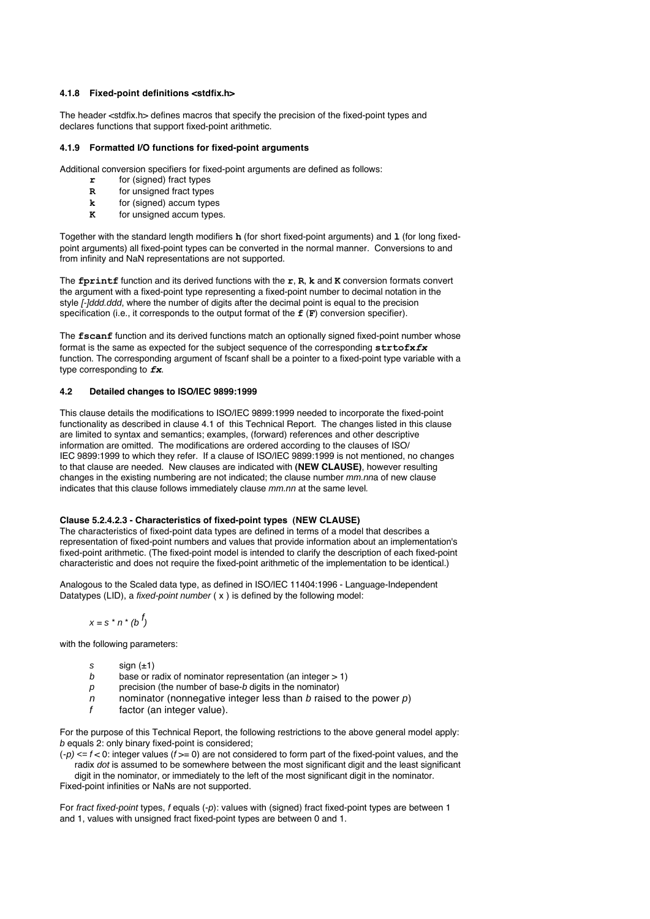### 4.1.8 Fixed-point definitions <stdfix.h>

The header <stdfix.h> defines macros that specify the precision of the fixed-point types and declares functions that support fixed-point arithmetic.

### 4.1.9 Formatted I/O functions for fixed-point arguments

Additional conversion specifiers for fixed-point arguments are defined as follows:

- **r** for (signed) fract types
- **R** for unsigned fract types
- **k** for (signed) accum types
- **K** for unsigned accum types.

Together with the standard length modifiers **h** (for short fixed-point arguments) and **l** (for long fixed-point arguments) all fixed-point types can be converted in the normal manner. Conversions to and from infinity and NaN representations are not supported.

The **fprintf** function and its derived functions with the **r**, **R**, **k** and **K** conversion formats convert the argument with a fixed-point type representing a fixed-point number to decimal notation in the style *[-]ddd.ddd*, where the number of digits after the decimal point is equal to the precision specification (i.e., it corresponds to the output format of the **f** (**F**) conversion specifier).

The **fscanf** function and its derived functions match an optionally signed fixed-point number whose format is the same as expected for the subject sequence of the corresponding **strtofx*fx*** function. The corresponding argument of fscanf shall be a pointer to a fixed-point type variable with a type corresponding to ***fx***.

## 4.2 Detailed changes to ISO/IEC 9899:1999

This clause details the modifications to ISO/IEC 9899:1999 needed to incorporate the fixed-point functionality as described in clause 4.1 of this Technical Report. The changes listed in this clause are limited to syntax and semantics; examples, (forward) references and other descriptive information are omitted. The modifications are ordered according to the clauses of ISO/IEC 9899:1999 to which they refer. If a clause of ISO/IEC 9899:1999 is not mentioned, no changes to that clause are needed. New clauses are indicated with **(NEW CLAUSE)**, however resulting changes in the existing numbering are not indicated; the clause number *mm.nn*a of new clause indicates that this clause follows immediately clause *mm.nn* at the same level.

**Clause 5.2.4.2.3 - Characteristics of fixed-point types (NEW CLAUSE)**

The characteristics of fixed-point data types are defined in terms of a model that describes a representation of fixed-point numbers and values that provide information about an implementation's fixed-point arithmetic. (The fixed-point model is intended to clarify the description of each fixed-point characteristic and does not require the fixed-point arithmetic of the implementation to be identical.)

Analogous to the Scaled data type, as defined in ISO/IEC 11404:1996 - Language-Independent Datatypes (LID), a *fixed-point number* ( x ) is defined by the following model:

$$x = s * n * (b^{f})$$

with the following parameters:

- $s$ sign (±1)
- $b$ base or radix of nominator representation (an integer > 1)
- $p$ precision (the number of base-$b$ digits in the nominator)
- $n$ nominator (nonnegative integer less than $b$ raised to the power $p$)
- $f$ factor (an integer value).

For the purpose of this Technical Report, the following restrictions to the above general model apply:
$b$ equals 2: only binary fixed-point is considered;
$(-p) <= f < 0$: integer values ($f >= 0$) are not considered to form part of the fixed-point values, and the radix *dot* is assumed to be somewhere between the most significant digit and the least significant digit in the nominator, or immediately to the left of the most significant digit in the nominator.
Fixed-point infinities or NaNs are not supported.

For *fract fixed-point* types, $f$ equals $(-p)$: values with (signed) fract fixed-point types are between 1 and 1, values with unsigned fract fixed-point types are between 0 and 1.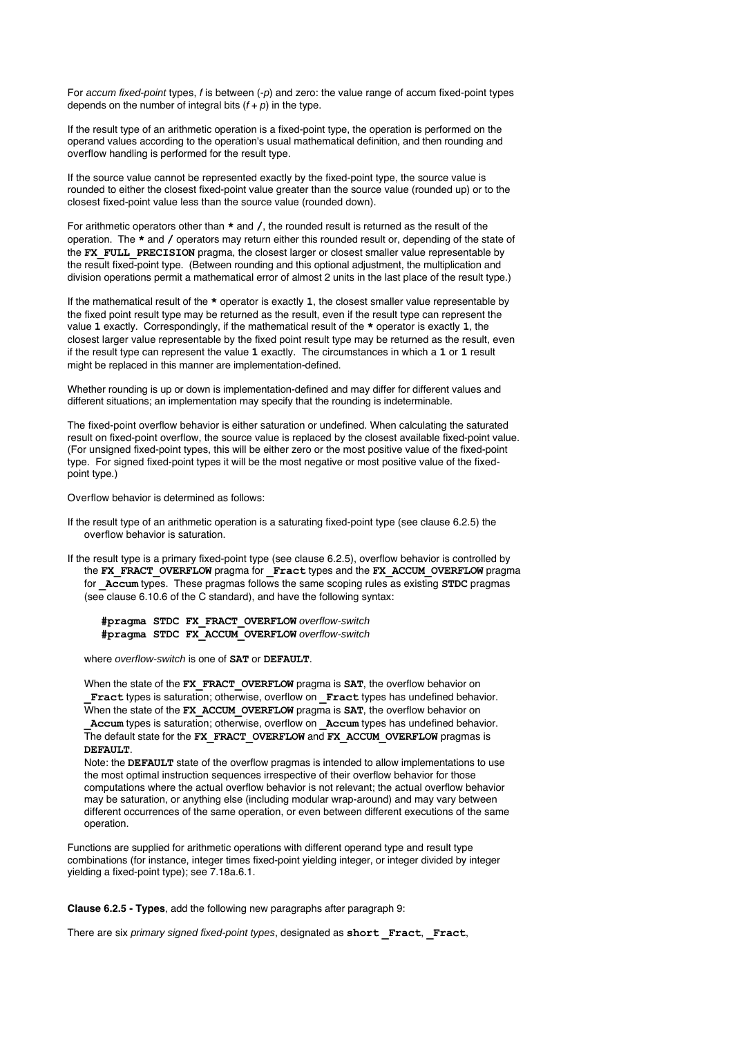For *accum fixed-point* types, *f* is between (-*p*) and zero: the value range of accum fixed-point types depends on the number of integral bits (*f* + *p*) in the type.

If the result type of an arithmetic operation is a fixed-point type, the operation is performed on the operand values according to the operation's usual mathematical definition, and then rounding and overflow handling is performed for the result type.

If the source value cannot be represented exactly by the fixed-point type, the source value is rounded to either the closest fixed-point value greater than the source value (rounded up) or to the closest fixed-point value less than the source value (rounded down).

For arithmetic operators other than **\*** and **/**, the rounded result is returned as the result of the operation. The **\*** and **/** operators may return either this rounded result or, depending of the state of the **FX_FULL_PRECISION** pragma, the closest larger or closest smaller value representable by the result fixed-point type. (Between rounding and this optional adjustment, the multiplication and division operations permit a mathematical error of almost 2 units in the last place of the result type.)

If the mathematical result of the **\*** operator is exactly **1**, the closest smaller value representable by the fixed point result type may be returned as the result, even if the result type can represent the value **1** exactly. Correspondingly, if the mathematical result of the **\*** operator is exactly **1**, the closest larger value representable by the fixed point result type may be returned as the result, even if the result type can represent the value **1** exactly. The circumstances in which a **1** or **1** result might be replaced in this manner are implementation-defined.

Whether rounding is up or down is implementation-defined and may differ for different values and different situations; an implementation may specify that the rounding is indeterminable.

The fixed-point overflow behavior is either saturation or undefined. When calculating the saturated result on fixed-point overflow, the source value is replaced by the closest available fixed-point value. (For unsigned fixed-point types, this will be either zero or the most positive value of the fixed-point type. For signed fixed-point types it will be the most negative or most positive value of the fixed-point type.)

Overflow behavior is determined as follows:

If the result type of an arithmetic operation is a saturating fixed-point type (see clause 6.2.5) the overflow behavior is saturation.

If the result type is a primary fixed-point type (see clause 6.2.5), overflow behavior is controlled by the **FX_FRACT_OVERFLOW** pragma for **_Fract** types and the **FX_ACCUM_OVERFLOW** pragma for **_Accum** types. These pragmas follows the same scoping rules as existing **STDC** pragmas (see clause 6.10.6 of the C standard), and have the following syntax:

**#pragma STDC FX_FRACT_OVERFLOW** *overflow-switch*
**#pragma STDC FX_ACCUM_OVERFLOW** *overflow-switch*

where *overflow-switch* is one of **SAT** or **DEFAULT**.

When the state of the **FX_FRACT_OVERFLOW** pragma is **SAT**, the overflow behavior on **_Fract** types is saturation; otherwise, overflow on **_Fract** types has undefined behavior. When the state of the **FX_ACCUM_OVERFLOW** pragma is **SAT**, the overflow behavior on **_Accum** types is saturation; otherwise, overflow on **_Accum** types has undefined behavior. The default state for the **FX_FRACT_OVERFLOW** and **FX_ACCUM_OVERFLOW** pragmas is **DEFAULT**.

Note: the **DEFAULT** state of the overflow pragmas is intended to allow implementations to use the most optimal instruction sequences irrespective of their overflow behavior for those computations where the actual overflow behavior is not relevant; the actual overflow behavior may be saturation, or anything else (including modular wrap-around) and may vary between different occurrences of the same operation, or even between different executions of the same operation.

Functions are supplied for arithmetic operations with different operand type and result type combinations (for instance, integer times fixed-point yielding integer, or integer divided by integer yielding a fixed-point type); see 7.18a.6.1.

**Clause 6.2.5 - Types**, add the following new paragraphs after paragraph 9:

There are six *primary signed fixed-point types*, designated as **short _Fract**, **_Fract**,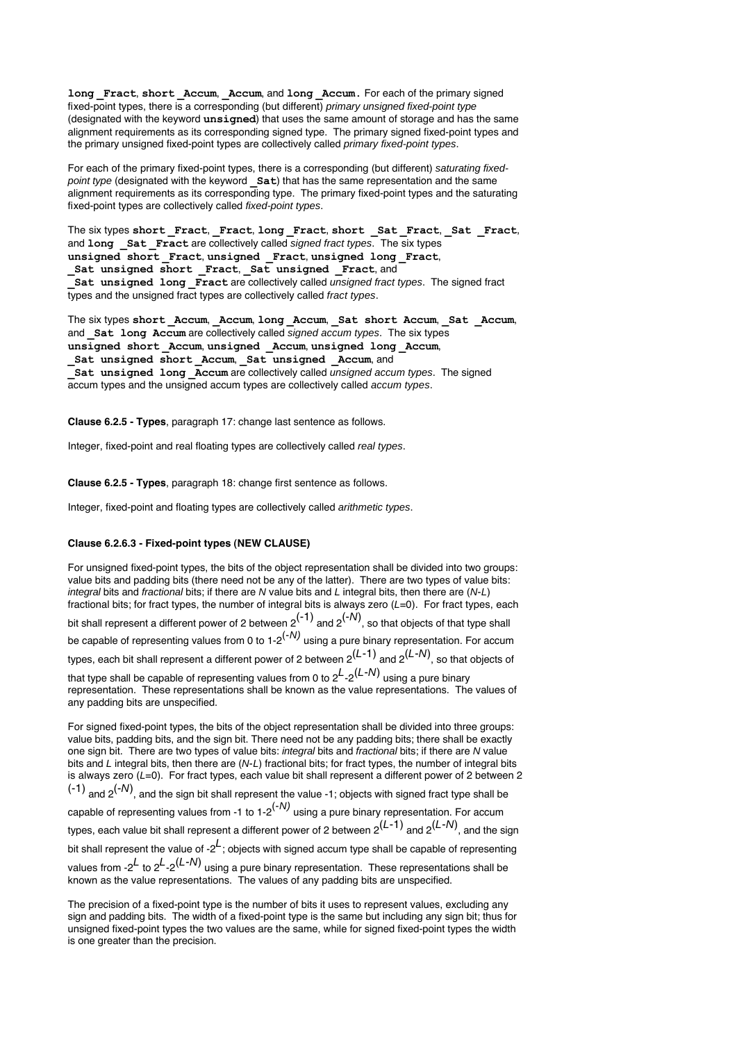**long _Fract**, **short _Accum**, **_Accum**, and **long _Accum.** For each of the primary signed fixed-point types, there is a corresponding (but different) *primary unsigned fixed-point type* (designated with the keyword **unsigned**) that uses the same amount of storage and has the same alignment requirements as its corresponding signed type. The primary signed fixed-point types and the primary unsigned fixed-point types are collectively called *primary fixed-point types*.

For each of the primary fixed-point types, there is a corresponding (but different) *saturating fixed-point type* (designated with the keyword **_Sat**) that has the same representation and the same alignment requirements as its corresponding type. The primary fixed-point types and the saturating fixed-point types are collectively called *fixed-point types*.

The six types **short _Fract**, **_Fract**, **long _Fract**, **short _Sat _Fract**, **_Sat _Fract**, and **long _Sat _Fract** are collectively called *signed fract types*. The six types **unsigned short _Fract**, **unsigned _Fract**, **unsigned long _Fract**, **_Sat unsigned short _Fract**, **_Sat unsigned _Fract**, and **_Sat unsigned long _Fract** are collectively called *unsigned fract types*. The signed fract types and the unsigned fract types are collectively called *fract types*.

The six types **short _Accum**, **_Accum**, **long _Accum**, **_Sat short Accum**, **_Sat _Accum**, and **_Sat long Accum** are collectively called *signed accum types*. The six types **unsigned short _Accum**, **unsigned _Accum**, **unsigned long _Accum**, **_Sat unsigned short _Accum**, **_Sat unsigned _Accum**, and **_Sat unsigned long _Accum** are collectively called *unsigned accum types*. The signed accum types and the unsigned accum types are collectively called *accum types*.

**Clause 6.2.5 - Types**, paragraph 17: change last sentence as follows.

Integer, fixed-point and real floating types are collectively called *real types*.

**Clause 6.2.5 - Types**, paragraph 18: change first sentence as follows.

Integer, fixed-point and floating types are collectively called *arithmetic types*.

#### Clause 6.2.6.3 - Fixed-point types (NEW CLAUSE)

For unsigned fixed-point types, the bits of the object representation shall be divided into two groups: value bits and padding bits (there need not be any of the latter). There are two types of value bits: *integral* bits and *fractional* bits; if there are $N$ value bits and $L$ integral bits, then there are ($N$-$L$) fractional bits; for fract types, the number of integral bits is always zero ($L$=0). For fract types, each bit shall represent a different power of 2 between $2^{(-1)}$ and $2^{(-N)}$, so that objects of that type shall be capable of representing values from 0 to $1\text{-}2^{(-N)}$ using a pure binary representation. For accum types, each bit shall represent a different power of 2 between $2^{(L-1)}$ and $2^{(L-N)}$, so that objects of that type shall be capable of representing values from 0 to $2^{L}\text{-}2^{(L-N)}$ using a pure binary representation. These representations shall be known as the value representations. The values of any padding bits are unspecified.

For signed fixed-point types, the bits of the object representation shall be divided into three groups: value bits, padding bits, and the sign bit. There need not be any padding bits; there shall be exactly one sign bit. There are two types of value bits: *integral* bits and *fractional* bits; if there are $N$ value bits and $L$ integral bits, then there are ($N$-$L$) fractional bits; for fract types, the number of integral bits is always zero ($L$=0). For fract types, each value bit shall represent a different power of 2 between $2^{(-1)}$ and $2^{(-N)}$, and the sign bit shall represent the value -1; objects with signed fract type shall be capable of representing values from -1 to $1\text{-}2^{(-N)}$ using a pure binary representation. For accum types, each value bit shall represent a different power of 2 between $2^{(L-1)}$ and $2^{(L-N)}$, and the sign bit shall represent the value of $-2^{L}$; objects with signed accum type shall be capable of representing values from $-2^{L}$ to $2^{L}\text{-}2^{(L-N)}$ using a pure binary representation. These representations shall be known as the value representations. The values of any padding bits are unspecified.

The precision of a fixed-point type is the number of bits it uses to represent values, excluding any sign and padding bits. The width of a fixed-point type is the same but including any sign bit; thus for unsigned fixed-point types the two values are the same, while for signed fixed-point types the width is one greater than the precision.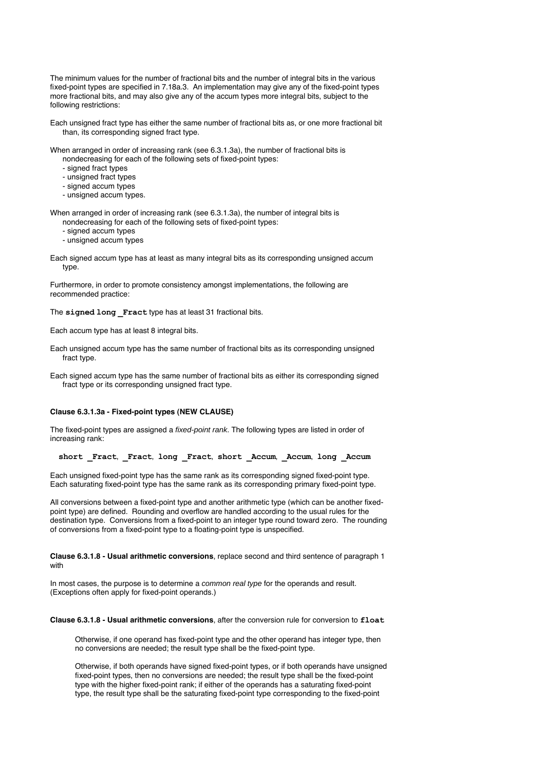The minimum values for the number of fractional bits and the number of integral bits in the various fixed-point types are specified in 7.18a.3. An implementation may give any of the fixed-point types more fractional bits, and may also give any of the accum types more integral bits, subject to the following restrictions:

Each unsigned fract type has either the same number of fractional bits as, or one more fractional bit than, its corresponding signed fract type.

When arranged in order of increasing rank (see 6.3.1.3a), the number of fractional bits is nondecreasing for each of the following sets of fixed-point types:
- signed fract types
- unsigned fract types
- signed accum types
- unsigned accum types.

When arranged in order of increasing rank (see 6.3.1.3a), the number of integral bits is nondecreasing for each of the following sets of fixed-point types:
- signed accum types
- unsigned accum types

Each signed accum type has at least as many integral bits as its corresponding unsigned accum type.

Furthermore, in order to promote consistency amongst implementations, the following are recommended practice:

The **signed long _Fract** type has at least 31 fractional bits.

Each accum type has at least 8 integral bits.

Each unsigned accum type has the same number of fractional bits as its corresponding unsigned fract type.

Each signed accum type has the same number of fractional bits as either its corresponding signed fract type or its corresponding unsigned fract type.

**Clause 6.3.1.3a - Fixed-point types (NEW CLAUSE)**

The fixed-point types are assigned a *fixed-point rank*. The following types are listed in order of increasing rank:

**short _Fract**, **_Fract**, **long _Fract**, **short _Accum**, **_Accum**, **long _Accum**

Each unsigned fixed-point type has the same rank as its corresponding signed fixed-point type. Each saturating fixed-point type has the same rank as its corresponding primary fixed-point type.

All conversions between a fixed-point type and another arithmetic type (which can be another fixed-point type) are defined. Rounding and overflow are handled according to the usual rules for the destination type. Conversions from a fixed-point to an integer type round toward zero. The rounding of conversions from a fixed-point type to a floating-point type is unspecified.

**Clause 6.3.1.8 - Usual arithmetic conversions**, replace second and third sentence of paragraph 1 with

In most cases, the purpose is to determine a *common real type* for the operands and result. (Exceptions often apply for fixed-point operands.)

**Clause 6.3.1.8 - Usual arithmetic conversions**, after the conversion rule for conversion to **float**

> Otherwise, if one operand has fixed-point type and the other operand has integer type, then no conversions are needed; the result type shall be the fixed-point type.
>
> Otherwise, if both operands have signed fixed-point types, or if both operands have unsigned fixed-point types, then no conversions are needed; the result type shall be the fixed-point type with the higher fixed-point rank; if either of the operands has a saturating fixed-point type, the result type shall be the saturating fixed-point type corresponding to the fixed-point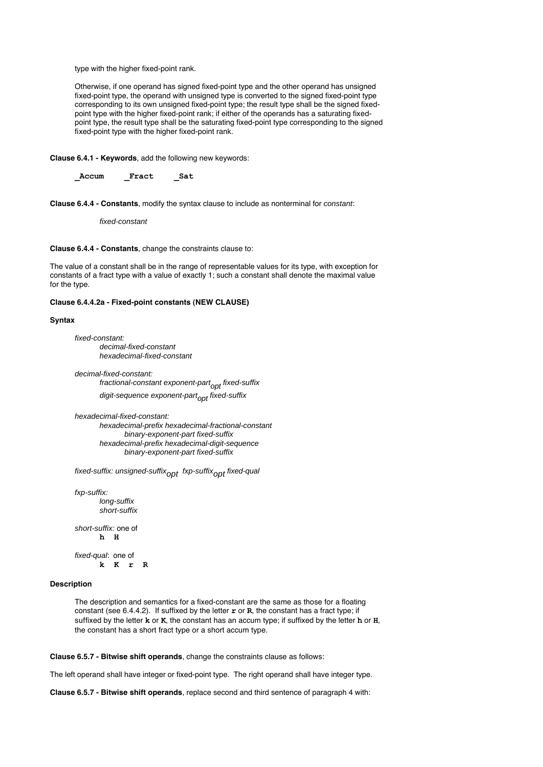type with the higher fixed-point rank.

Otherwise, if one operand has signed fixed-point type and the other operand has unsigned fixed-point type, the operand with unsigned type is converted to the signed fixed-point type corresponding to its own unsigned fixed-point type; the result type shall be the signed fixed-point type with the higher fixed-point rank; if either of the operands has a saturating fixed-point type, the result type shall be the saturating fixed-point type corresponding to the signed fixed-point type with the higher fixed-point rank.

**Clause 6.4.1 - Keywords**, add the following new keywords:

**`_Accum`** **`_Fract`** **`_Sat`**

**Clause 6.4.4 - Constants**, modify the syntax clause to include as nonterminal for *constant*:

*fixed-constant*

**Clause 6.4.4 - Constants**, change the constraints clause to:

The value of a constant shall be in the range of representable values for its type, with exception for constants of a fract type with a value of exactly 1; such a constant shall denote the maximal value for the type.

**Clause 6.4.4.2a - Fixed-point constants (NEW CLAUSE)**

**Syntax**

*fixed-constant:*
*decimal-fixed-constant*
*hexadecimal-fixed-constant*

*decimal-fixed-constant:*
*fractional-constant exponent-part$_{opt}$ fixed-suffix*
*digit-sequence exponent-part$_{opt}$ fixed-suffix*

*hexadecimal-fixed-constant:*
*hexadecimal-prefix hexadecimal-fractional-constant binary-exponent-part fixed-suffix*
*hexadecimal-prefix hexadecimal-digit-sequence binary-exponent-part fixed-suffix*

*fixed-suffix: unsigned-suffix$_{opt}$ fxp-suffix$_{opt}$ fixed-qual*

*fxp-suffix:*
*long-suffix*
*short-suffix*

*short-suffix:* one of
**`h H`**

*fixed-qual*: one of
**`k K r R`**

**Description**

The description and semantics for a fixed-constant are the same as those for a floating constant (see 6.4.4.2). If suffixed by the letter **`r`** or **`R`**, the constant has a fract type; if suffixed by the letter **`k`** or **`K`**, the constant has an accum type; if suffixed by the letter **`h`** or **`H`**, the constant has a short fract type or a short accum type.

**Clause 6.5.7 - Bitwise shift operands**, change the constraints clause as follows:

The left operand shall have integer or fixed-point type. The right operand shall have integer type.

**Clause 6.5.7 - Bitwise shift operands**, replace second and third sentence of paragraph 4 with: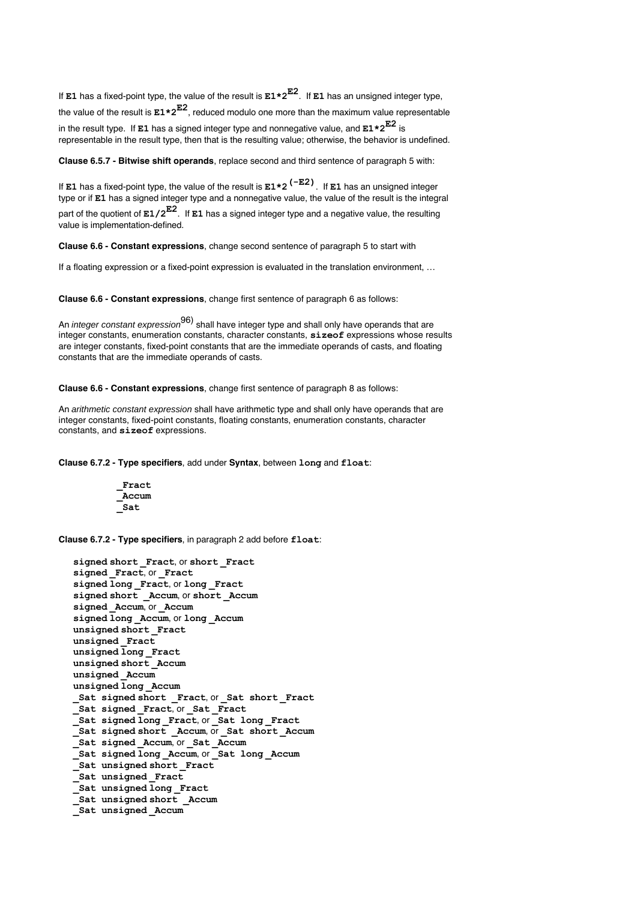If **E1** has a fixed-point type, the value of the result is $E1*2^{E2}$. If **E1** has an unsigned integer type, the value of the result is $E1*2^{E2}$, reduced modulo one more than the maximum value representable in the result type. If **E1** has a signed integer type and nonnegative value, and $E1*2^{E2}$ is representable in the result type, then that is the resulting value; otherwise, the behavior is undefined.

**Clause 6.5.7 - Bitwise shift operands**, replace second and third sentence of paragraph 5 with:

If **E1** has a fixed-point type, the value of the result is $E1*2^{(-E2)}$. If **E1** has an unsigned integer type or if **E1** has a signed integer type and a nonnegative value, the value of the result is the integral part of the quotient of $E1/2^{E2}$. If **E1** has a signed integer type and a negative value, the resulting value is implementation-defined.

**Clause 6.6 - Constant expressions**, change second sentence of paragraph 5 to start with

If a floating expression or a fixed-point expression is evaluated in the translation environment, …

**Clause 6.6 - Constant expressions**, change first sentence of paragraph 6 as follows:

An *integer constant expression*[96)] shall have integer type and shall only have operands that are integer constants, enumeration constants, character constants, **sizeof** expressions whose results are integer constants, fixed-point constants that are the immediate operands of casts, and floating constants that are the immediate operands of casts.

**Clause 6.6 - Constant expressions**, change first sentence of paragraph 8 as follows:

An *arithmetic constant expression* shall have arithmetic type and shall only have operands that are integer constants, fixed-point constants, floating constants, enumeration constants, character constants, and **sizeof** expressions.

**Clause 6.7.2 - Type specifiers**, add under **Syntax**, between **long** and **float**:

```
_Fract
_Accum
_Sat
```

**Clause 6.7.2 - Type specifiers**, in paragraph 2 add before **float**:

- **signed short _Fract**, or **short _Fract**
- **signed _Fract**, or **_Fract**
- **signed long _Fract**, or **long _Fract**
- **signed short _Accum**, or **short _Accum**
- **signed _Accum**, or **_Accum**
- **signed long _Accum**, or **long _Accum**
- **unsigned short _Fract**
- **unsigned _Fract**
- **unsigned long _Fract**
- **unsigned short _Accum**
- **unsigned _Accum**
- **unsigned long _Accum**
- **_Sat signed short _Fract**, or **_Sat short _Fract**
- **_Sat signed _Fract**, or **_Sat _Fract**
- **_Sat signed long _Fract**, or **_Sat long _Fract**
- **_Sat signed short _Accum**, or **_Sat short _Accum**
- **_Sat signed _Accum**, or **_Sat _Accum**
- **_Sat signed long _Accum**, or **_Sat long _Accum**
- **_Sat unsigned short _Fract**
- **_Sat unsigned _Fract**
- **_Sat unsigned long _Fract**
- **_Sat unsigned short _Accum**
- **_Sat unsigned _Accum**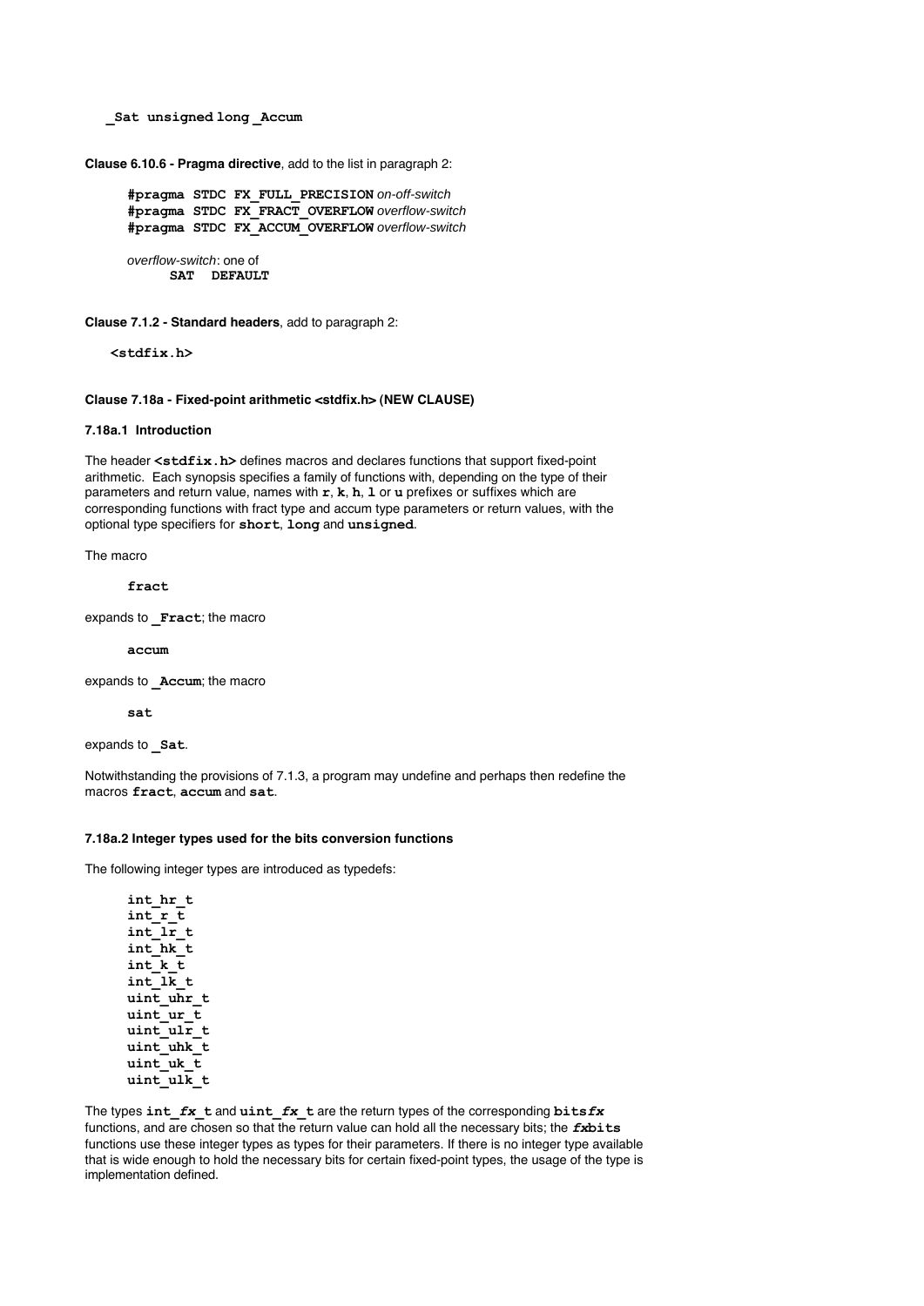**_Sat unsigned long _Accum**

**Clause 6.10.6 - Pragma directive**, add to the list in paragraph 2:

**#pragma STDC FX_FULL_PRECISION** *on-off-switch*
**#pragma STDC FX_FRACT_OVERFLOW** *overflow-switch*
**#pragma STDC FX_ACCUM_OVERFLOW** *overflow-switch*

*overflow-switch*: one of
**SAT DEFAULT**

**Clause 7.1.2 - Standard headers**, add to paragraph 2:

**<stdfix.h>**

#### Clause 7.18a - Fixed-point arithmetic <stdfix.h> (NEW CLAUSE)

#### 7.18a.1 Introduction

The header **<stdfix.h>** defines macros and declares functions that support fixed-point arithmetic. Each synopsis specifies a family of functions with, depending on the type of their parameters and return value, names with **r**, **k**, **h**, **l** or **u** prefixes or suffixes which are corresponding functions with fract type and accum type parameters or return values, with the optional type specifiers for **short**, **long** and **unsigned**.

The macro

**fract**

expands to **_Fract**; the macro

**accum**

expands to **_Accum**; the macro

**sat**

expands to **_Sat**.

Notwithstanding the provisions of 7.1.3, a program may undefine and perhaps then redefine the macros **fract**, **accum** and **sat**.

#### 7.18a.2 Integer types used for the bits conversion functions

The following integer types are introduced as typedefs:

```
int_hr_t
int_r_t
int_lr_t
int_hk_t
int_k_t
int_lk_t
uint_uhr_t
uint_ur_t
uint_ulr_t
uint_uhk_t
uint_uk_t
uint_ulk_t
```

The types **int_*fx*_t** and **uint_*fx*_t** are the return types of the corresponding **bits*fx*** functions, and are chosen so that the return value can hold all the necessary bits; the ***fx*bits** functions use these integer types as types for their parameters. If there is no integer type available that is wide enough to hold the necessary bits for certain fixed-point types, the usage of the type is implementation defined.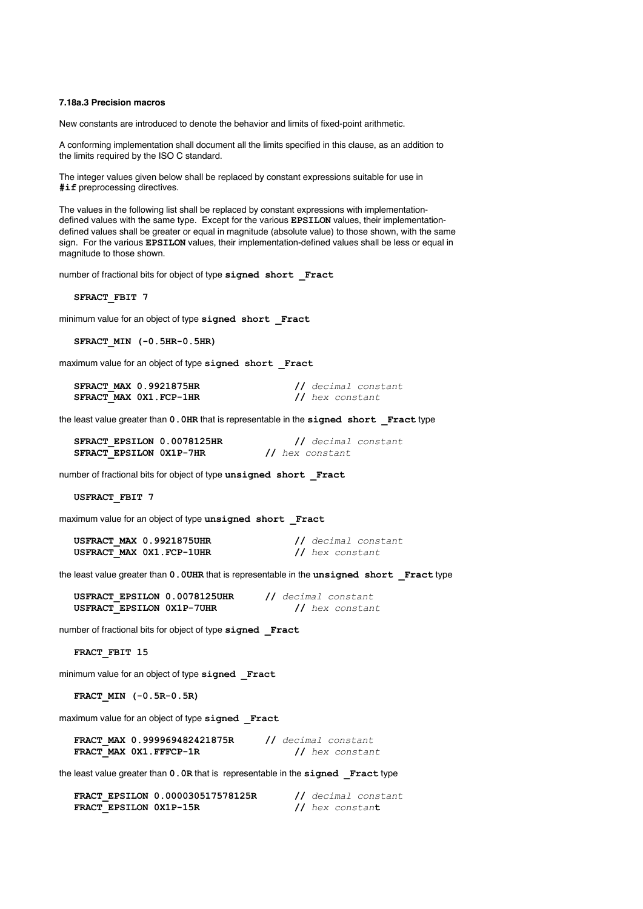### 7.18a.3 Precision macros

New constants are introduced to denote the behavior and limits of fixed-point arithmetic.

A conforming implementation shall document all the limits specified in this clause, as an addition to the limits required by the ISO C standard.

The integer values given below shall be replaced by constant expressions suitable for use in **#if** preprocessing directives.

The values in the following list shall be replaced by constant expressions with implementation-defined values with the same type. Except for the various **EPSILON** values, their implementation-defined values shall be greater or equal in magnitude (absolute value) to those shown, with the same sign. For the various **EPSILON** values, their implementation-defined values shall be less or equal in magnitude to those shown.

number of fractional bits for object of type **signed short _Fract**

```
SFRACT_FBIT 7
```

minimum value for an object of type **signed short _Fract**

```
SFRACT_MIN (-0.5HR-0.5HR)
```

maximum value for an object of type **signed short _Fract**

```
SFRACT_MAX 0.9921875HR                // decimal constant
SFRACT_MAX 0X1.FCP-1HR                // hex constant
```

the least value greater than **0.0HR** that is representable in the **signed short _Fract** type

```
SFRACT_EPSILON 0.0078125HR            // decimal constant
SFRACT_EPSILON 0X1P-7HR               // hex constant
```

number of fractional bits for object of type **unsigned short _Fract**

```
USFRACT_FBIT 7
```

maximum value for an object of type **unsigned short _Fract**

```
USFRACT_MAX 0.9921875UHR              // decimal constant
USFRACT_MAX 0X1.FCP-1UHR              // hex constant
```

the least value greater than **0.0UHR** that is representable in the **unsigned short _Fract** type

```
USFRACT_EPSILON 0.0078125UHR          // decimal constant
USFRACT_EPSILON 0X1P-7UHR             // hex constant
```

number of fractional bits for object of type **signed _Fract**

```
FRACT_FBIT 15
```

minimum value for an object of type **signed _Fract**

```
FRACT_MIN (-0.5R-0.5R)
```

maximum value for an object of type **signed _Fract**

```
FRACT_MAX 0.999969482421875R          // decimal constant
FRACT_MAX 0X1.FFFCP-1R                // hex constant
```

the least value greater than **0.0R** that is representable in the **signed _Fract** type

```
FRACT_EPSILON 0.000030517578125R      // decimal constant
FRACT_EPSILON 0X1P-15R                // hex constant
```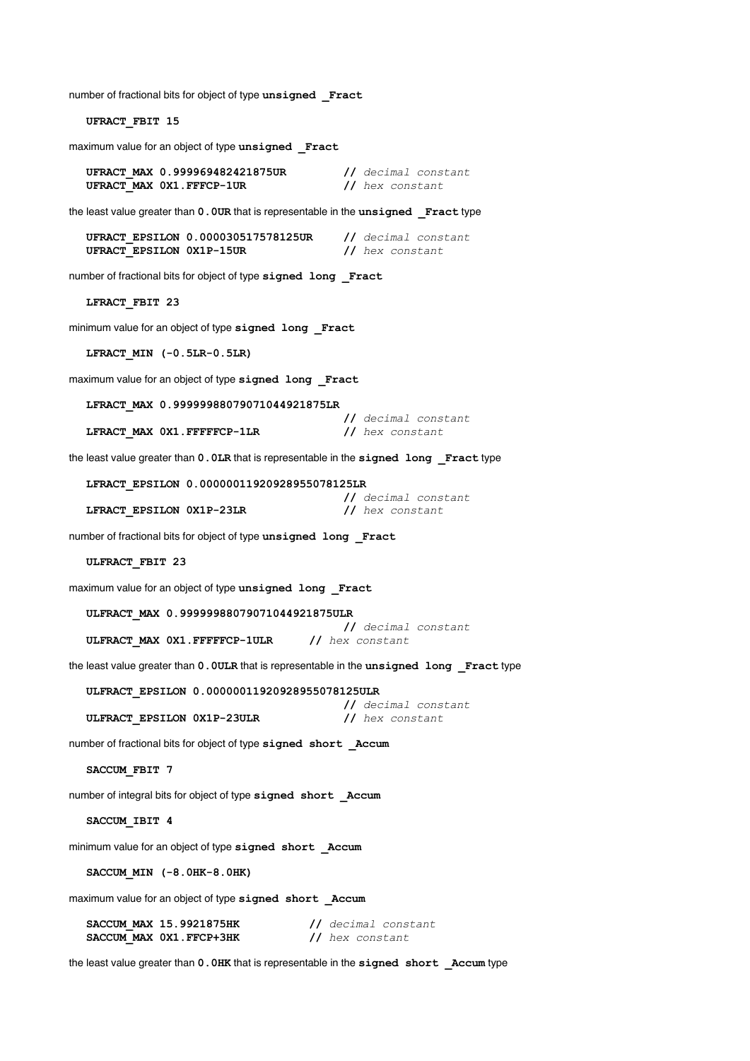number of fractional bits for object of type **unsigned _Fract**

```
UFRACT_FBIT 15
```

maximum value for an object of type **unsigned _Fract**

```
UFRACT_MAX 0.999969482421875UR         // decimal constant
UFRACT_MAX 0X1.FFFCP-1UR               // hex constant
```

the least value greater than **0.0UR** that is representable in the **unsigned _Fract** type

```
UFRACT_EPSILON 0.000030517578125UR     // decimal constant
UFRACT_EPSILON 0X1P-15UR               // hex constant
```

number of fractional bits for object of type **signed long _Fract**

```
LFRACT_FBIT 23
```

minimum value for an object of type **signed long _Fract**

```
LFRACT_MIN (-0.5LR-0.5LR)
```

maximum value for an object of type **signed long _Fract**

```
LFRACT_MAX 0.99999988079071044921875LR
                                       // decimal constant
LFRACT_MAX 0X1.FFFFFCP-1LR             // hex constant
```

the least value greater than **0.0LR** that is representable in the **signed long _Fract** type

```
LFRACT_EPSILON 0.00000011920928955078125LR
                                       // decimal constant
LFRACT_EPSILON 0X1P-23LR               // hex constant
```

number of fractional bits for object of type **unsigned long _Fract**

```
ULFRACT_FBIT 23
```

maximum value for an object of type **unsigned long _Fract**

```
ULFRACT_MAX 0.99999988079071044921875ULR
                                       // decimal constant
ULFRACT_MAX 0X1.FFFFFCP-1ULR      // hex constant
```

the least value greater than **0.0ULR** that is representable in the **unsigned long _Fract** type

```
ULFRACT_EPSILON 0.00000011920928955078125ULR
                                       // decimal constant
ULFRACT_EPSILON 0X1P-23ULR             // hex constant
```

number of fractional bits for object of type **signed short _Accum**

```
SACCUM_FBIT 7
```

number of integral bits for object of type **signed short _Accum**

```
SACCUM_IBIT 4
```

minimum value for an object of type **signed short _Accum**

```
SACCUM_MIN (-8.0HK-8.0HK)
```

maximum value for an object of type **signed short _Accum**

```
SACCUM_MAX 15.9921875HK           // decimal constant
SACCUM_MAX 0X1.FFCP+3HK           // hex constant
```

the least value greater than **0.0HK** that is representable in the **signed short _Accum** type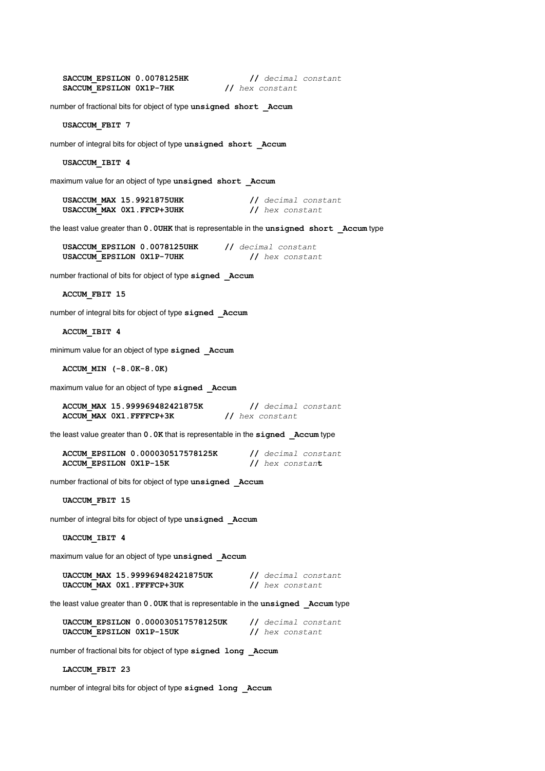```
SACCUM_EPSILON 0.0078125HK          // decimal constant
SACCUM_EPSILON 0X1P-7HK             // hex constant
```

number of fractional bits for object of type **unsigned short _Accum**

```
USACCUM_FBIT 7
```

number of integral bits for object of type **unsigned short _Accum**

```
USACCUM_IBIT 4
```

maximum value for an object of type **unsigned short _Accum**

```
USACCUM_MAX 15.9921875UHK           // decimal constant
USACCUM_MAX 0X1.FFCP+3UHK           // hex constant
```

the least value greater than **0.0UHK** that is representable in the **unsigned short _Accum** type

```
USACCUM_EPSILON 0.0078125UHK        // decimal constant
USACCUM_EPSILON 0X1P-7UHK           // hex constant
```

number fractional of bits for object of type **signed _Accum**

```
ACCUM_FBIT 15
```

number of integral bits for object of type **signed _Accum**

```
ACCUM_IBIT 4
```

minimum value for an object of type **signed _Accum**

```
ACCUM_MIN (-8.0K-8.0K)
```

maximum value for an object of type **signed _Accum**

```
ACCUM_MAX 15.999969482421875K       // decimal constant
ACCUM_MAX 0X1.FFFFCP+3K             // hex constant
```

the least value greater than **0.0K** that is representable in the **signed _Accum** type

```
ACCUM_EPSILON 0.000030517578125K    // decimal constant
ACCUM_EPSILON 0X1P-15K              // hex constant
```

number fractional of bits for object of type **unsigned _Accum**

```
UACCUM_FBIT 15
```

number of integral bits for object of type **unsigned _Accum**

```
UACCUM_IBIT 4
```

maximum value for an object of type **unsigned _Accum**

```
UACCUM_MAX 15.999969482421875UK     // decimal constant
UACCUM_MAX 0X1.FFFFCP+3UK           // hex constant
```

the least value greater than **0.0UK** that is representable in the **unsigned _Accum** type

```
UACCUM_EPSILON 0.000030517578125UK  // decimal constant
UACCUM_EPSILON 0X1P-15UK            // hex constant
```

number of fractional bits for object of type **signed long _Accum**

```
LACCUM_FBIT 23
```

number of integral bits for object of type **signed long _Accum**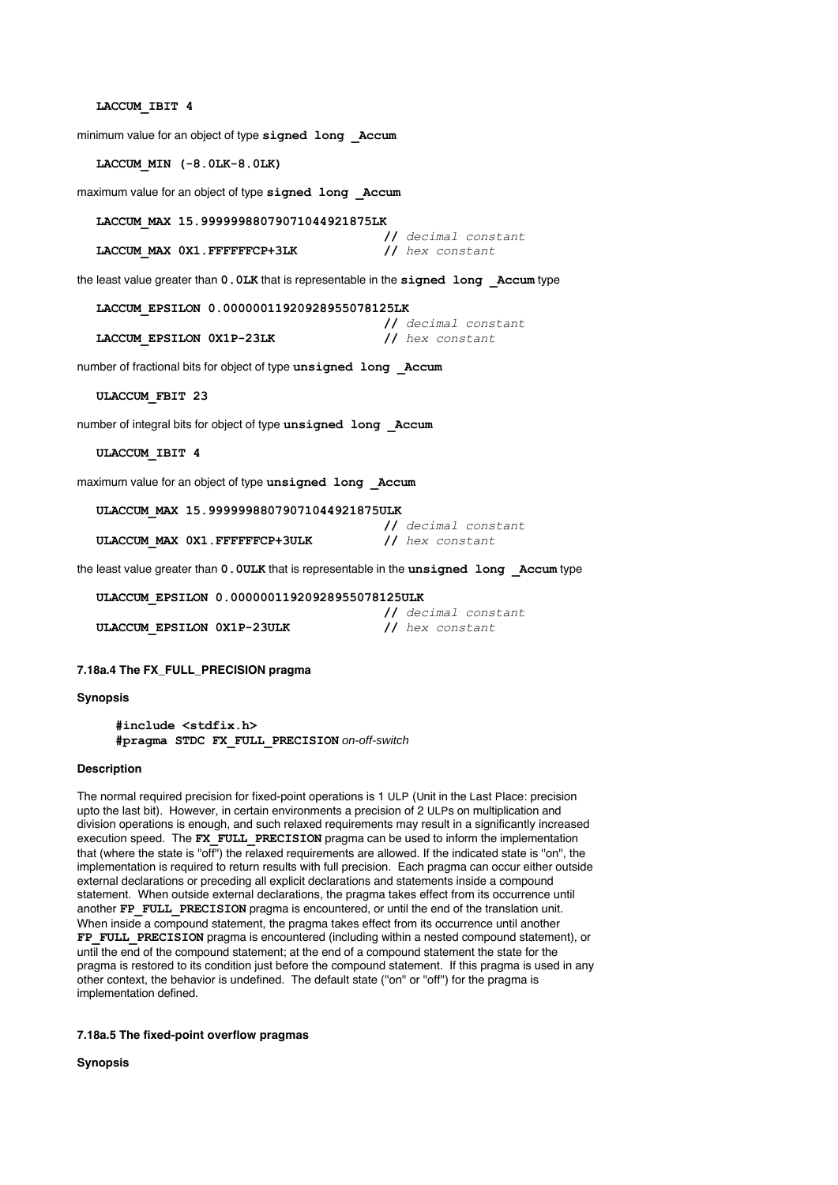**LACCUM_IBIT 4**

minimum value for an object of type **signed long _Accum**

**LACCUM_MIN (-8.0LK-8.0LK)**

maximum value for an object of type **signed long _Accum**

```
LACCUM_MAX 15.99999988079071044921875LK
                                        // decimal constant
LACCUM_MAX 0X1.FFFFFFCP+3LK             // hex constant
```

the least value greater than **0.0LK** that is representable in the **signed long _Accum** type

```
LACCUM_EPSILON 0.00000011920928955078125LK
                                        // decimal constant
LACCUM_EPSILON 0X1P-23LK                // hex constant
```

number of fractional bits for object of type **unsigned long _Accum**

**ULACCUM_FBIT 23**

number of integral bits for object of type **unsigned long _Accum**

**ULACCUM_IBIT 4**

maximum value for an object of type **unsigned long _Accum**

```
ULACCUM_MAX 15.99999988079071044921875ULK
                                        // decimal constant
ULACCUM_MAX 0X1.FFFFFFCP+3ULK           // hex constant
```

the least value greater than **0.0ULK** that is representable in the **unsigned long _Accum** type

```
ULACCUM_EPSILON 0.00000011920928955078125ULK
                                        // decimal constant
ULACCUM_EPSILON 0X1P-23ULK              // hex constant
```

#### 7.18a.4 The FX_FULL_PRECISION pragma

**Synopsis**

```
#include <stdfix.h>
#pragma STDC FX_FULL_PRECISION on-off-switch
```

**Description**

The normal required precision for fixed-point operations is 1 ULP (Unit in the Last Place: precision upto the last bit). However, in certain environments a precision of 2 ULPs on multiplication and division operations is enough, and such relaxed requirements may result in a significantly increased execution speed. The **FX_FULL_PRECISION** pragma can be used to inform the implementation that (where the state is "off") the relaxed requirements are allowed. If the indicated state is "on", the implementation is required to return results with full precision. Each pragma can occur either outside external declarations or preceding all explicit declarations and statements inside a compound statement. When outside external declarations, the pragma takes effect from its occurrence until another **FP_FULL_PRECISION** pragma is encountered, or until the end of the translation unit. When inside a compound statement, the pragma takes effect from its occurrence until another **FP_FULL_PRECISION** pragma is encountered (including within a nested compound statement), or until the end of the compound statement; at the end of a compound statement the state for the pragma is restored to its condition just before the compound statement. If this pragma is used in any other context, the behavior is undefined. The default state ("on" or "off") for the pragma is implementation defined.

#### 7.18a.5 The fixed-point overflow pragmas

**Synopsis**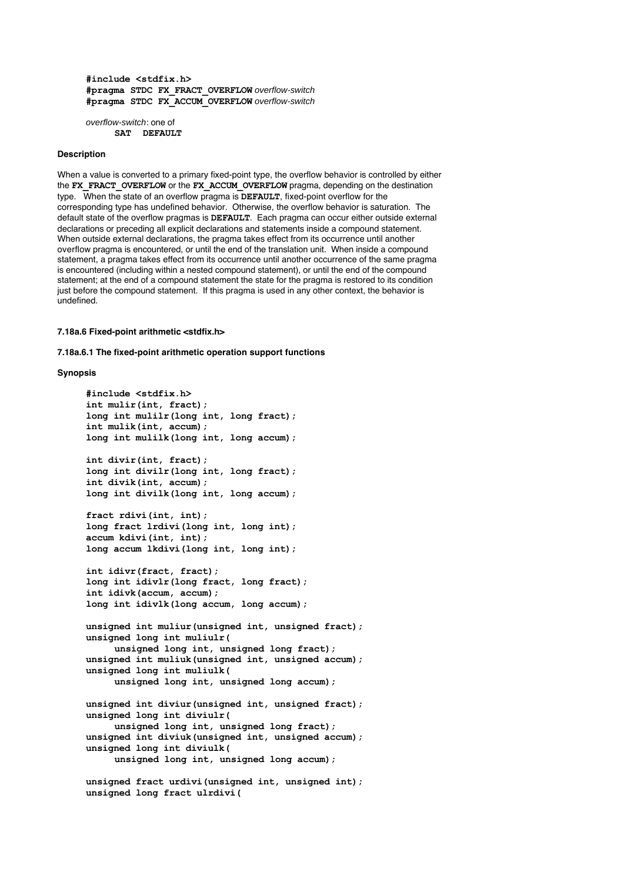```
#include <stdfix.h>
#pragma STDC FX_FRACT_OVERFLOW overflow-switch
#pragma STDC FX_ACCUM_OVERFLOW overflow-switch

overflow-switch: one of
      SAT  DEFAULT
```

**Description**

When a value is converted to a primary fixed-point type, the overflow behavior is controlled by either the **FX_FRACT_OVERFLOW** or the **FX_ACCUM_OVERFLOW** pragma, depending on the destination type. When the state of an overflow pragma is **DEFAULT**, fixed-point overflow for the corresponding type has undefined behavior. Otherwise, the overflow behavior is saturation. The default state of the overflow pragmas is **DEFAULT**. Each pragma can occur either outside external declarations or preceding all explicit declarations and statements inside a compound statement. When outside external declarations, the pragma takes effect from its occurrence until another overflow pragma is encountered, or until the end of the translation unit. When inside a compound statement, a pragma takes effect from its occurrence until another occurrence of the same pragma is encountered (including within a nested compound statement), or until the end of the compound statement; at the end of a compound statement the state for the pragma is restored to its condition just before the compound statement. If this pragma is used in any other context, the behavior is undefined.

#### 7.18a.6 Fixed-point arithmetic <stdfix.h>

#### 7.18a.6.1 The fixed-point arithmetic operation support functions

**Synopsis**

```
#include <stdfix.h>
int mulir(int, fract);
long int mulilr(long int, long fract);
int mulik(int, accum);
long int mulilk(long int, long accum);

int divir(int, fract);
long int divilr(long int, long fract);
int divik(int, accum);
long int divilk(long int, long accum);

fract rdivi(int, int);
long fract lrdivi(long int, long int);
accum kdivi(int, int);
long accum lkdivi(long int, long int);

int idivr(fract, fract);
long int idivlr(long fract, long fract);
int idivk(accum, accum);
long int idivlk(long accum, long accum);

unsigned int muliur(unsigned int, unsigned fract);
unsigned long int muliulr(
     unsigned long int, unsigned long fract);
unsigned int muliuk(unsigned int, unsigned accum);
unsigned long int muliulk(
     unsigned long int, unsigned long accum);

unsigned int diviur(unsigned int, unsigned fract);
unsigned long int diviulr(
     unsigned long int, unsigned long fract);
unsigned int diviuk(unsigned int, unsigned accum);
unsigned long int diviulk(
     unsigned long int, unsigned long accum);

unsigned fract urdivi(unsigned int, unsigned int);
unsigned long fract ulrdivi(
```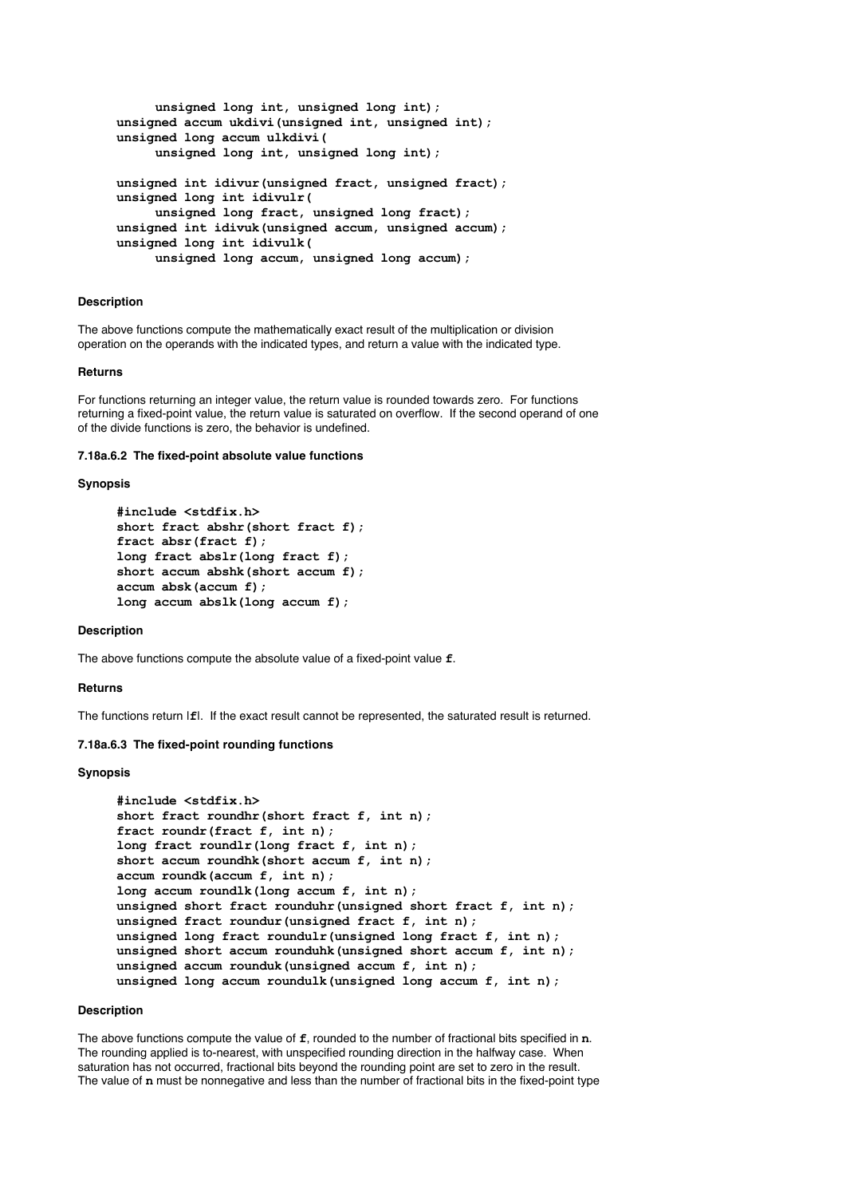```
        unsigned long int, unsigned long int);
unsigned accum ukdivi(unsigned int, unsigned int);
unsigned long accum ulkdivi(
        unsigned long int, unsigned long int);

unsigned int idivur(unsigned fract, unsigned fract);
unsigned long int idivulr(
        unsigned long fract, unsigned long fract);
unsigned int idivuk(unsigned accum, unsigned accum);
unsigned long int idivulk(
        unsigned long accum, unsigned long accum);
```

**Description**

The above functions compute the mathematically exact result of the multiplication or division operation on the operands with the indicated types, and return a value with the indicated type.

**Returns**

For functions returning an integer value, the return value is rounded towards zero. For functions returning a fixed-point value, the return value is saturated on overflow. If the second operand of one of the divide functions is zero, the behavior is undefined.

#### 7.18a.6.2 The fixed-point absolute value functions

**Synopsis**

```
#include <stdfix.h>
short fract abshr(short fract f);
fract absr(fract f);
long fract abslr(long fract f);
short accum abshk(short accum f);
accum absk(accum f);
long accum abslk(long accum f);
```

**Description**

The above functions compute the absolute value of a fixed-point value **f**.

**Returns**

The functions return |**f**|. If the exact result cannot be represented, the saturated result is returned.

#### 7.18a.6.3 The fixed-point rounding functions

**Synopsis**

```
#include <stdfix.h>
short fract roundhr(short fract f, int n);
fract roundr(fract f, int n);
long fract roundlr(long fract f, int n);
short accum roundhk(short accum f, int n);
accum roundk(accum f, int n);
long accum roundlk(long accum f, int n);
unsigned short fract rounduhr(unsigned short fract f, int n);
unsigned fract roundur(unsigned fract f, int n);
unsigned long fract roundulr(unsigned long fract f, int n);
unsigned short accum rounduhk(unsigned short accum f, int n);
unsigned accum rounduk(unsigned accum f, int n);
unsigned long accum roundulk(unsigned long accum f, int n);
```

**Description**

The above functions compute the value of **f**, rounded to the number of fractional bits specified in **n**. The rounding applied is to-nearest, with unspecified rounding direction in the halfway case. When saturation has not occurred, fractional bits beyond the rounding point are set to zero in the result. The value of **n** must be nonnegative and less than the number of fractional bits in the fixed-point type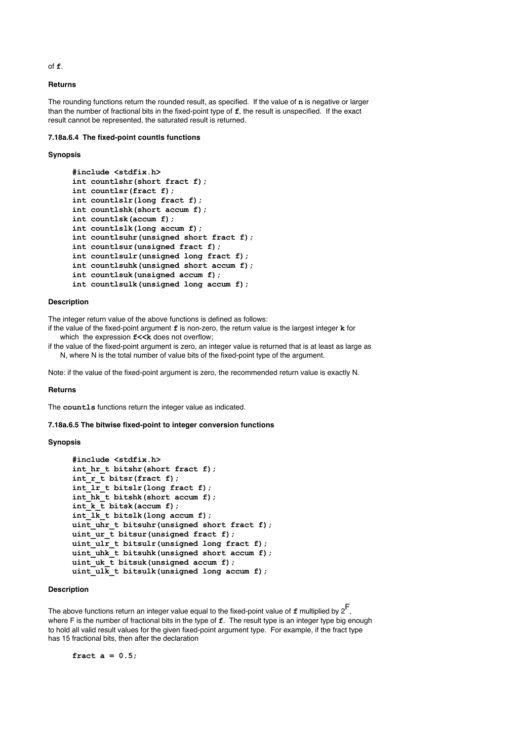of **f**.

**Returns**

The rounding functions return the rounded result, as specified. If the value of **n** is negative or larger than the number of fractional bits in the fixed-point type of **f**, the result is unspecified. If the exact result cannot be represented, the saturated result is returned.

#### 7.18a.6.4 The fixed-point countls functions

**Synopsis**

```
#include <stdfix.h>
int countlshr(short fract f);
int countlsr(fract f);
int countlslr(long fract f);
int countlshk(short accum f);
int countlsk(accum f);
int countlslk(long accum f);
int countlsuhr(unsigned short fract f);
int countlsur(unsigned fract f);
int countlsulr(unsigned long fract f);
int countlsuhk(unsigned short accum f);
int countlsuk(unsigned accum f);
int countlsulk(unsigned long accum f);
```

**Description**

The integer return value of the above functions is defined as follows:

if the value of the fixed-point argument **f** is non-zero, the return value is the largest integer **k** for which the expression **f<<k** does not overflow;

if the value of the fixed-point argument is zero, an integer value is returned that is at least as large as N, where N is the total number of value bits of the fixed-point type of the argument.

Note: if the value of the fixed-point argument is zero, the recommended return value is exactly N.

**Returns**

The **countls** functions return the integer value as indicated.

#### 7.18a.6.5 The bitwise fixed-point to integer conversion functions

**Synopsis**

```
#include <stdfix.h>
int_hr_t bitshr(short fract f);
int_r_t bitsr(fract f);
int_lr_t bitslr(long fract f);
int_hk_t bitshk(short accum f);
int_k_t bitsk(accum f);
int_lk_t bitslk(long accum f);
uint_uhr_t bitsuhr(unsigned short fract f);
uint_ur_t bitsur(unsigned fract f);
uint_ulr_t bitsulr(unsigned long fract f);
uint_uhk_t bitsuhk(unsigned short accum f);
uint_uk_t bitsuk(unsigned accum f);
uint_ulk_t bitsulk(unsigned long accum f);
```

**Description**

The above functions return an integer value equal to the fixed-point value of **f** multiplied by $2^F$, where F is the number of fractional bits in the type of **f**. The result type is an integer type big enough to hold all valid result values for the given fixed-point argument type. For example, if the fract type has 15 fractional bits, then after the declaration

```
fract a = 0.5;
```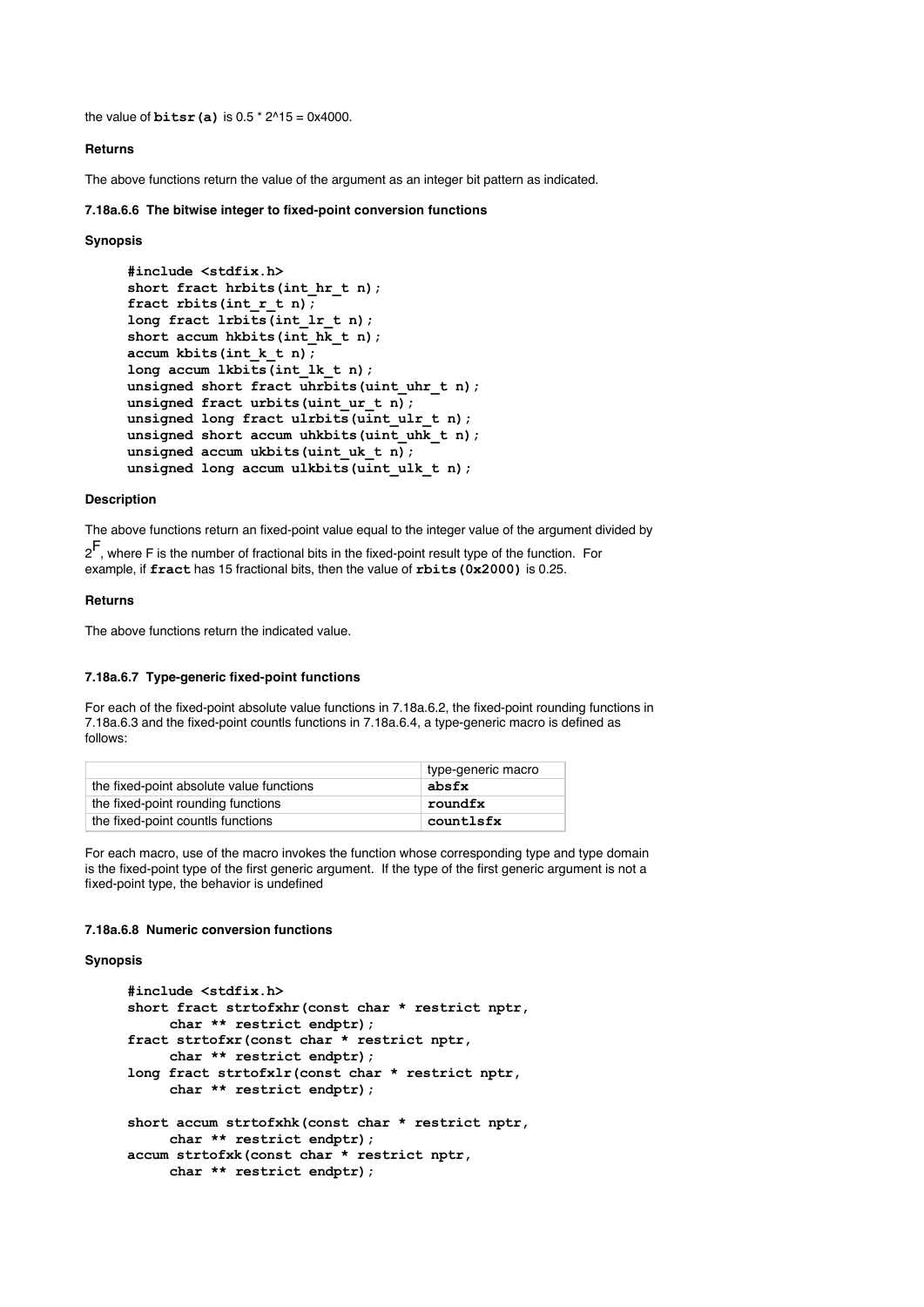the value of **bitsr(a)** is 0.5 * 2^15 = 0x4000.

**Returns**

The above functions return the value of the argument as an integer bit pattern as indicated.

#### 7.18a.6.6 The bitwise integer to fixed-point conversion functions

**Synopsis**

```
#include <stdfix.h>
short fract hrbits(int_hr_t n);
fract rbits(int_r_t n);
long fract lrbits(int_lr_t n);
short accum hkbits(int_hk_t n);
accum kbits(int_k_t n);
long accum lkbits(int_lk_t n);
unsigned short fract uhrbits(uint_uhr_t n);
unsigned fract urbits(uint_ur_t n);
unsigned long fract ulrbits(uint_ulr_t n);
unsigned short accum uhkbits(uint_uhk_t n);
unsigned accum ukbits(uint_uk_t n);
unsigned long accum ulkbits(uint_ulk_t n);
```

**Description**

The above functions return an fixed-point value equal to the integer value of the argument divided by $2^F$, where F is the number of fractional bits in the fixed-point result type of the function. For example, if **fract** has 15 fractional bits, then the value of **rbits(0x2000)** is 0.25.

**Returns**

The above functions return the indicated value.

#### 7.18a.6.7 Type-generic fixed-point functions

For each of the fixed-point absolute value functions in 7.18a.6.2, the fixed-point rounding functions in 7.18a.6.3 and the fixed-point countls functions in 7.18a.6.4, a type-generic macro is defined as follows:

| | type-generic macro |
|---|---|
| the fixed-point absolute value functions | **absfx** |
| the fixed-point rounding functions | **roundfx** |
| the fixed-point countls functions | **countlsfx** |

For each macro, use of the macro invokes the function whose corresponding type and type domain is the fixed-point type of the first generic argument. If the type of the first generic argument is not a fixed-point type, the behavior is undefined

#### 7.18a.6.8 Numeric conversion functions

**Synopsis**

```
#include <stdfix.h>
short fract strtofxhr(const char * restrict nptr,
     char ** restrict endptr);
fract strtofxr(const char * restrict nptr,
     char ** restrict endptr);
long fract strtofxlr(const char * restrict nptr,
     char ** restrict endptr);

short accum strtofxhk(const char * restrict nptr,
     char ** restrict endptr);
accum strtofxk(const char * restrict nptr,
     char ** restrict endptr);
```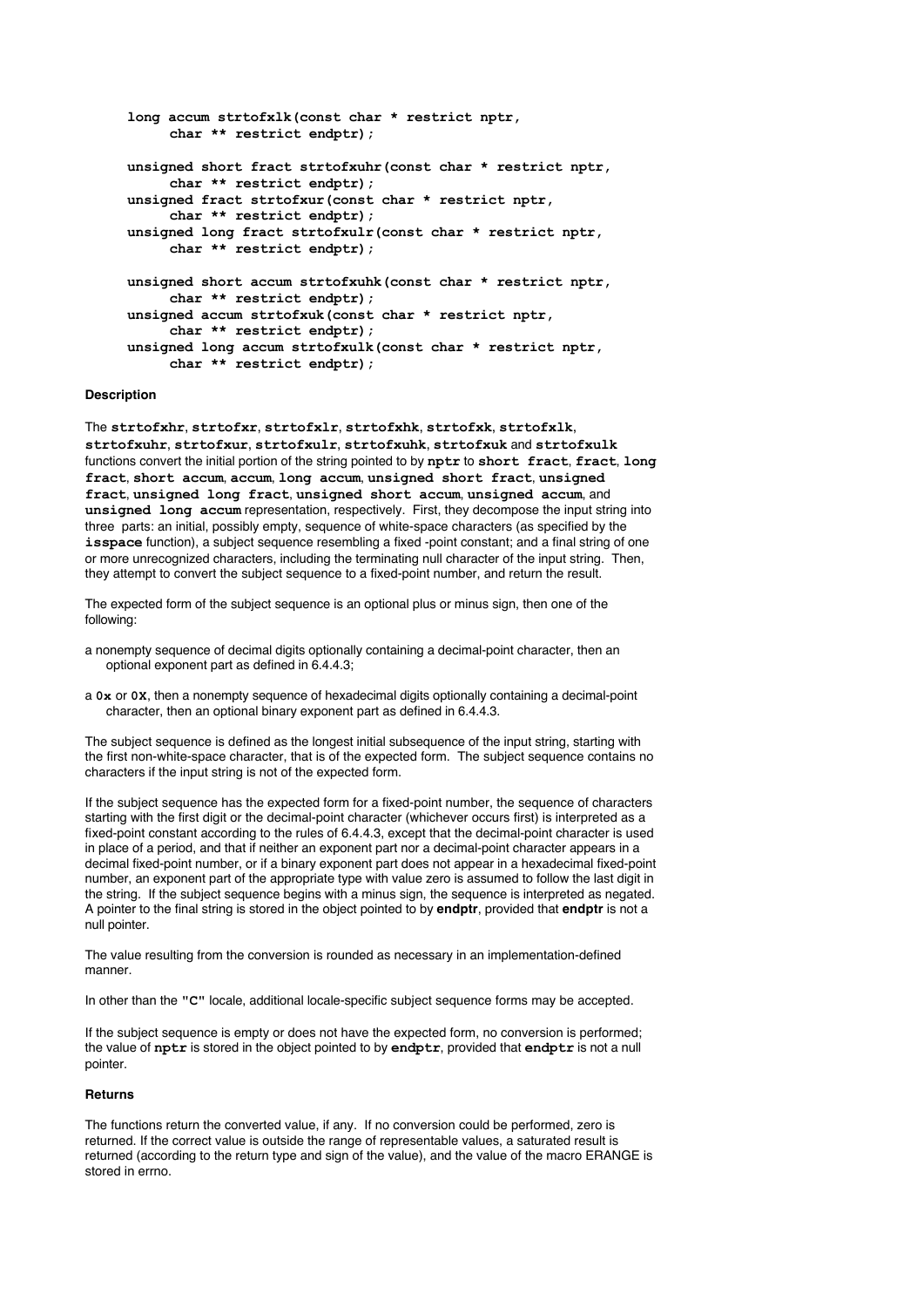```
long accum strtofxlk(const char * restrict nptr,
     char ** restrict endptr);

unsigned short fract strtofxuhr(const char * restrict nptr,
     char ** restrict endptr);
unsigned fract strtofxur(const char * restrict nptr,
     char ** restrict endptr);
unsigned long fract strtofxulr(const char * restrict nptr,
     char ** restrict endptr);

unsigned short accum strtofxuhk(const char * restrict nptr,
     char ** restrict endptr);
unsigned accum strtofxuk(const char * restrict nptr,
     char ** restrict endptr);
unsigned long accum strtofxulk(const char * restrict nptr,
     char ** restrict endptr);
```

**Description**

The **strtofxhr**, **strtofxr**, **strtofxlr**, **strtofxhk**, **strtofxk**, **strtofxlk**, **strtofxuhr**, **strtofxur**, **strtofxulr**, **strtofxuhk**, **strtofxuk** and **strtofxulk** functions convert the initial portion of the string pointed to by **nptr** to **short fract**, **fract**, **long fract**, **short accum**, **accum**, **long accum**, **unsigned short fract**, **unsigned fract**, **unsigned long fract**, **unsigned short accum**, **unsigned accum**, and **unsigned long accum** representation, respectively. First, they decompose the input string into three parts: an initial, possibly empty, sequence of white-space characters (as specified by the **isspace** function), a subject sequence resembling a fixed -point constant; and a final string of one or more unrecognized characters, including the terminating null character of the input string. Then, they attempt to convert the subject sequence to a fixed-point number, and return the result.

The expected form of the subject sequence is an optional plus or minus sign, then one of the following:

a nonempty sequence of decimal digits optionally containing a decimal-point character, then an optional exponent part as defined in 6.4.4.3;

a **0x** or **0X**, then a nonempty sequence of hexadecimal digits optionally containing a decimal-point character, then an optional binary exponent part as defined in 6.4.4.3.

The subject sequence is defined as the longest initial subsequence of the input string, starting with the first non-white-space character, that is of the expected form. The subject sequence contains no characters if the input string is not of the expected form.

If the subject sequence has the expected form for a fixed-point number, the sequence of characters starting with the first digit or the decimal-point character (whichever occurs first) is interpreted as a fixed-point constant according to the rules of 6.4.4.3, except that the decimal-point character is used in place of a period, and that if neither an exponent part nor a decimal-point character appears in a decimal fixed-point number, or if a binary exponent part does not appear in a hexadecimal fixed-point number, an exponent part of the appropriate type with value zero is assumed to follow the last digit in the string. If the subject sequence begins with a minus sign, the sequence is interpreted as negated. A pointer to the final string is stored in the object pointed to by **endptr**, provided that **endptr** is not a null pointer.

The value resulting from the conversion is rounded as necessary in an implementation-defined manner.

In other than the **"C"** locale, additional locale-specific subject sequence forms may be accepted.

If the subject sequence is empty or does not have the expected form, no conversion is performed; the value of **nptr** is stored in the object pointed to by **endptr**, provided that **endptr** is not a null pointer.

**Returns**

The functions return the converted value, if any. If no conversion could be performed, zero is returned. If the correct value is outside the range of representable values, a saturated result is returned (according to the return type and sign of the value), and the value of the macro ERANGE is stored in errno.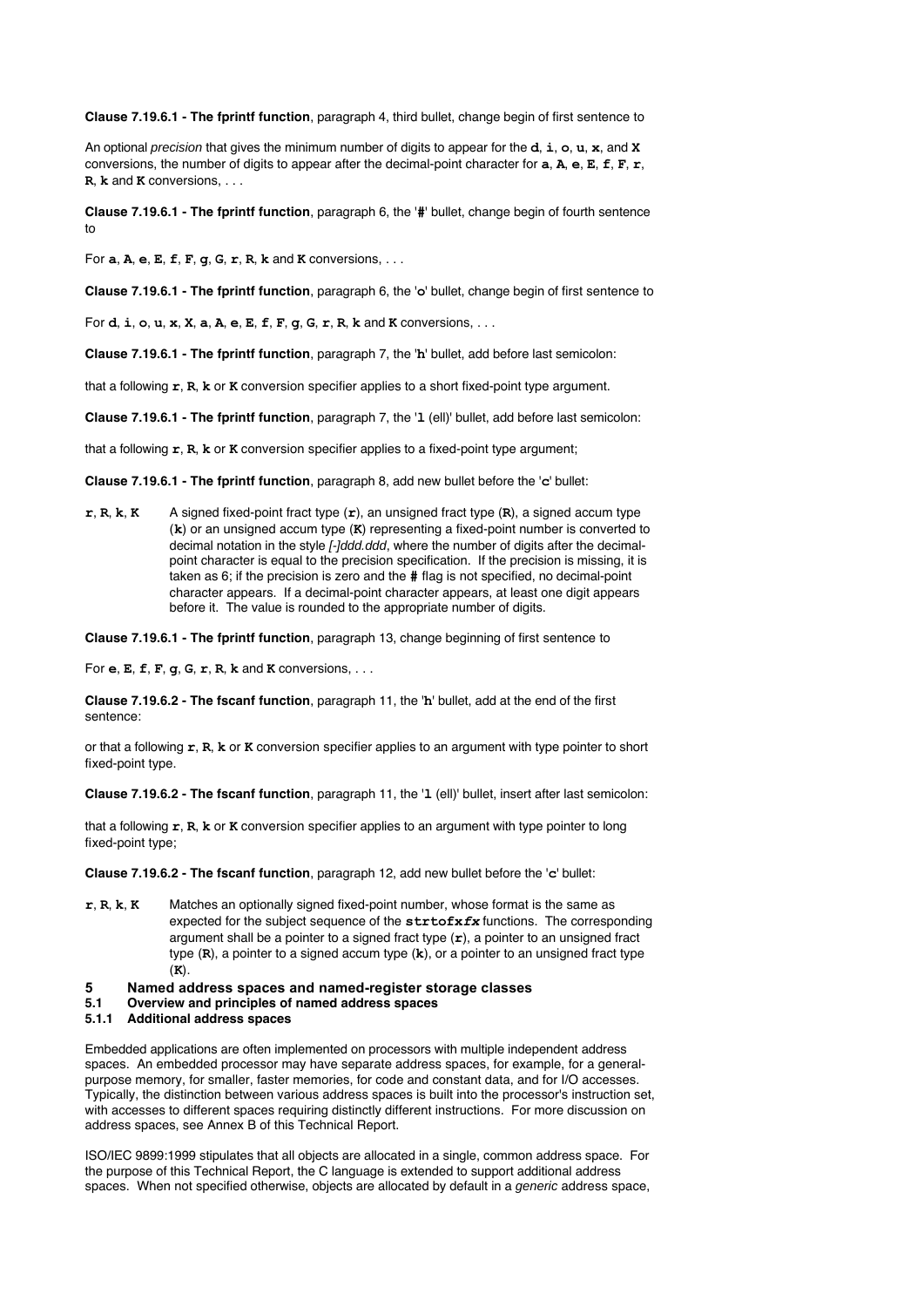**Clause 7.19.6.1 - The fprintf function**, paragraph 4, third bullet, change begin of first sentence to

An optional *precision* that gives the minimum number of digits to appear for the **d**, **i**, **o**, **u**, **x**, and **X** conversions, the number of digits to appear after the decimal-point character for **a**, **A**, **e**, **E**, **f**, **F**, **r**, **R**, **k** and **K** conversions, . . .

**Clause 7.19.6.1 - The fprintf function**, paragraph 6, the '**#**' bullet, change begin of fourth sentence to

For **a**, **A**, **e**, **E**, **f**, **F**, **g**, **G**, **r**, **R**, **k** and **K** conversions, . . .

**Clause 7.19.6.1 - The fprintf function**, paragraph 6, the '**o**' bullet, change begin of first sentence to

For **d**, **i**, **o**, **u**, **x**, **X**, **a**, **A**, **e**, **E**, **f**, **F**, **g**, **G**, **r**, **R**, **k** and **K** conversions, . . .

**Clause 7.19.6.1 - The fprintf function**, paragraph 7, the '**h**' bullet, add before last semicolon:

that a following **r**, **R**, **k** or **K** conversion specifier applies to a short fixed-point type argument.

**Clause 7.19.6.1 - The fprintf function**, paragraph 7, the '**l** (ell)' bullet, add before last semicolon:

that a following **r**, **R**, **k** or **K** conversion specifier applies to a fixed-point type argument;

**Clause 7.19.6.1 - The fprintf function**, paragraph 8, add new bullet before the '**c**' bullet:

**r**, **R**, **k**, **K** A signed fixed-point fract type (**r**), an unsigned fract type (**R**), a signed accum type (**k**) or an unsigned accum type (**K**) representing a fixed-point number is converted to decimal notation in the style *[-]ddd.ddd*, where the number of digits after the decimal-point character is equal to the precision specification. If the precision is missing, it is taken as 6; if the precision is zero and the **#** flag is not specified, no decimal-point character appears. If a decimal-point character appears, at least one digit appears before it. The value is rounded to the appropriate number of digits.

**Clause 7.19.6.1 - The fprintf function**, paragraph 13, change beginning of first sentence to

For **e**, **E**, **f**, **F**, **g**, **G**, **r**, **R**, **k** and **K** conversions, . . .

**Clause 7.19.6.2 - The fscanf function**, paragraph 11, the '**h**' bullet, add at the end of the first sentence:

or that a following **r**, **R**, **k** or **K** conversion specifier applies to an argument with type pointer to short fixed-point type.

**Clause 7.19.6.2 - The fscanf function**, paragraph 11, the '**l** (ell)' bullet, insert after last semicolon:

that a following **r**, **R**, **k** or **K** conversion specifier applies to an argument with type pointer to long fixed-point type;

**Clause 7.19.6.2 - The fscanf function**, paragraph 12, add new bullet before the '**c**' bullet:

**r**, **R**, **k**, **K** Matches an optionally signed fixed-point number, whose format is the same as expected for the subject sequence of the **strtofx*fx*** functions. The corresponding argument shall be a pointer to a signed fract type (**r**), a pointer to an unsigned fract type (**R**), a pointer to a signed accum type (**k**), or a pointer to an unsigned fract type (**K**).

# 5 Named address spaces and named-register storage classes

## 5.1 Overview and principles of named address spaces

### 5.1.1 Additional address spaces

Embedded applications are often implemented on processors with multiple independent address spaces. An embedded processor may have separate address spaces, for example, for a general-purpose memory, for smaller, faster memories, for code and constant data, and for I/O accesses. Typically, the distinction between various address spaces is built into the processor's instruction set, with accesses to different spaces requiring distinctly different instructions. For more discussion on address spaces, see Annex B of this Technical Report.

ISO/IEC 9899:1999 stipulates that all objects are allocated in a single, common address space. For the purpose of this Technical Report, the C language is extended to support additional address spaces. When not specified otherwise, objects are allocated by default in a *generic* address space,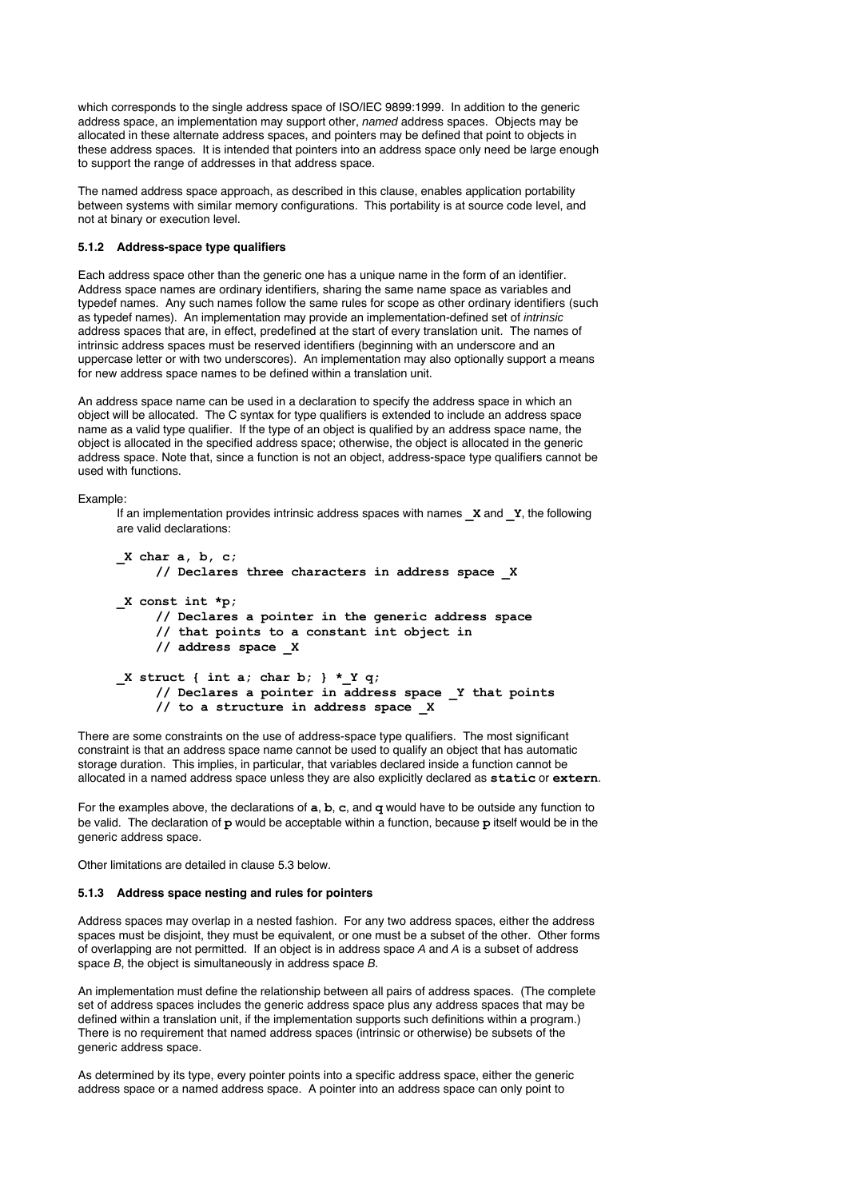which corresponds to the single address space of ISO/IEC 9899:1999. In addition to the generic address space, an implementation may support other, *named* address spaces. Objects may be allocated in these alternate address spaces, and pointers may be defined that point to objects in these address spaces. It is intended that pointers into an address space only need be large enough to support the range of addresses in that address space.

The named address space approach, as described in this clause, enables application portability between systems with similar memory configurations. This portability is at source code level, and not at binary or execution level.

#### 5.1.2 Address-space type qualifiers

Each address space other than the generic one has a unique name in the form of an identifier. Address space names are ordinary identifiers, sharing the same name space as variables and typedef names. Any such names follow the same rules for scope as other ordinary identifiers (such as typedef names). An implementation may provide an implementation-defined set of *intrinsic* address spaces that are, in effect, predefined at the start of every translation unit. The names of intrinsic address spaces must be reserved identifiers (beginning with an underscore and an uppercase letter or with two underscores). An implementation may also optionally support a means for new address space names to be defined within a translation unit.

An address space name can be used in a declaration to specify the address space in which an object will be allocated. The C syntax for type qualifiers is extended to include an address space name as a valid type qualifier. If the type of an object is qualified by an address space name, the object is allocated in the specified address space; otherwise, the object is allocated in the generic address space. Note that, since a function is not an object, address-space type qualifiers cannot be used with functions.

Example:

If an implementation provides intrinsic address spaces with names **_X** and **_Y**, the following are valid declarations:

```
_X char a, b, c;
     // Declares three characters in address space _X

_X const int *p;
     // Declares a pointer in the generic address space
     // that points to a constant int object in
     // address space _X

_X struct { int a; char b; } *_Y q;
     // Declares a pointer in address space _Y that points
     // to a structure in address space _X
```

There are some constraints on the use of address-space type qualifiers. The most significant constraint is that an address space name cannot be used to qualify an object that has automatic storage duration. This implies, in particular, that variables declared inside a function cannot be allocated in a named address space unless they are also explicitly declared as **static** or **extern**.

For the examples above, the declarations of **a**, **b**, **c**, and **q** would have to be outside any function to be valid. The declaration of **p** would be acceptable within a function, because **p** itself would be in the generic address space.

Other limitations are detailed in clause 5.3 below.

#### 5.1.3 Address space nesting and rules for pointers

Address spaces may overlap in a nested fashion. For any two address spaces, either the address spaces must be disjoint, they must be equivalent, or one must be a subset of the other. Other forms of overlapping are not permitted. If an object is in address space *A* and *A* is a subset of address space *B*, the object is simultaneously in address space *B*.

An implementation must define the relationship between all pairs of address spaces. (The complete set of address spaces includes the generic address space plus any address spaces that may be defined within a translation unit, if the implementation supports such definitions within a program.) There is no requirement that named address spaces (intrinsic or otherwise) be subsets of the generic address space.

As determined by its type, every pointer points into a specific address space, either the generic address space or a named address space. A pointer into an address space can only point to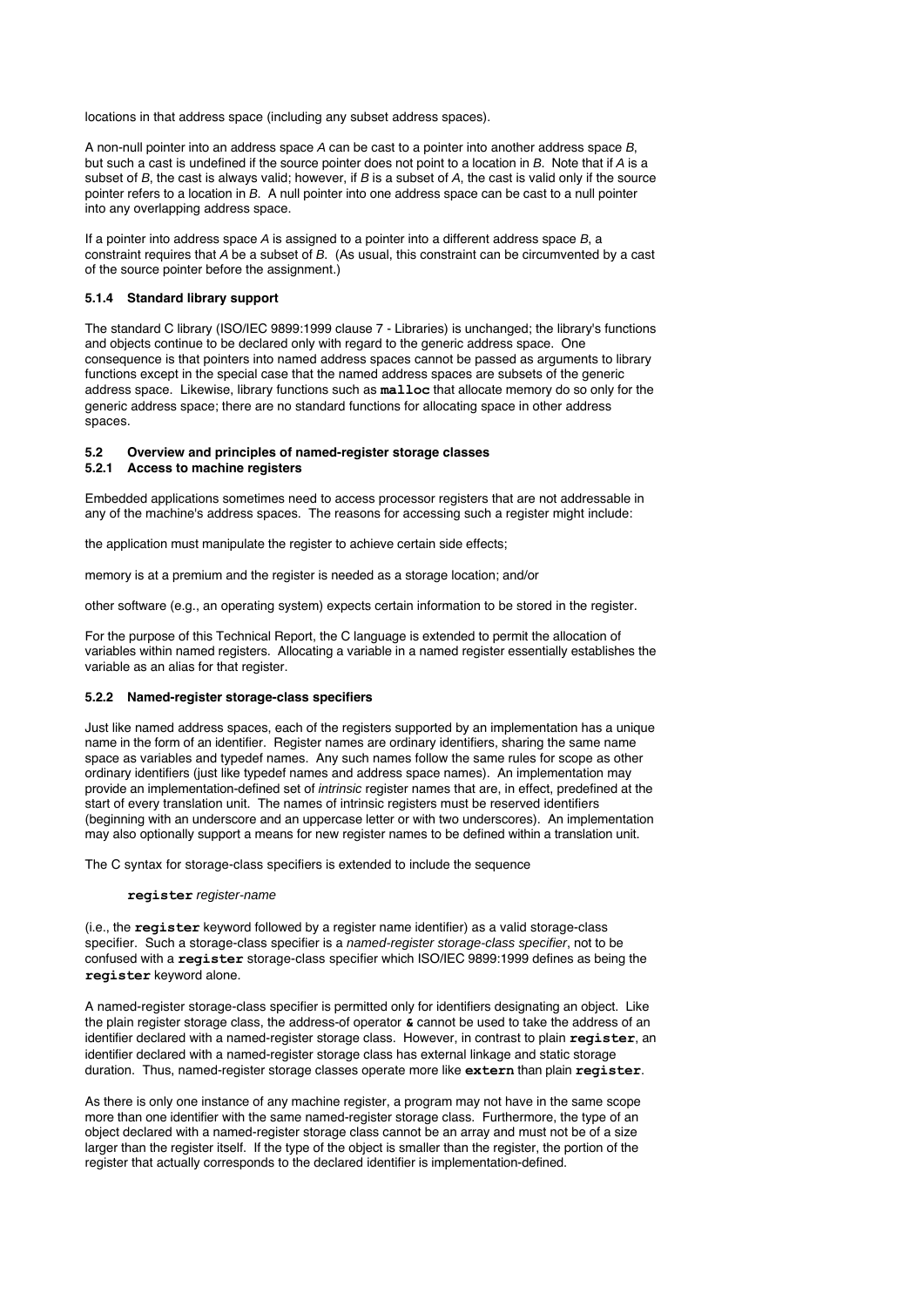locations in that address space (including any subset address spaces).

A non-null pointer into an address space *A* can be cast to a pointer into another address space *B*, but such a cast is undefined if the source pointer does not point to a location in *B*. Note that if *A* is a subset of *B*, the cast is always valid; however, if *B* is a subset of *A*, the cast is valid only if the source pointer refers to a location in *B*. A null pointer into one address space can be cast to a null pointer into any overlapping address space.

If a pointer into address space *A* is assigned to a pointer into a different address space *B*, a constraint requires that *A* be a subset of *B*. (As usual, this constraint can be circumvented by a cast of the source pointer before the assignment.)

#### 5.1.4 Standard library support

The standard C library (ISO/IEC 9899:1999 clause 7 - Libraries) is unchanged; the library's functions and objects continue to be declared only with regard to the generic address space. One consequence is that pointers into named address spaces cannot be passed as arguments to library functions except in the special case that the named address spaces are subsets of the generic address space. Likewise, library functions such as **malloc** that allocate memory do so only for the generic address space; there are no standard functions for allocating space in other address spaces.

### 5.2 Overview and principles of named-register storage classes

#### 5.2.1 Access to machine registers

Embedded applications sometimes need to access processor registers that are not addressable in any of the machine's address spaces. The reasons for accessing such a register might include:

the application must manipulate the register to achieve certain side effects;

memory is at a premium and the register is needed as a storage location; and/or

other software (e.g., an operating system) expects certain information to be stored in the register.

For the purpose of this Technical Report, the C language is extended to permit the allocation of variables within named registers. Allocating a variable in a named register essentially establishes the variable as an alias for that register.

#### 5.2.2 Named-register storage-class specifiers

Just like named address spaces, each of the registers supported by an implementation has a unique name in the form of an identifier. Register names are ordinary identifiers, sharing the same name space as variables and typedef names. Any such names follow the same rules for scope as other ordinary identifiers (just like typedef names and address space names). An implementation may provide an implementation-defined set of *intrinsic* register names that are, in effect, predefined at the start of every translation unit. The names of intrinsic registers must be reserved identifiers (beginning with an underscore and an uppercase letter or with two underscores). An implementation may also optionally support a means for new register names to be defined within a translation unit.

The C syntax for storage-class specifiers is extended to include the sequence

> **register** *register-name*

(i.e., the **register** keyword followed by a register name identifier) as a valid storage-class specifier. Such a storage-class specifier is a *named-register storage-class specifier*, not to be confused with a **register** storage-class specifier which ISO/IEC 9899:1999 defines as being the **register** keyword alone.

A named-register storage-class specifier is permitted only for identifiers designating an object. Like the plain register storage class, the address-of operator **&** cannot be used to take the address of an identifier declared with a named-register storage class. However, in contrast to plain **register**, an identifier declared with a named-register storage class has external linkage and static storage duration. Thus, named-register storage classes operate more like **extern** than plain **register**.

As there is only one instance of any machine register, a program may not have in the same scope more than one identifier with the same named-register storage class. Furthermore, the type of an object declared with a named-register storage class cannot be an array and must not be of a size larger than the register itself. If the type of the object is smaller than the register, the portion of the register that actually corresponds to the declared identifier is implementation-defined.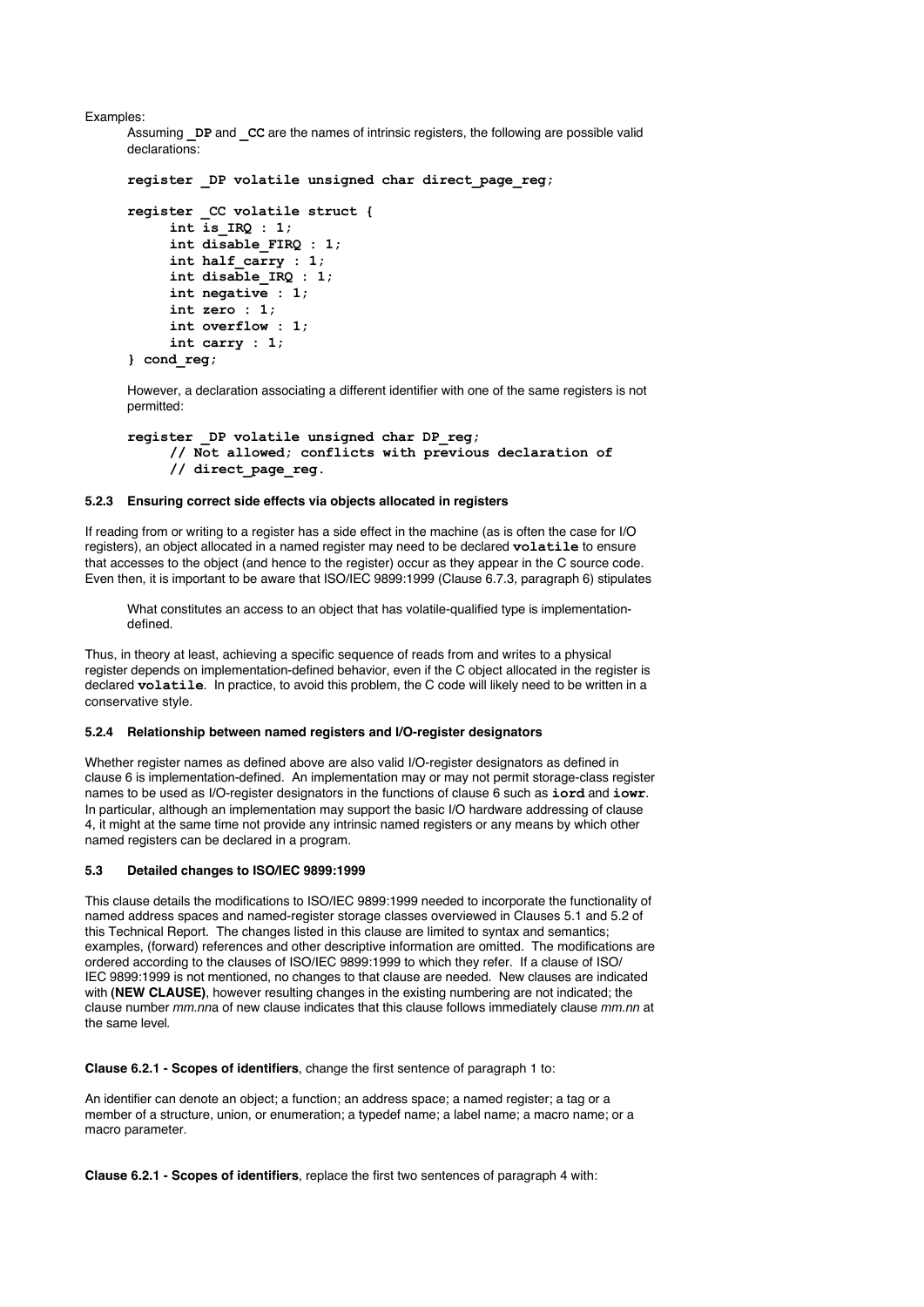Examples:

Assuming **_DP** and **_CC** are the names of intrinsic registers, the following are possible valid declarations:

```
register _DP volatile unsigned char direct_page_reg;

register _CC volatile struct {
     int is_IRQ : 1;
     int disable_FIRQ : 1;
     int half_carry : 1;
     int disable_IRQ : 1;
     int negative : 1;
     int zero : 1;
     int overflow : 1;
     int carry : 1;
} cond_reg;
```

However, a declaration associating a different identifier with one of the same registers is not permitted:

```
register _DP volatile unsigned char DP_reg;
     // Not allowed; conflicts with previous declaration of
     // direct_page_reg.
```

#### 5.2.3 Ensuring correct side effects via objects allocated in registers

If reading from or writing to a register has a side effect in the machine (as is often the case for I/O registers), an object allocated in a named register may need to be declared **volatile** to ensure that accesses to the object (and hence to the register) occur as they appear in the C source code. Even then, it is important to be aware that ISO/IEC 9899:1999 (Clause 6.7.3, paragraph 6) stipulates

> What constitutes an access to an object that has volatile-qualified type is implementation-defined.

Thus, in theory at least, achieving a specific sequence of reads from and writes to a physical register depends on implementation-defined behavior, even if the C object allocated in the register is declared **volatile**. In practice, to avoid this problem, the C code will likely need to be written in a conservative style.

#### 5.2.4 Relationship between named registers and I/O-register designators

Whether register names as defined above are also valid I/O-register designators as defined in clause 6 is implementation-defined. An implementation may or may not permit storage-class register names to be used as I/O-register designators in the functions of clause 6 such as **iord** and **iowr**. In particular, although an implementation may support the basic I/O hardware addressing of clause 4, it might at the same time not provide any intrinsic named registers or any means by which other named registers can be declared in a program.

### 5.3 Detailed changes to ISO/IEC 9899:1999

This clause details the modifications to ISO/IEC 9899:1999 needed to incorporate the functionality of named address spaces and named-register storage classes overviewed in Clauses 5.1 and 5.2 of this Technical Report. The changes listed in this clause are limited to syntax and semantics; examples, (forward) references and other descriptive information are omitted. The modifications are ordered according to the clauses of ISO/IEC 9899:1999 to which they refer. If a clause of ISO/IEC 9899:1999 is not mentioned, no changes to that clause are needed. New clauses are indicated with **(NEW CLAUSE)**, however resulting changes in the existing numbering are not indicated; the clause number *mm.nn*a of new clause indicates that this clause follows immediately clause *mm.nn* at the same level.

**Clause 6.2.1 - Scopes of identifiers**, change the first sentence of paragraph 1 to:

An identifier can denote an object; a function; an address space; a named register; a tag or a member of a structure, union, or enumeration; a typedef name; a label name; a macro name; or a macro parameter.

**Clause 6.2.1 - Scopes of identifiers**, replace the first two sentences of paragraph 4 with: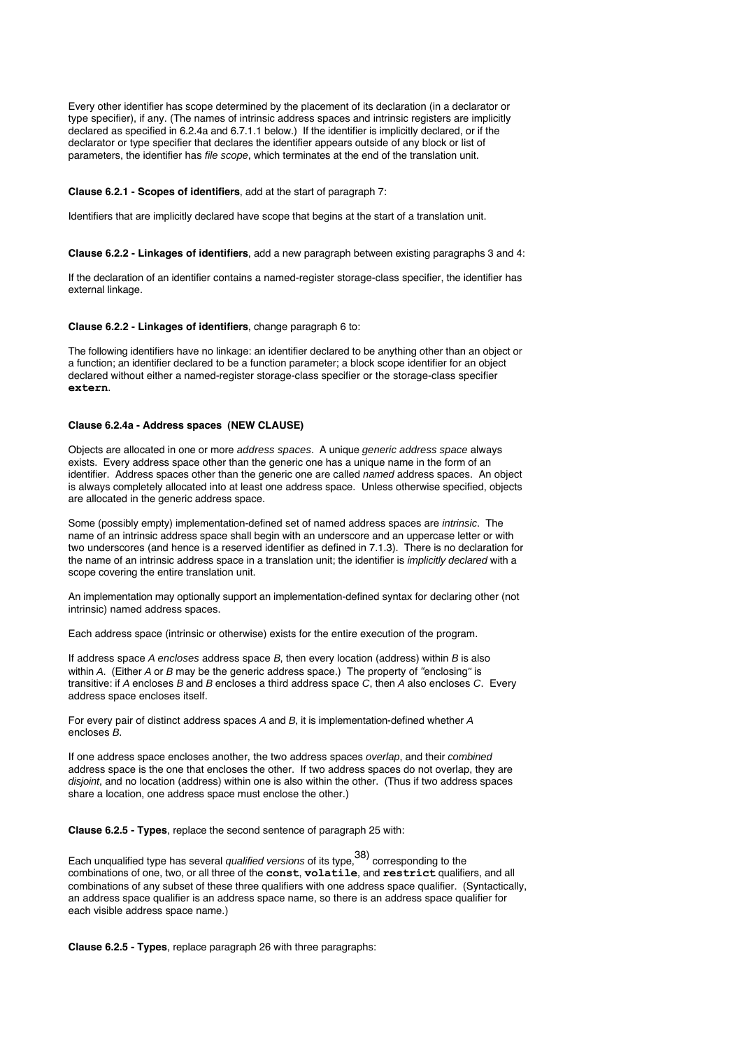Every other identifier has scope determined by the placement of its declaration (in a declarator or type specifier), if any. (The names of intrinsic address spaces and intrinsic registers are implicitly declared as specified in 6.2.4a and 6.7.1.1 below.) If the identifier is implicitly declared, or if the declarator or type specifier that declares the identifier appears outside of any block or list of parameters, the identifier has *file scope*, which terminates at the end of the translation unit.

**Clause 6.2.1 - Scopes of identifiers**, add at the start of paragraph 7:

Identifiers that are implicitly declared have scope that begins at the start of a translation unit.

**Clause 6.2.2 - Linkages of identifiers**, add a new paragraph between existing paragraphs 3 and 4:

If the declaration of an identifier contains a named-register storage-class specifier, the identifier has external linkage.

**Clause 6.2.2 - Linkages of identifiers**, change paragraph 6 to:

The following identifiers have no linkage: an identifier declared to be anything other than an object or a function; an identifier declared to be a function parameter; a block scope identifier for an object declared without either a named-register storage-class specifier or the storage-class specifier **`extern`**.

**Clause 6.2.4a - Address spaces (NEW CLAUSE)**

Objects are allocated in one or more *address spaces*. A unique *generic address space* always exists. Every address space other than the generic one has a unique name in the form of an identifier. Address spaces other than the generic one are called *named* address spaces. An object is always completely allocated into at least one address space. Unless otherwise specified, objects are allocated in the generic address space.

Some (possibly empty) implementation-defined set of named address spaces are *intrinsic*. The name of an intrinsic address space shall begin with an underscore and an uppercase letter or with two underscores (and hence is a reserved identifier as defined in 7.1.3). There is no declaration for the name of an intrinsic address space in a translation unit; the identifier is *implicitly declared* with a scope covering the entire translation unit.

An implementation may optionally support an implementation-defined syntax for declaring other (not intrinsic) named address spaces.

Each address space (intrinsic or otherwise) exists for the entire execution of the program.

If address space *A encloses* address space *B*, then every location (address) within *B* is also within *A*. (Either *A* or *B* may be the generic address space.) The property of "enclosing" is transitive: if *A* encloses *B* and *B* encloses a third address space *C*, then *A* also encloses *C*. Every address space encloses itself.

For every pair of distinct address spaces *A* and *B*, it is implementation-defined whether *A* encloses *B*.

If one address space encloses another, the two address spaces *overlap*, and their *combined* address space is the one that encloses the other. If two address spaces do not overlap, they are *disjoint*, and no location (address) within one is also within the other. (Thus if two address spaces share a location, one address space must enclose the other.)

**Clause 6.2.5 - Types**, replace the second sentence of paragraph 25 with:

Each unqualified type has several *qualified versions* of its type,[38] corresponding to the combinations of one, two, or all three of the **`const`**, **`volatile`**, and **`restrict`** qualifiers, and all combinations of any subset of these three qualifiers with one address space qualifier. (Syntactically, an address space qualifier is an address space name, so there is an address space qualifier for each visible address space name.)

**Clause 6.2.5 - Types**, replace paragraph 26 with three paragraphs: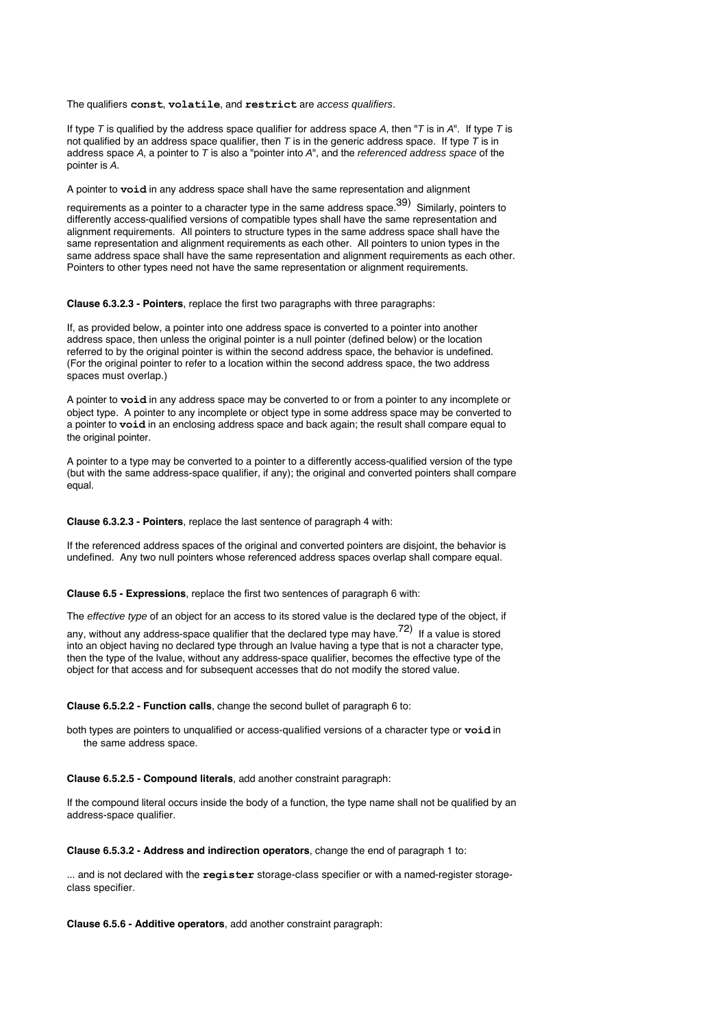The qualifiers **const**, **volatile**, and **restrict** are *access qualifiers*.

If type *T* is qualified by the address space qualifier for address space *A*, then "*T* is in *A*". If type *T* is not qualified by an address space qualifier, then *T* is in the generic address space. If type *T* is in address space *A*, a pointer to *T* is also a "pointer into *A*", and the *referenced address space* of the pointer is *A*.

A pointer to **void** in any address space shall have the same representation and alignment requirements as a pointer to a character type in the same address space.[39] Similarly, pointers to differently access-qualified versions of compatible types shall have the same representation and alignment requirements. All pointers to structure types in the same address space shall have the same representation and alignment requirements as each other. All pointers to union types in the same address space shall have the same representation and alignment requirements as each other. Pointers to other types need not have the same representation or alignment requirements.

**Clause 6.3.2.3 - Pointers**, replace the first two paragraphs with three paragraphs:

If, as provided below, a pointer into one address space is converted to a pointer into another address space, then unless the original pointer is a null pointer (defined below) or the location referred to by the original pointer is within the second address space, the behavior is undefined. (For the original pointer to refer to a location within the second address space, the two address spaces must overlap.)

A pointer to **void** in any address space may be converted to or from a pointer to any incomplete or object type. A pointer to any incomplete or object type in some address space may be converted to a pointer to **void** in an enclosing address space and back again; the result shall compare equal to the original pointer.

A pointer to a type may be converted to a pointer to a differently access-qualified version of the type (but with the same address-space qualifier, if any); the original and converted pointers shall compare equal.

**Clause 6.3.2.3 - Pointers**, replace the last sentence of paragraph 4 with:

If the referenced address spaces of the original and converted pointers are disjoint, the behavior is undefined. Any two null pointers whose referenced address spaces overlap shall compare equal.

**Clause 6.5 - Expressions**, replace the first two sentences of paragraph 6 with:

The *effective type* of an object for an access to its stored value is the declared type of the object, if any, without any address-space qualifier that the declared type may have.[72] If a value is stored into an object having no declared type through an lvalue having a type that is not a character type, then the type of the lvalue, without any address-space qualifier, becomes the effective type of the object for that access and for subsequent accesses that do not modify the stored value.

**Clause 6.5.2.2 - Function calls**, change the second bullet of paragraph 6 to:

both types are pointers to unqualified or access-qualified versions of a character type or **void** in the same address space.

**Clause 6.5.2.5 - Compound literals**, add another constraint paragraph:

If the compound literal occurs inside the body of a function, the type name shall not be qualified by an address-space qualifier.

**Clause 6.5.3.2 - Address and indirection operators**, change the end of paragraph 1 to:

... and is not declared with the **register** storage-class specifier or with a named-register storage-class specifier.

**Clause 6.5.6 - Additive operators**, add another constraint paragraph: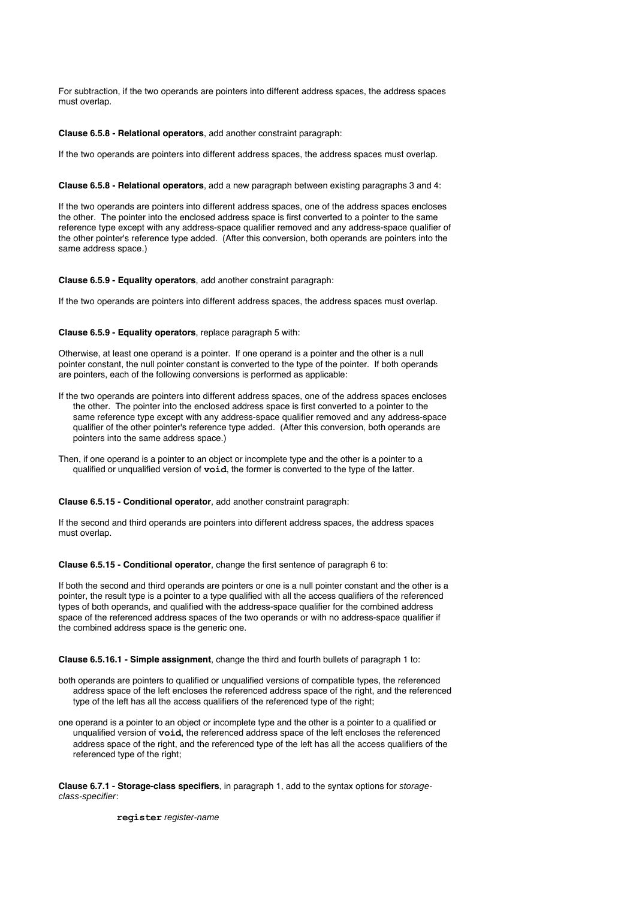For subtraction, if the two operands are pointers into different address spaces, the address spaces must overlap.

**Clause 6.5.8 - Relational operators**, add another constraint paragraph:

If the two operands are pointers into different address spaces, the address spaces must overlap.

**Clause 6.5.8 - Relational operators**, add a new paragraph between existing paragraphs 3 and 4:

If the two operands are pointers into different address spaces, one of the address spaces encloses the other. The pointer into the enclosed address space is first converted to a pointer to the same reference type except with any address-space qualifier removed and any address-space qualifier of the other pointer's reference type added. (After this conversion, both operands are pointers into the same address space.)

**Clause 6.5.9 - Equality operators**, add another constraint paragraph:

If the two operands are pointers into different address spaces, the address spaces must overlap.

**Clause 6.5.9 - Equality operators**, replace paragraph 5 with:

Otherwise, at least one operand is a pointer. If one operand is a pointer and the other is a null pointer constant, the null pointer constant is converted to the type of the pointer. If both operands are pointers, each of the following conversions is performed as applicable:

If the two operands are pointers into different address spaces, one of the address spaces encloses the other. The pointer into the enclosed address space is first converted to a pointer to the same reference type except with any address-space qualifier removed and any address-space qualifier of the other pointer's reference type added. (After this conversion, both operands are pointers into the same address space.)

Then, if one operand is a pointer to an object or incomplete type and the other is a pointer to a qualified or unqualified version of **`void`**, the former is converted to the type of the latter.

**Clause 6.5.15 - Conditional operator**, add another constraint paragraph:

If the second and third operands are pointers into different address spaces, the address spaces must overlap.

**Clause 6.5.15 - Conditional operator**, change the first sentence of paragraph 6 to:

If both the second and third operands are pointers or one is a null pointer constant and the other is a pointer, the result type is a pointer to a type qualified with all the access qualifiers of the referenced types of both operands, and qualified with the address-space qualifier for the combined address space of the referenced address spaces of the two operands or with no address-space qualifier if the combined address space is the generic one.

**Clause 6.5.16.1 - Simple assignment**, change the third and fourth bullets of paragraph 1 to:

both operands are pointers to qualified or unqualified versions of compatible types, the referenced address space of the left encloses the referenced address space of the right, and the referenced type of the left has all the access qualifiers of the referenced type of the right;

one operand is a pointer to an object or incomplete type and the other is a pointer to a qualified or unqualified version of **`void`**, the referenced address space of the left encloses the referenced address space of the right, and the referenced type of the left has all the access qualifiers of the referenced type of the right;

**Clause 6.7.1 - Storage-class specifiers**, in paragraph 1, add to the syntax options for *storage-class-specifier*:

**`register`** *register-name*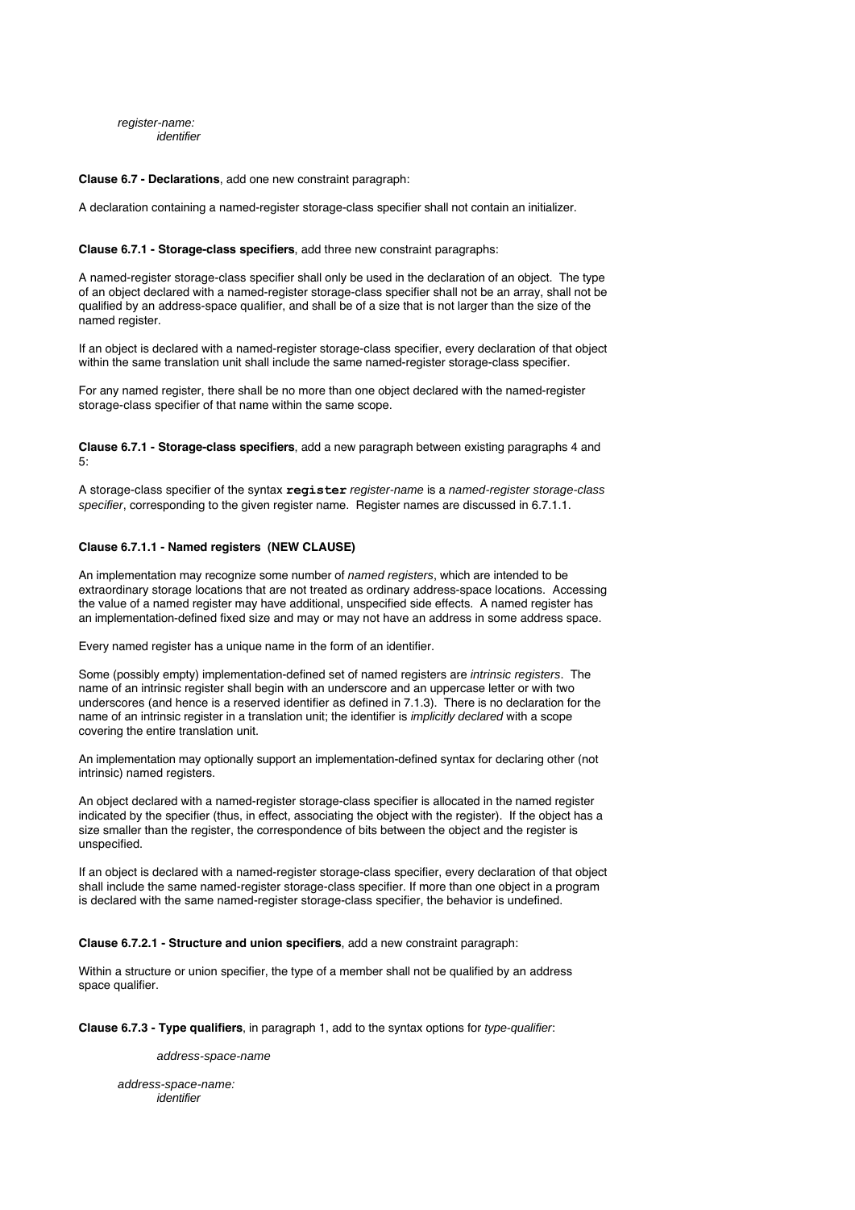*register-name:*
&nbsp;&nbsp;&nbsp;&nbsp;*identifier*

**Clause 6.7 - Declarations**, add one new constraint paragraph:

A declaration containing a named-register storage-class specifier shall not contain an initializer.

**Clause 6.7.1 - Storage-class specifiers**, add three new constraint paragraphs:

A named-register storage-class specifier shall only be used in the declaration of an object. The type of an object declared with a named-register storage-class specifier shall not be an array, shall not be qualified by an address-space qualifier, and shall be of a size that is not larger than the size of the named register.

If an object is declared with a named-register storage-class specifier, every declaration of that object within the same translation unit shall include the same named-register storage-class specifier.

For any named register, there shall be no more than one object declared with the named-register storage-class specifier of that name within the same scope.

**Clause 6.7.1 - Storage-class specifiers**, add a new paragraph between existing paragraphs 4 and 5:

A storage-class specifier of the syntax **`register`** *register-name* is a *named-register storage-class specifier*, corresponding to the given register name. Register names are discussed in 6.7.1.1.

**Clause 6.7.1.1 - Named registers (NEW CLAUSE)**

An implementation may recognize some number of *named registers*, which are intended to be extraordinary storage locations that are not treated as ordinary address-space locations. Accessing the value of a named register may have additional, unspecified side effects. A named register has an implementation-defined fixed size and may or may not have an address in some address space.

Every named register has a unique name in the form of an identifier.

Some (possibly empty) implementation-defined set of named registers are *intrinsic registers*. The name of an intrinsic register shall begin with an underscore and an uppercase letter or with two underscores (and hence is a reserved identifier as defined in 7.1.3). There is no declaration for the name of an intrinsic register in a translation unit; the identifier is *implicitly declared* with a scope covering the entire translation unit.

An implementation may optionally support an implementation-defined syntax for declaring other (not intrinsic) named registers.

An object declared with a named-register storage-class specifier is allocated in the named register indicated by the specifier (thus, in effect, associating the object with the register). If the object has a size smaller than the register, the correspondence of bits between the object and the register is unspecified.

If an object is declared with a named-register storage-class specifier, every declaration of that object shall include the same named-register storage-class specifier. If more than one object in a program is declared with the same named-register storage-class specifier, the behavior is undefined.

**Clause 6.7.2.1 - Structure and union specifiers**, add a new constraint paragraph:

Within a structure or union specifier, the type of a member shall not be qualified by an address space qualifier.

**Clause 6.7.3 - Type qualifiers**, in paragraph 1, add to the syntax options for *type-qualifier*:

&nbsp;&nbsp;&nbsp;&nbsp;&nbsp;&nbsp;&nbsp;&nbsp;*address-space-name*

*address-space-name:*
&nbsp;&nbsp;&nbsp;&nbsp;*identifier*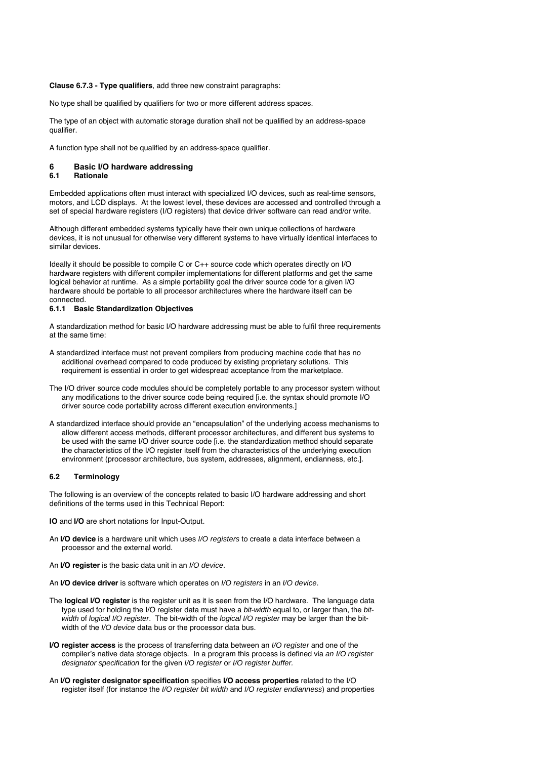**Clause 6.7.3 - Type qualifiers**, add three new constraint paragraphs:

No type shall be qualified by qualifiers for two or more different address spaces.

The type of an object with automatic storage duration shall not be qualified by an address-space qualifier.

A function type shall not be qualified by an address-space qualifier.

# 6 Basic I/O hardware addressing

## 6.1 Rationale

Embedded applications often must interact with specialized I/O devices, such as real-time sensors, motors, and LCD displays. At the lowest level, these devices are accessed and controlled through a set of special hardware registers (I/O registers) that device driver software can read and/or write.

Although different embedded systems typically have their own unique collections of hardware devices, it is not unusual for otherwise very different systems to have virtually identical interfaces to similar devices.

Ideally it should be possible to compile C or C++ source code which operates directly on I/O hardware registers with different compiler implementations for different platforms and get the same logical behavior at runtime. As a simple portability goal the driver source code for a given I/O hardware should be portable to all processor architectures where the hardware itself can be connected.

### 6.1.1 Basic Standardization Objectives

A standardization method for basic I/O hardware addressing must be able to fulfil three requirements at the same time:

A standardized interface must not prevent compilers from producing machine code that has no additional overhead compared to code produced by existing proprietary solutions. This requirement is essential in order to get widespread acceptance from the marketplace.

The I/O driver source code modules should be completely portable to any processor system without any modifications to the driver source code being required [i.e. the syntax should promote I/O driver source code portability across different execution environments.]

A standardized interface should provide an "encapsulation" of the underlying access mechanisms to allow different access methods, different processor architectures, and different bus systems to be used with the same I/O driver source code [i.e. the standardization method should separate the characteristics of the I/O register itself from the characteristics of the underlying execution environment (processor architecture, bus system, addresses, alignment, endianness, etc.].

## 6.2 Terminology

The following is an overview of the concepts related to basic I/O hardware addressing and short definitions of the terms used in this Technical Report:

**IO** and **I/O** are short notations for Input-Output.

An **I/O device** is a hardware unit which uses *I/O registers* to create a data interface between a processor and the external world.

An **I/O register** is the basic data unit in an *I/O device*.

An **I/O device driver** is software which operates on *I/O registers* in an *I/O device*.

The **logical I/O register** is the register unit as it is seen from the I/O hardware. The language data type used for holding the I/O register data must have a *bit-width* equal to, or larger than, the *bit-width* of *logical I/O register*. The bit-width of the *logical I/O register* may be larger than the bit-width of the *I/O device* data bus or the processor data bus.

**I/O register access** is the process of transferring data between an *I/O register* and one of the compiler's native data storage objects. In a program this process is defined via *an I/O register designator specification* for the given *I/O register* or *I/O register buffer*.

An **I/O register designator specification** specifies **I/O access properties** related to the I/O register itself (for instance the *I/O register bit width* and *I/O register endianness*) and properties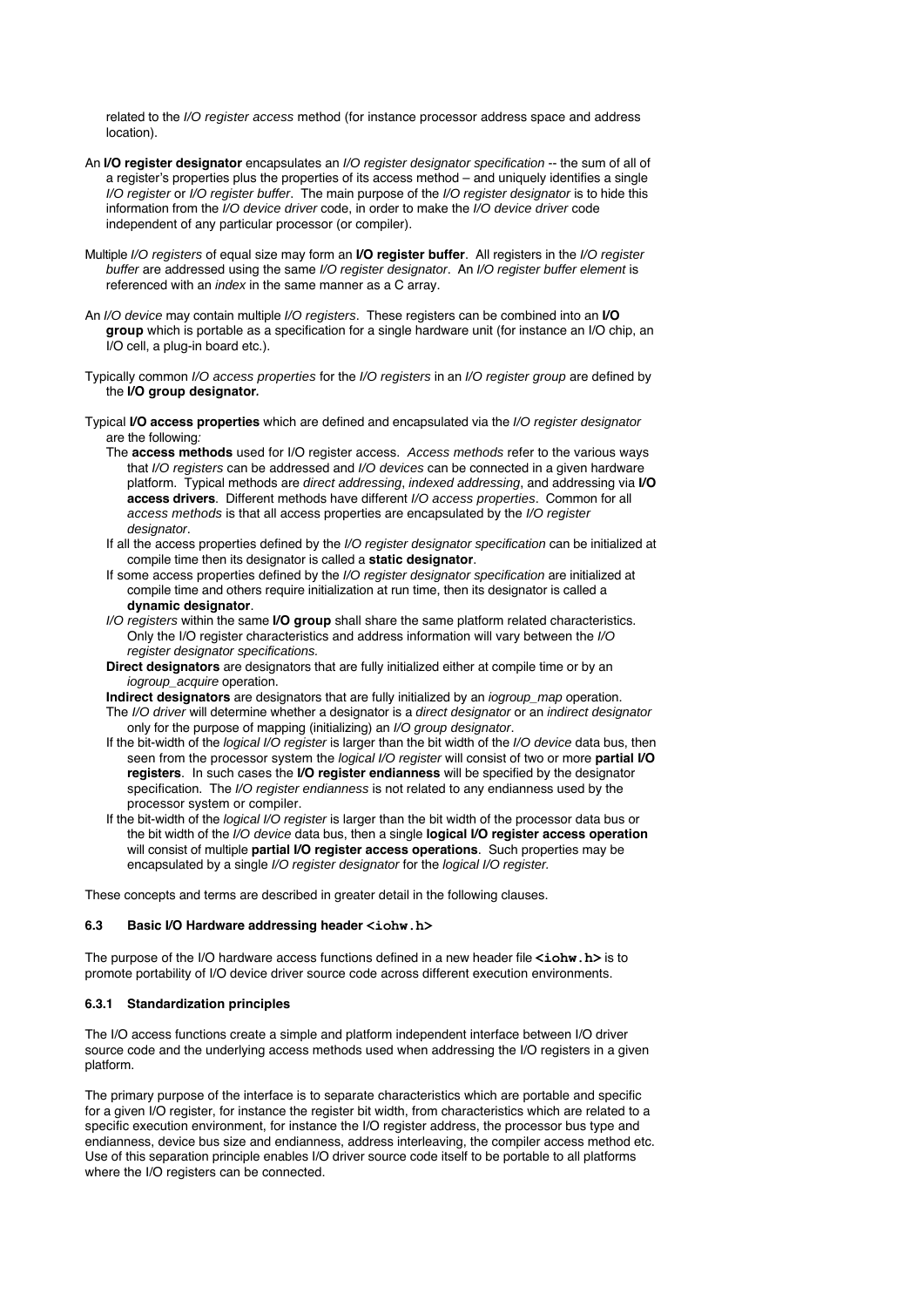related to the *I/O register access* method (for instance processor address space and address location).

An **I/O register designator** encapsulates an *I/O register designator specification* -- the sum of all of a register's properties plus the properties of its access method – and uniquely identifies a single *I/O register* or *I/O register buffer*. The main purpose of the *I/O register designator* is to hide this information from the *I/O device driver* code, in order to make the *I/O device driver* code independent of any particular processor (or compiler).

Multiple *I/O registers* of equal size may form an **I/O register buffer**. All registers in the *I/O register buffer* are addressed using the same *I/O register designator*. An *I/O register buffer element* is referenced with an *index* in the same manner as a C array.

An *I/O device* may contain multiple *I/O registers*. These registers can be combined into an **I/O group** which is portable as a specification for a single hardware unit (for instance an I/O chip, an I/O cell, a plug-in board etc.).

Typically common *I/O access properties* for the *I/O registers* in an *I/O register group* are defined by the **I/O group designator***.*

Typical **I/O access properties** which are defined and encapsulated via the *I/O register designator* are the following*:*

- The **access methods** used for I/O register access. *Access methods* refer to the various ways that *I/O registers* can be addressed and *I/O devices* can be connected in a given hardware platform. Typical methods are *direct addressing*, *indexed addressing*, and addressing via **I/O access drivers**. Different methods have different *I/O access properties*. Common for all *access methods* is that all access properties are encapsulated by the *I/O register designator*.
- If all the access properties defined by the *I/O register designator specification* can be initialized at compile time then its designator is called a **static designator**.
- If some access properties defined by the *I/O register designator specification* are initialized at compile time and others require initialization at run time, then its designator is called a **dynamic designator**.
- *I/O registers* within the same **I/O group** shall share the same platform related characteristics. Only the I/O register characteristics and address information will vary between the *I/O register designator specifications.*
- **Direct designators** are designators that are fully initialized either at compile time or by an *iogroup_acquire* operation.
- **Indirect designators** are designators that are fully initialized by an *iogroup_map* operation.
- The *I/O driver* will determine whether a designator is a *direct designator* or an *indirect designator* only for the purpose of mapping (initializing) an *I/O group designator*.
- If the bit-width of the *logical I/O register* is larger than the bit width of the *I/O device* data bus, then seen from the processor system the *logical I/O register* will consist of two or more **partial I/O registers**. In such cases the **I/O register endianness** will be specified by the designator specification. The *I/O register endianness* is not related to any endianness used by the processor system or compiler.
- If the bit-width of the *logical I/O register* is larger than the bit width of the processor data bus or the bit width of the *I/O device* data bus, then a single **logical I/O register access operation** will consist of multiple **partial I/O register access operations**. Such properties may be encapsulated by a single *I/O register designator* for the *logical I/O register.*

These concepts and terms are described in greater detail in the following clauses.

### 6.3 Basic I/O Hardware addressing header `<iohw.h>`

The purpose of the I/O hardware access functions defined in a new header file **`<iohw.h>`** is to promote portability of I/O device driver source code across different execution environments.

#### 6.3.1 Standardization principles

The I/O access functions create a simple and platform independent interface between I/O driver source code and the underlying access methods used when addressing the I/O registers in a given platform.

The primary purpose of the interface is to separate characteristics which are portable and specific for a given I/O register, for instance the register bit width, from characteristics which are related to a specific execution environment, for instance the I/O register address, the processor bus type and endianness, device bus size and endianness, address interleaving, the compiler access method etc. Use of this separation principle enables I/O driver source code itself to be portable to all platforms where the I/O registers can be connected.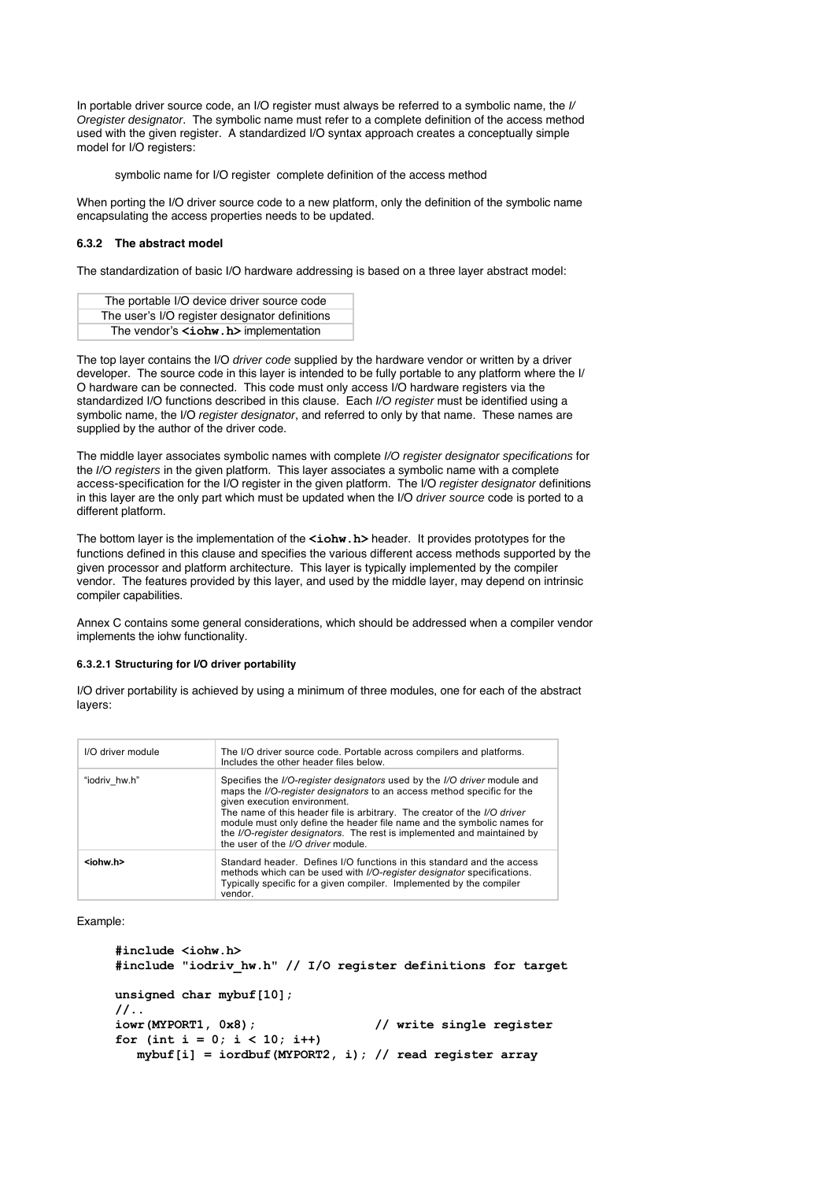In portable driver source code, an I/O register must always be referred to a symbolic name, the *I/ Oregister designator*. The symbolic name must refer to a complete definition of the access method used with the given register. A standardized I/O syntax approach creates a conceptually simple model for I/O registers:

symbolic name for I/O register  complete definition of the access method

When porting the I/O driver source code to a new platform, only the definition of the symbolic name encapsulating the access properties needs to be updated.

### 6.3.2 The abstract model

The standardization of basic I/O hardware addressing is based on a three layer abstract model:

| The portable I/O device driver source code |
|---|
| The user's I/O register designator definitions |
| The vendor's **<iohw.h>** implementation |

The top layer contains the I/O *driver code* supplied by the hardware vendor or written by a driver developer. The source code in this layer is intended to be fully portable to any platform where the I/ O hardware can be connected. This code must only access I/O hardware registers via the standardized I/O functions described in this clause. Each *I/O register* must be identified using a symbolic name, the I/O *register designator*, and referred to only by that name. These names are supplied by the author of the driver code.

The middle layer associates symbolic names with complete *I/O register designator specifications* for the *I/O registers* in the given platform. This layer associates a symbolic name with a complete access-specification for the I/O register in the given platform. The I/O *register designator* definitions in this layer are the only part which must be updated when the I/O *driver source* code is ported to a different platform.

The bottom layer is the implementation of the **<iohw.h>** header. It provides prototypes for the functions defined in this clause and specifies the various different access methods supported by the given processor and platform architecture. This layer is typically implemented by the compiler vendor. The features provided by this layer, and used by the middle layer, may depend on intrinsic compiler capabilities.

Annex C contains some general considerations, which should be addressed when a compiler vendor implements the iohw functionality.

#### 6.3.2.1 Structuring for I/O driver portability

I/O driver portability is achieved by using a minimum of three modules, one for each of the abstract layers:

| | |
|---|---|
| I/O driver module | The I/O driver source code. Portable across compilers and platforms. Includes the other header files below. |
| "iodriv_hw.h" | Specifies the *I/O-register designators* used by the *I/O driver* module and maps the *I/O-register designators* to an access method specific for the given execution environment. The name of this header file is arbitrary. The creator of the *I/O driver* module must only define the header file name and the symbolic names for the *I/O-register designators*. The rest is implemented and maintained by the user of the *I/O driver* module. |
| **<iohw.h>** | Standard header. Defines I/O functions in this standard and the access methods which can be used with *I/O-register designator* specifications. Typically specific for a given compiler. Implemented by the compiler vendor. |

Example:

```
#include <iohw.h>
#include "iodriv_hw.h" // I/O register definitions for target

unsigned char mybuf[10];
//..
iowr(MYPORT1, 0x8);                // write single register
for (int i = 0; i < 10; i++)
   mybuf[i] = iordbuf(MYPORT2, i); // read register array
```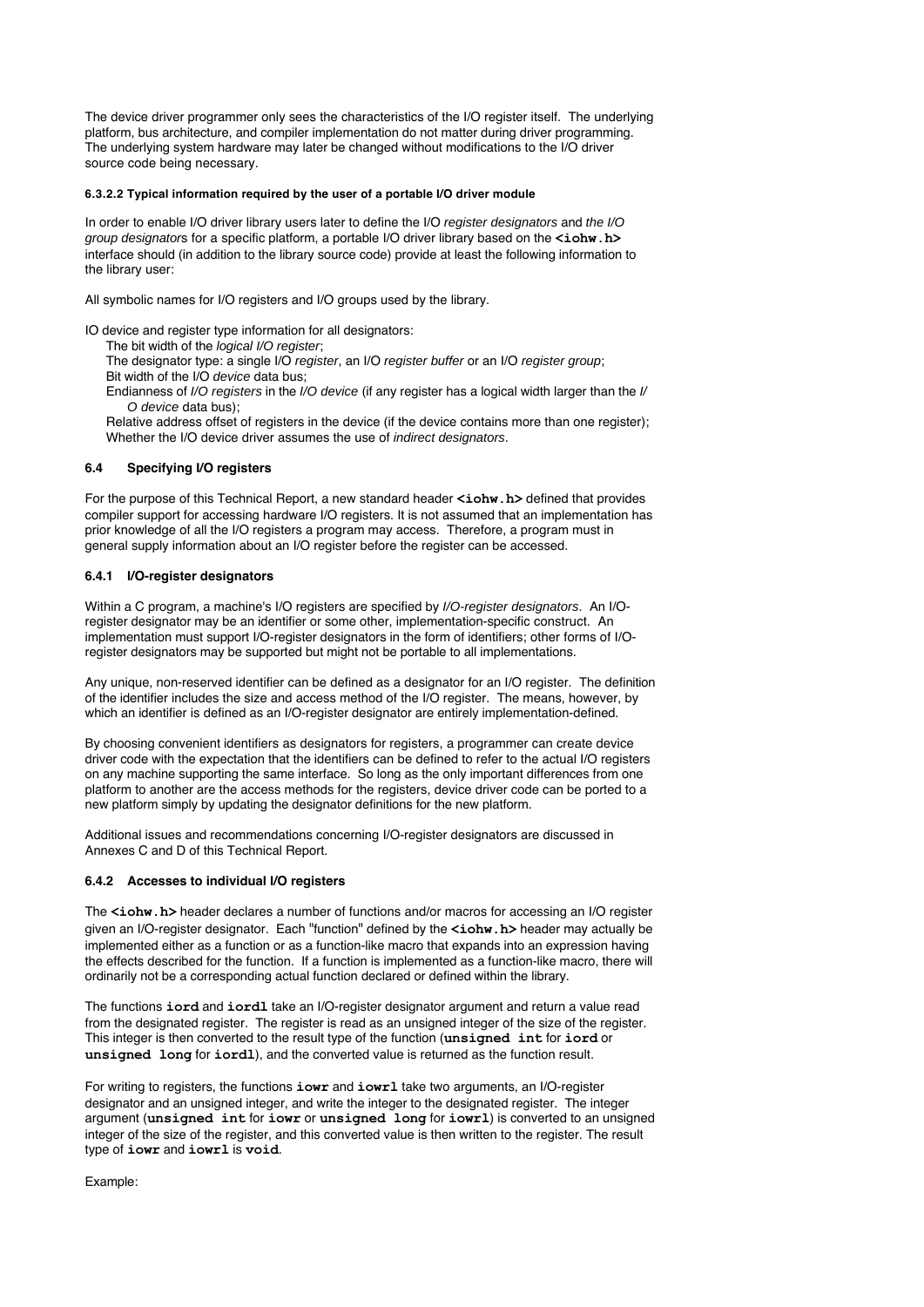The device driver programmer only sees the characteristics of the I/O register itself. The underlying platform, bus architecture, and compiler implementation do not matter during driver programming. The underlying system hardware may later be changed without modifications to the I/O driver source code being necessary.

#### 6.3.2.2 Typical information required by the user of a portable I/O driver module

In order to enable I/O driver library users later to define the I/O *register designators* and *the I/O group designators* for a specific platform, a portable I/O driver library based on the **`<iohw.h>`** interface should (in addition to the library source code) provide at least the following information to the library user:

All symbolic names for I/O registers and I/O groups used by the library.

IO device and register type information for all designators:

- The bit width of the *logical I/O register*;
- The designator type: a single I/O *register*, an I/O *register buffer* or an I/O *register group*;
- Bit width of the I/O *device* data bus;
- Endianness of *I/O registers* in the *I/O device* (if any register has a logical width larger than the *I/O device* data bus);
- Relative address offset of registers in the device (if the device contains more than one register);
- Whether the I/O device driver assumes the use of *indirect designators*.

### 6.4 Specifying I/O registers

For the purpose of this Technical Report, a new standard header **`<iohw.h>`** defined that provides compiler support for accessing hardware I/O registers. It is not assumed that an implementation has prior knowledge of all the I/O registers a program may access. Therefore, a program must in general supply information about an I/O register before the register can be accessed.

#### 6.4.1 I/O-register designators

Within a C program, a machine's I/O registers are specified by *I/O-register designators*. An I/O-register designator may be an identifier or some other, implementation-specific construct. An implementation must support I/O-register designators in the form of identifiers; other forms of I/O-register designators may be supported but might not be portable to all implementations.

Any unique, non-reserved identifier can be defined as a designator for an I/O register. The definition of the identifier includes the size and access method of the I/O register. The means, however, by which an identifier is defined as an I/O-register designator are entirely implementation-defined.

By choosing convenient identifiers as designators for registers, a programmer can create device driver code with the expectation that the identifiers can be defined to refer to the actual I/O registers on any machine supporting the same interface. So long as the only important differences from one platform to another are the access methods for the registers, device driver code can be ported to a new platform simply by updating the designator definitions for the new platform.

Additional issues and recommendations concerning I/O-register designators are discussed in Annexes C and D of this Technical Report.

#### 6.4.2 Accesses to individual I/O registers

The **`<iohw.h>`** header declares a number of functions and/or macros for accessing an I/O register given an I/O-register designator. Each "function" defined by the **`<iohw.h>`** header may actually be implemented either as a function or as a function-like macro that expands into an expression having the effects described for the function. If a function is implemented as a function-like macro, there will ordinarily not be a corresponding actual function declared or defined within the library.

The functions **`iord`** and **`iordl`** take an I/O-register designator argument and return a value read from the designated register. The register is read as an unsigned integer of the size of the register. This integer is then converted to the result type of the function (**`unsigned int`** for **`iord`** or **`unsigned long`** for **`iordl`**), and the converted value is returned as the function result.

For writing to registers, the functions **`iowr`** and **`iowrl`** take two arguments, an I/O-register designator and an unsigned integer, and write the integer to the designated register. The integer argument (**`unsigned int`** for **`iowr`** or **`unsigned long`** for **`iowrl`**) is converted to an unsigned integer of the size of the register, and this converted value is then written to the register. The result type of **`iowr`** and **`iowrl`** is **`void`**.

Example: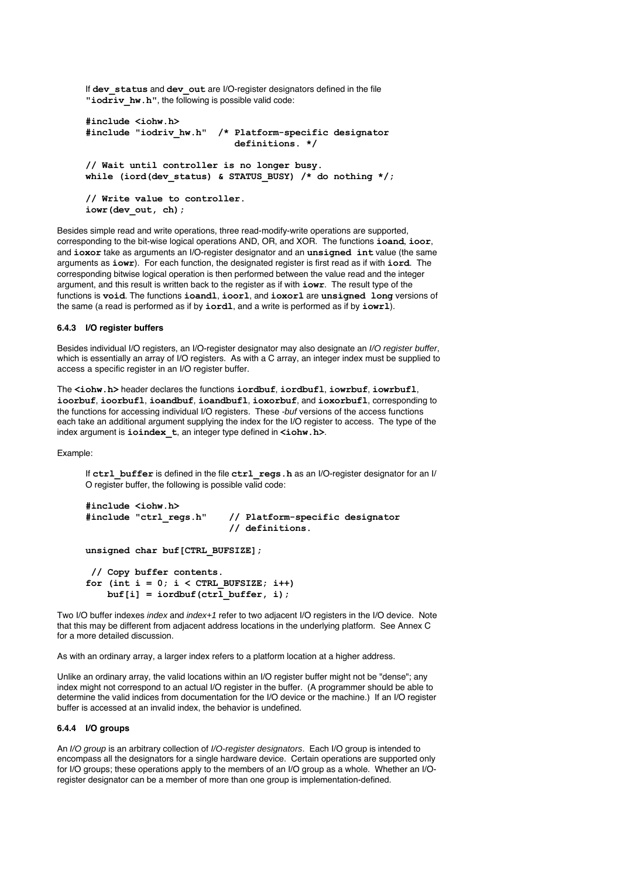If **dev_status** and **dev_out** are I/O-register designators defined in the file **"iodriv_hw.h"**, the following is possible valid code:

```
#include <iohw.h>
#include "iodriv_hw.h"  /* Platform-specific designator
                           definitions. */

// Wait until controller is no longer busy.
while (iord(dev_status) & STATUS_BUSY) /* do nothing */;

// Write value to controller.
iowr(dev_out, ch);
```

Besides simple read and write operations, three read-modify-write operations are supported, corresponding to the bit-wise logical operations AND, OR, and XOR. The functions **ioand**, **ioor**, and **ioxor** take as arguments an I/O-register designator and an **unsigned int** value (the same arguments as **iowr**). For each function, the designated register is first read as if with **iord**. The corresponding bitwise logical operation is then performed between the value read and the integer argument, and this result is written back to the register as if with **iowr**. The result type of the functions is **void**. The functions **ioandl**, **ioorl**, and **ioxorl** are **unsigned long** versions of the same (a read is performed as if by **iordl**, and a write is performed as if by **iowrl**).

#### 6.4.3 I/O register buffers

Besides individual I/O registers, an I/O-register designator may also designate an *I/O register buffer*, which is essentially an array of I/O registers. As with a C array, an integer index must be supplied to access a specific register in an I/O register buffer.

The **<iohw.h>** header declares the functions **iordbuf**, **iordbufl**, **iowrbuf**, **iowrbufl**, **ioorbuf**, **ioorbufl**, **ioandbuf**, **ioandbufl**, **ioxorbuf**, and **ioxorbufl**, corresponding to the functions for accessing individual I/O registers. These *-buf* versions of the access functions each take an additional argument supplying the index for the I/O register to access. The type of the index argument is **ioindex_t**, an integer type defined in **<iohw.h>**.

Example:

If **ctrl_buffer** is defined in the file **ctrl_regs.h** as an I/O-register designator for an I/O register buffer, the following is possible valid code:

```
#include <iohw.h>
#include "ctrl_regs.h"    // Platform-specific designator
                          // definitions.

unsigned char buf[CTRL_BUFSIZE];

 // Copy buffer contents.
for (int i = 0; i < CTRL_BUFSIZE; i++)
    buf[i] = iordbuf(ctrl_buffer, i);
```

Two I/O buffer indexes *index* and *index+1* refer to two adjacent I/O registers in the I/O device. Note that this may be different from adjacent address locations in the underlying platform. See Annex C for a more detailed discussion.

As with an ordinary array, a larger index refers to a platform location at a higher address.

Unlike an ordinary array, the valid locations within an I/O register buffer might not be "dense"; any index might not correspond to an actual I/O register in the buffer. (A programmer should be able to determine the valid indices from documentation for the I/O device or the machine.) If an I/O register buffer is accessed at an invalid index, the behavior is undefined.

#### 6.4.4 I/O groups

An *I/O group* is an arbitrary collection of *I/O-register designators*. Each I/O group is intended to encompass all the designators for a single hardware device. Certain operations are supported only for I/O groups; these operations apply to the members of an I/O group as a whole. Whether an I/O-register designator can be a member of more than one group is implementation-defined.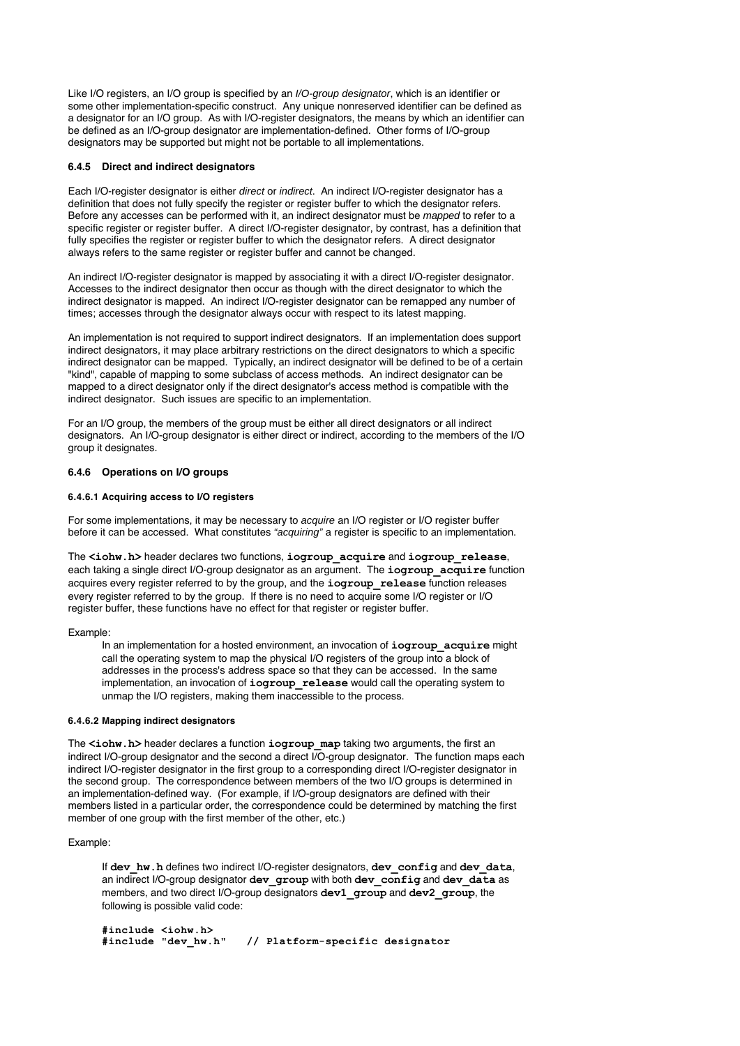Like I/O registers, an I/O group is specified by an *I/O-group designator*, which is an identifier or some other implementation-specific construct. Any unique nonreserved identifier can be defined as a designator for an I/O group. As with I/O-register designators, the means by which an identifier can be defined as an I/O-group designator are implementation-defined. Other forms of I/O-group designators may be supported but might not be portable to all implementations.

### 6.4.5 Direct and indirect designators

Each I/O-register designator is either *direct* or *indirect*. An indirect I/O-register designator has a definition that does not fully specify the register or register buffer to which the designator refers. Before any accesses can be performed with it, an indirect designator must be *mapped* to refer to a specific register or register buffer. A direct I/O-register designator, by contrast, has a definition that fully specifies the register or register buffer to which the designator refers. A direct designator always refers to the same register or register buffer and cannot be changed.

An indirect I/O-register designator is mapped by associating it with a direct I/O-register designator. Accesses to the indirect designator then occur as though with the direct designator to which the indirect designator is mapped. An indirect I/O-register designator can be remapped any number of times; accesses through the designator always occur with respect to its latest mapping.

An implementation is not required to support indirect designators. If an implementation does support indirect designators, it may place arbitrary restrictions on the direct designators to which a specific indirect designator can be mapped. Typically, an indirect designator will be defined to be of a certain "kind", capable of mapping to some subclass of access methods. An indirect designator can be mapped to a direct designator only if the direct designator's access method is compatible with the indirect designator. Such issues are specific to an implementation.

For an I/O group, the members of the group must be either all direct designators or all indirect designators. An I/O-group designator is either direct or indirect, according to the members of the I/O group it designates.

### 6.4.6 Operations on I/O groups

#### 6.4.6.1 Acquiring access to I/O registers

For some implementations, it may be necessary to *acquire* an I/O register or I/O register buffer before it can be accessed. What constitutes *"acquiring"* a register is specific to an implementation.

The **<iohw.h>** header declares two functions, **iogroup_acquire** and **iogroup_release**, each taking a single direct I/O-group designator as an argument. The **iogroup_acquire** function acquires every register referred to by the group, and the **iogroup_release** function releases every register referred to by the group. If there is no need to acquire some I/O register or I/O register buffer, these functions have no effect for that register or register buffer.

Example:

> In an implementation for a hosted environment, an invocation of **iogroup_acquire** might call the operating system to map the physical I/O registers of the group into a block of addresses in the process's address space so that they can be accessed. In the same implementation, an invocation of **iogroup_release** would call the operating system to unmap the I/O registers, making them inaccessible to the process.

#### 6.4.6.2 Mapping indirect designators

The **<iohw.h>** header declares a function **iogroup_map** taking two arguments, the first an indirect I/O-group designator and the second a direct I/O-group designator. The function maps each indirect I/O-register designator in the first group to a corresponding direct I/O-register designator in the second group. The correspondence between members of the two I/O groups is determined in an implementation-defined way. (For example, if I/O-group designators are defined with their members listed in a particular order, the correspondence could be determined by matching the first member of one group with the first member of the other, etc.)

Example:

> If **dev_hw.h** defines two indirect I/O-register designators, **dev_config** and **dev_data**, an indirect I/O-group designator **dev_group** with both **dev_config** and **dev_data** as members, and two direct I/O-group designators **dev1_group** and **dev2_group**, the following is possible valid code:

```
#include <iohw.h>
#include "dev_hw.h"   // Platform-specific designator
```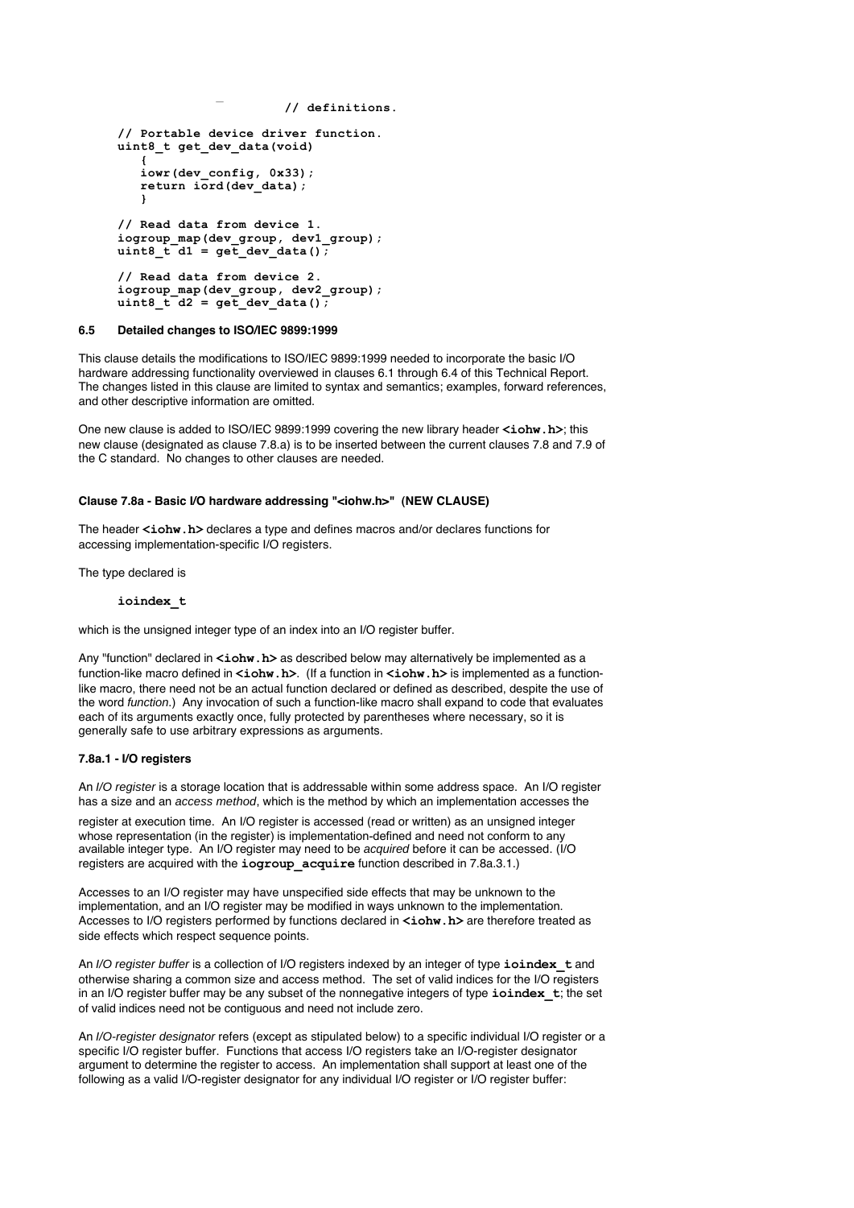```
                         // definitions.

// Portable device driver function.
uint8_t get_dev_data(void)
   {
   iowr(dev_config, 0x33);
   return iord(dev_data);
   }

// Read data from device 1.
iogroup_map(dev_group, dev1_group);
uint8_t d1 = get_dev_data();

// Read data from device 2.
iogroup_map(dev_group, dev2_group);
uint8_t d2 = get_dev_data();
```

### 6.5 Detailed changes to ISO/IEC 9899:1999

This clause details the modifications to ISO/IEC 9899:1999 needed to incorporate the basic I/O hardware addressing functionality overviewed in clauses 6.1 through 6.4 of this Technical Report. The changes listed in this clause are limited to syntax and semantics; examples, forward references, and other descriptive information are omitted.

One new clause is added to ISO/IEC 9899:1999 covering the new library header **<iohw.h>**; this new clause (designated as clause 7.8.a) is to be inserted between the current clauses 7.8 and 7.9 of the C standard. No changes to other clauses are needed.

#### Clause 7.8a - Basic I/O hardware addressing "<iohw.h>" (NEW CLAUSE)

The header **<iohw.h>** declares a type and defines macros and/or declares functions for accessing implementation-specific I/O registers.

The type declared is

**ioindex_t**

which is the unsigned integer type of an index into an I/O register buffer.

Any "function" declared in **<iohw.h>** as described below may alternatively be implemented as a function-like macro defined in **<iohw.h>**. (If a function in **<iohw.h>** is implemented as a function-like macro, there need not be an actual function declared or defined as described, despite the use of the word *function*.) Any invocation of such a function-like macro shall expand to code that evaluates each of its arguments exactly once, fully protected by parentheses where necessary, so it is generally safe to use arbitrary expressions as arguments.

#### 7.8a.1 - I/O registers

An *I/O register* is a storage location that is addressable within some address space. An I/O register has a size and an *access method*, which is the method by which an implementation accesses the register at execution time. An I/O register is accessed (read or written) as an unsigned integer whose representation (in the register) is implementation-defined and need not conform to any available integer type. An I/O register may need to be *acquired* before it can be accessed. (I/O registers are acquired with the **iogroup_acquire** function described in 7.8a.3.1.)

Accesses to an I/O register may have unspecified side effects that may be unknown to the implementation, and an I/O register may be modified in ways unknown to the implementation. Accesses to I/O registers performed by functions declared in **<iohw.h>** are therefore treated as side effects which respect sequence points.

An *I/O register buffer* is a collection of I/O registers indexed by an integer of type **ioindex_t** and otherwise sharing a common size and access method. The set of valid indices for the I/O registers in an I/O register buffer may be any subset of the nonnegative integers of type **ioindex_t**; the set of valid indices need not be contiguous and need not include zero.

An *I/O-register designator* refers (except as stipulated below) to a specific individual I/O register or a specific I/O register buffer. Functions that access I/O registers take an I/O-register designator argument to determine the register to access. An implementation shall support at least one of the following as a valid I/O-register designator for any individual I/O register or I/O register buffer: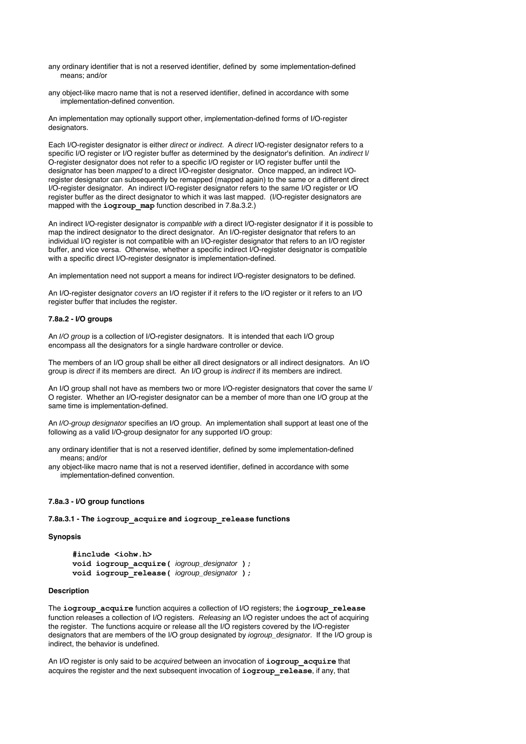any ordinary identifier that is not a reserved identifier, defined by some implementation-defined means; and/or

any object-like macro name that is not a reserved identifier, defined in accordance with some implementation-defined convention.

An implementation may optionally support other, implementation-defined forms of I/O-register designators.

Each I/O-register designator is either *direct* or *indirect*. A *direct* I/O-register designator refers to a specific I/O register or I/O register buffer as determined by the designator's definition. An *indirect* I/O-register designator does not refer to a specific I/O register or I/O register buffer until the designator has been *mapped* to a direct I/O-register designator. Once mapped, an indirect I/O-register designator can subsequently be remapped (mapped again) to the same or a different direct I/O-register designator. An indirect I/O-register designator refers to the same I/O register or I/O register buffer as the direct designator to which it was last mapped. (I/O-register designators are mapped with the **iogroup_map** function described in 7.8a.3.2.)

An indirect I/O-register designator is *compatible with* a direct I/O-register designator if it is possible to map the indirect designator to the direct designator. An I/O-register designator that refers to an individual I/O register is not compatible with an I/O-register designator that refers to an I/O register buffer, and vice versa. Otherwise, whether a specific indirect I/O-register designator is compatible with a specific direct I/O-register designator is implementation-defined.

An implementation need not support a means for indirect I/O-register designators to be defined.

An I/O-register designator *covers* an I/O register if it refers to the I/O register or it refers to an I/O register buffer that includes the register.

#### 7.8a.2 - I/O groups

An *I/O group* is a collection of I/O-register designators. It is intended that each I/O group encompass all the designators for a single hardware controller or device.

The members of an I/O group shall be either all direct designators or all indirect designators. An I/O group is *direct* if its members are direct. An I/O group is *indirect* if its members are indirect.

An I/O group shall not have as members two or more I/O-register designators that cover the same I/O register. Whether an I/O-register designator can be a member of more than one I/O group at the same time is implementation-defined.

An *I/O-group designator* specifies an I/O group. An implementation shall support at least one of the following as a valid I/O-group designator for any supported I/O group:

any ordinary identifier that is not a reserved identifier, defined by some implementation-defined means; and/or

any object-like macro name that is not a reserved identifier, defined in accordance with some implementation-defined convention.

#### 7.8a.3 - I/O group functions

#### 7.8a.3.1 - The iogroup_acquire and iogroup_release functions

**Synopsis**

```
#include <iohw.h>
void iogroup_acquire( iogroup_designator );
void iogroup_release( iogroup_designator );
```

**Description**

The **iogroup_acquire** function acquires a collection of I/O registers; the **iogroup_release** function releases a collection of I/O registers. *Releasing* an I/O register undoes the act of acquiring the register. The functions acquire or release all the I/O registers covered by the I/O-register designators that are members of the I/O group designated by *iogroup_designator*. If the I/O group is indirect, the behavior is undefined.

An I/O register is only said to be *acquired* between an invocation of **iogroup_acquire** that acquires the register and the next subsequent invocation of **iogroup_release**, if any, that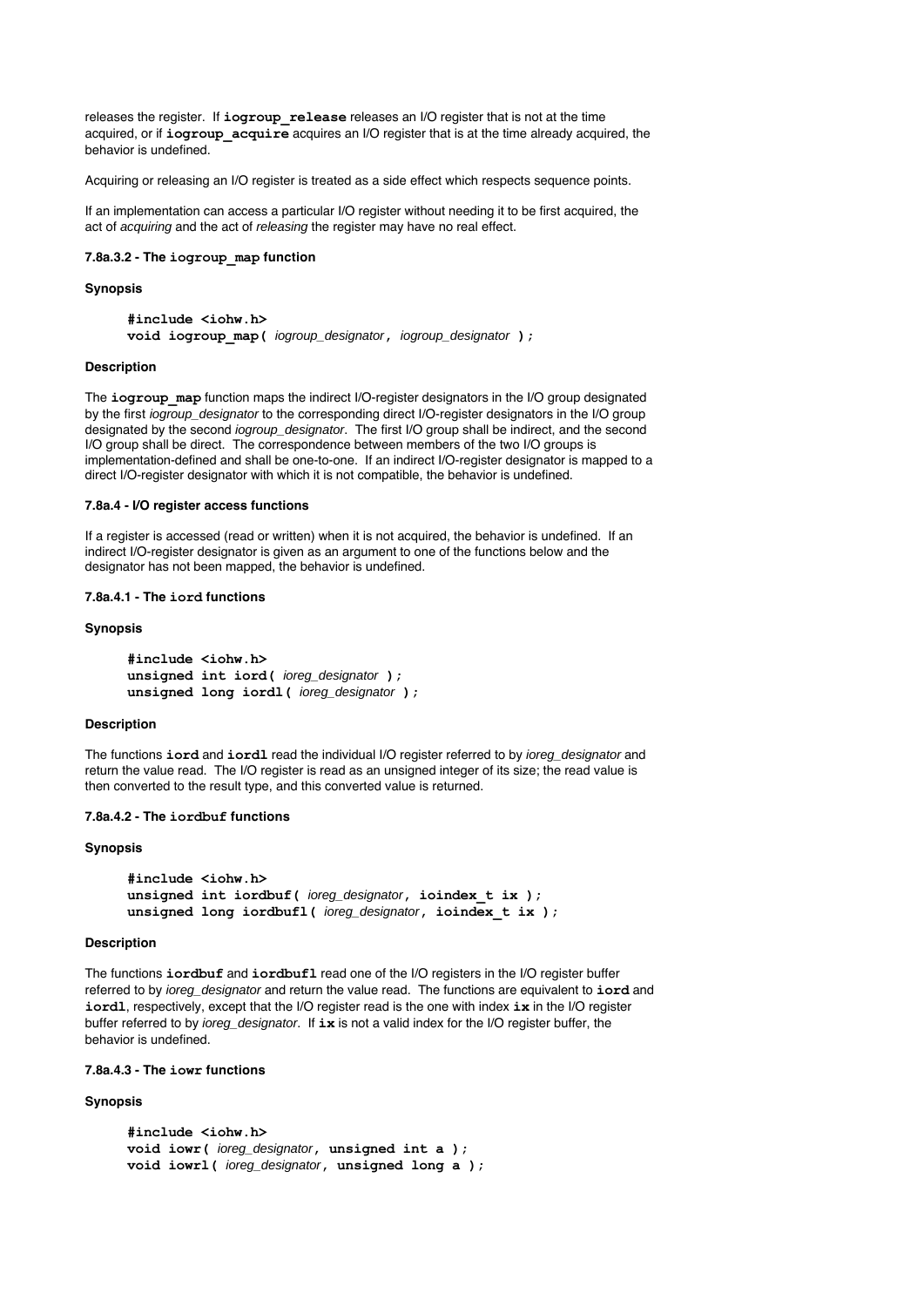releases the register. If **iogroup_release** releases an I/O register that is not at the time acquired, or if **iogroup_acquire** acquires an I/O register that is at the time already acquired, the behavior is undefined.

Acquiring or releasing an I/O register is treated as a side effect which respects sequence points.

If an implementation can access a particular I/O register without needing it to be first acquired, the act of *acquiring* and the act of *releasing* the register may have no real effect.

#### 7.8a.3.2 - The iogroup_map function

**Synopsis**

```
#include <iohw.h>
void iogroup_map( iogroup_designator, iogroup_designator );
```

**Description**

The **iogroup_map** function maps the indirect I/O-register designators in the I/O group designated by the first *iogroup_designator* to the corresponding direct I/O-register designators in the I/O group designated by the second *iogroup_designator*. The first I/O group shall be indirect, and the second I/O group shall be direct. The correspondence between members of the two I/O groups is implementation-defined and shall be one-to-one. If an indirect I/O-register designator is mapped to a direct I/O-register designator with which it is not compatible, the behavior is undefined.

#### 7.8a.4 - I/O register access functions

If a register is accessed (read or written) when it is not acquired, the behavior is undefined. If an indirect I/O-register designator is given as an argument to one of the functions below and the designator has not been mapped, the behavior is undefined.

#### 7.8a.4.1 - The iord functions

**Synopsis**

```
#include <iohw.h>
unsigned int iord( ioreg_designator );
unsigned long iordl( ioreg_designator );
```

**Description**

The functions **iord** and **iordl** read the individual I/O register referred to by *ioreg_designator* and return the value read. The I/O register is read as an unsigned integer of its size; the read value is then converted to the result type, and this converted value is returned.

#### 7.8a.4.2 - The iordbuf functions

**Synopsis**

```
#include <iohw.h>
unsigned int iordbuf( ioreg_designator, ioindex_t ix );
unsigned long iordbufl( ioreg_designator, ioindex_t ix );
```

**Description**

The functions **iordbuf** and **iordbufl** read one of the I/O registers in the I/O register buffer referred to by *ioreg_designator* and return the value read. The functions are equivalent to **iord** and **iordl**, respectively, except that the I/O register read is the one with index **ix** in the I/O register buffer referred to by *ioreg_designator*. If **ix** is not a valid index for the I/O register buffer, the behavior is undefined.

#### 7.8a.4.3 - The iowr functions

**Synopsis**

```
#include <iohw.h>
void iowr( ioreg_designator, unsigned int a );
void iowrl( ioreg_designator, unsigned long a );
```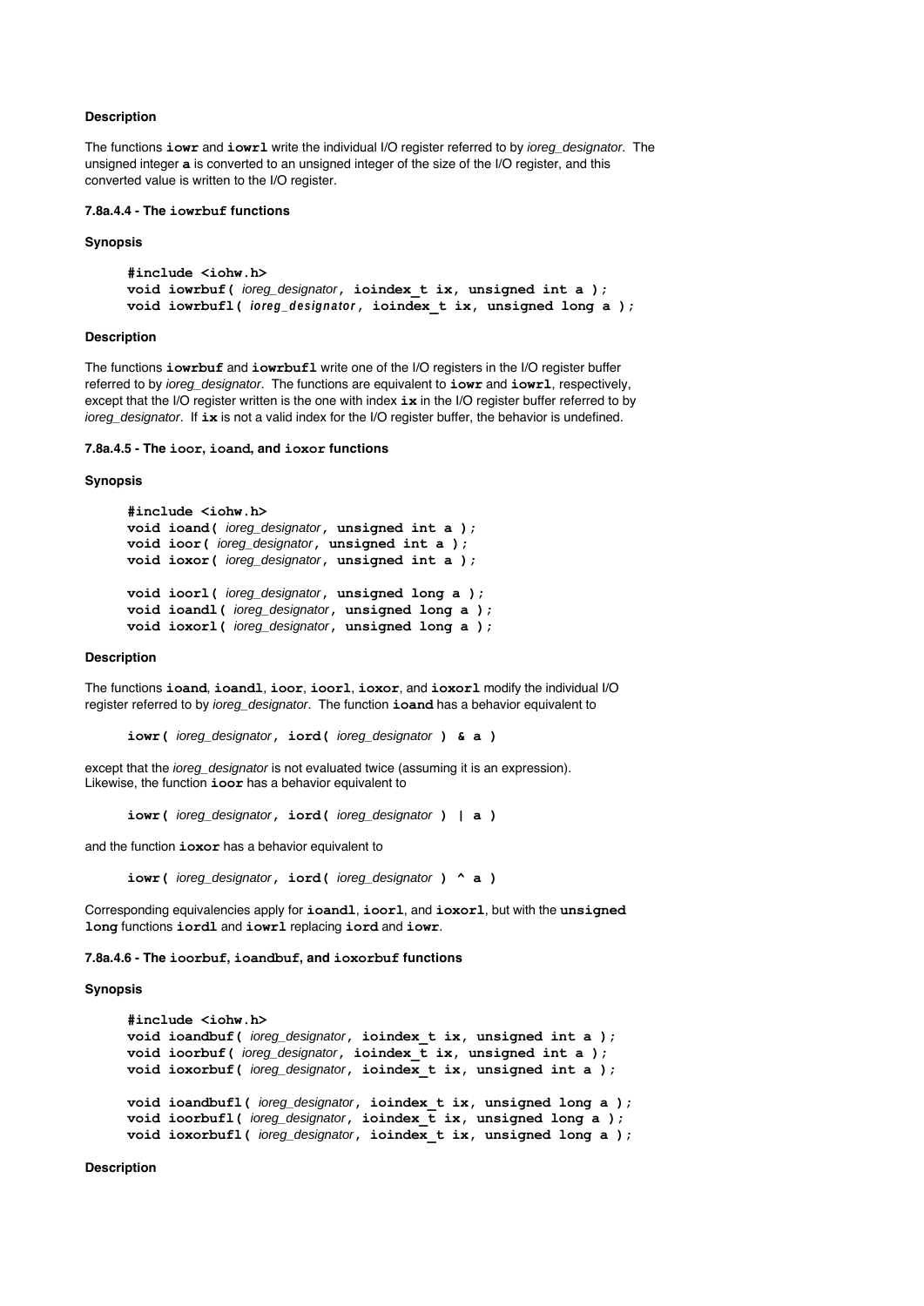**Description**

The functions **iowr** and **iowrl** write the individual I/O register referred to by *ioreg_designator*. The unsigned integer **a** is converted to an unsigned integer of the size of the I/O register, and this converted value is written to the I/O register.

#### 7.8a.4.4 - The iowrbuf functions

**Synopsis**

```
#include <iohw.h>
void iowrbuf( ioreg_designator, ioindex_t ix, unsigned int a );
void iowrbufl( ioreg_designator, ioindex_t ix, unsigned long a );
```

**Description**

The functions **iowrbuf** and **iowrbufl** write one of the I/O registers in the I/O register buffer referred to by *ioreg_designator*. The functions are equivalent to **iowr** and **iowrl**, respectively, except that the I/O register written is the one with index **ix** in the I/O register buffer referred to by *ioreg_designator*. If **ix** is not a valid index for the I/O register buffer, the behavior is undefined.

#### 7.8a.4.5 - The ioor, ioand, and ioxor functions

**Synopsis**

```
#include <iohw.h>
void ioand( ioreg_designator, unsigned int a );
void ioor( ioreg_designator, unsigned int a );
void ioxor( ioreg_designator, unsigned int a );

void ioorl( ioreg_designator, unsigned long a );
void ioandl( ioreg_designator, unsigned long a );
void ioxorl( ioreg_designator, unsigned long a );
```

**Description**

The functions **ioand**, **ioandl**, **ioor**, **ioorl**, **ioxor**, and **ioxorl** modify the individual I/O register referred to by *ioreg_designator*. The function **ioand** has a behavior equivalent to

```
iowr( ioreg_designator, iord( ioreg_designator ) & a )
```

except that the *ioreg_designator* is not evaluated twice (assuming it is an expression). Likewise, the function **ioor** has a behavior equivalent to

```
iowr( ioreg_designator, iord( ioreg_designator ) | a )
```

and the function **ioxor** has a behavior equivalent to

```
iowr( ioreg_designator, iord( ioreg_designator ) ^ a )
```

Corresponding equivalencies apply for **ioandl**, **ioorl**, and **ioxorl**, but with the **unsigned long** functions **iordl** and **iowrl** replacing **iord** and **iowr**.

#### 7.8a.4.6 - The ioorbuf, ioandbuf, and ioxorbuf functions

**Synopsis**

```
#include <iohw.h>
void ioandbuf( ioreg_designator, ioindex_t ix, unsigned int a );
void ioorbuf( ioreg_designator, ioindex_t ix, unsigned int a );
void ioxorbuf( ioreg_designator, ioindex_t ix, unsigned int a );

void ioandbufl( ioreg_designator, ioindex_t ix, unsigned long a );
void ioorbufl( ioreg_designator, ioindex_t ix, unsigned long a );
void ioxorbufl( ioreg_designator, ioindex_t ix, unsigned long a );
```

**Description**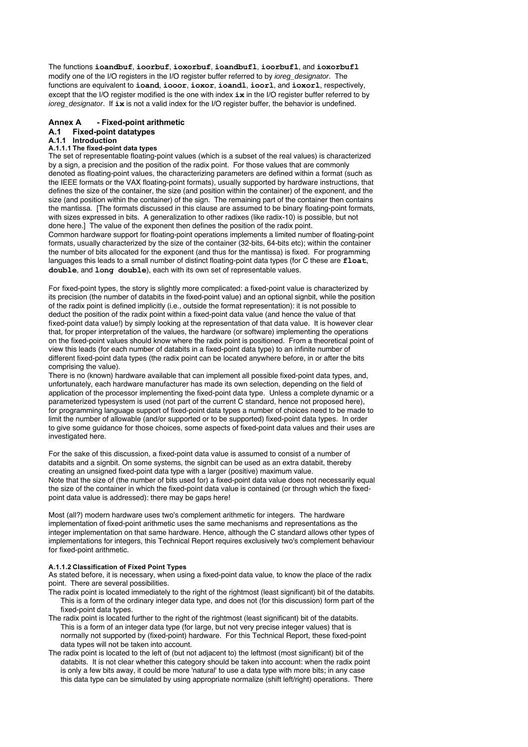The functions **ioandbuf**, **ioorbuf**, **ioxorbuf**, **ioandbufl**, **ioorbufl**, and **ioxorbufl** modify one of the I/O registers in the I/O register buffer referred to by *ioreg_designator*. The functions are equivalent to **ioand**, **iooor**, **ioxor**, **ioandl**, **ioorl**, and **ioxorl**, respectively, except that the I/O register modified is the one with index **ix** in the I/O register buffer referred to by *ioreg_designator*. If **ix** is not a valid index for the I/O register buffer, the behavior is undefined.

# Annex A - Fixed-point arithmetic

## A.1 Fixed-point datatypes

### A.1.1 Introduction

#### A.1.1.1 The fixed-point data types

The set of representable floating-point values (which is a subset of the real values) is characterized by a sign, a precision and the position of the radix point. For those values that are commonly denoted as floating-point values, the characterizing parameters are defined within a format (such as the IEEE formats or the VAX floating-point formats), usually supported by hardware instructions, that defines the size of the container, the size (and position within the container) of the exponent, and the size (and position within the container) of the sign. The remaining part of the container then contains the mantissa. [The formats discussed in this clause are assumed to be binary floating-point formats, with sizes expressed in bits. A generalization to other radixes (like radix-10) is possible, but not done here.] The value of the exponent then defines the position of the radix point.
Common hardware support for floating-point operations implements a limited number of floating-point formats, usually characterized by the size of the container (32-bits, 64-bits etc); within the container the number of bits allocated for the exponent (and thus for the mantissa) is fixed. For programming languages this leads to a small number of distinct floating-point data types (for C these are **float**, **double**, and **long double**), each with its own set of representable values.

For fixed-point types, the story is slightly more complicated: a fixed-point value is characterized by its precision (the number of databits in the fixed-point value) and an optional signbit, while the position of the radix point is defined implicitly (i.e., outside the format representation): it is not possible to deduct the position of the radix point within a fixed-point data value (and hence the value of that fixed-point data value!) by simply looking at the representation of that data value. It is however clear that, for proper interpretation of the values, the hardware (or software) implementing the operations on the fixed-point values should know where the radix point is positioned. From a theoretical point of view this leads (for each number of databits in a fixed-point data type) to an infinite number of different fixed-point data types (the radix point can be located anywhere before, in or after the bits comprising the value).
There is no (known) hardware available that can implement all possible fixed-point data types, and, unfortunately, each hardware manufacturer has made its own selection, depending on the field of application of the processor implementing the fixed-point data type. Unless a complete dynamic or a parameterized typesystem is used (not part of the current C standard, hence not proposed here), for programming language support of fixed-point data types a number of choices need to be made to limit the number of allowable (and/or supported or to be supported) fixed-point data types. In order to give some guidance for those choices, some aspects of fixed-point data values and their uses are investigated here.

For the sake of this discussion, a fixed-point data value is assumed to consist of a number of databits and a signbit. On some systems, the signbit can be used as an extra databit, thereby creating an unsigned fixed-point data type with a larger (positive) maximum value.
Note that the size of (the number of bits used for) a fixed-point data value does not necessarily equal the size of the container in which the fixed-point data value is contained (or through which the fixed-point data value is addressed): there may be gaps here!

Most (all?) modern hardware uses two's complement arithmetic for integers. The hardware implementation of fixed-point arithmetic uses the same mechanisms and representations as the integer implementation on that same hardware. Hence, although the C standard allows other types of implementations for integers, this Technical Report requires exclusively two's complement behaviour for fixed-point arithmetic.

#### A.1.1.2 Classification of Fixed Point Types

As stated before, it is necessary, when using a fixed-point data value, to know the place of the radix point. There are several possibilities.

- The radix point is located immediately to the right of the rightmost (least significant) bit of the databits. This is a form of the ordinary integer data type, and does not (for this discussion) form part of the fixed-point data types.
- The radix point is located further to the right of the rightmost (least significant) bit of the databits. This is a form of an integer data type (for large, but not very precise integer values) that is normally not supported by (fixed-point) hardware. For this Technical Report, these fixed-point data types will not be taken into account.
- The radix point is located to the left of (but not adjacent to) the leftmost (most significant) bit of the databits. It is not clear whether this category should be taken into account: when the radix point is only a few bits away, it could be more 'natural' to use a data type with more bits; in any case this data type can be simulated by using appropriate normalize (shift left/right) operations. There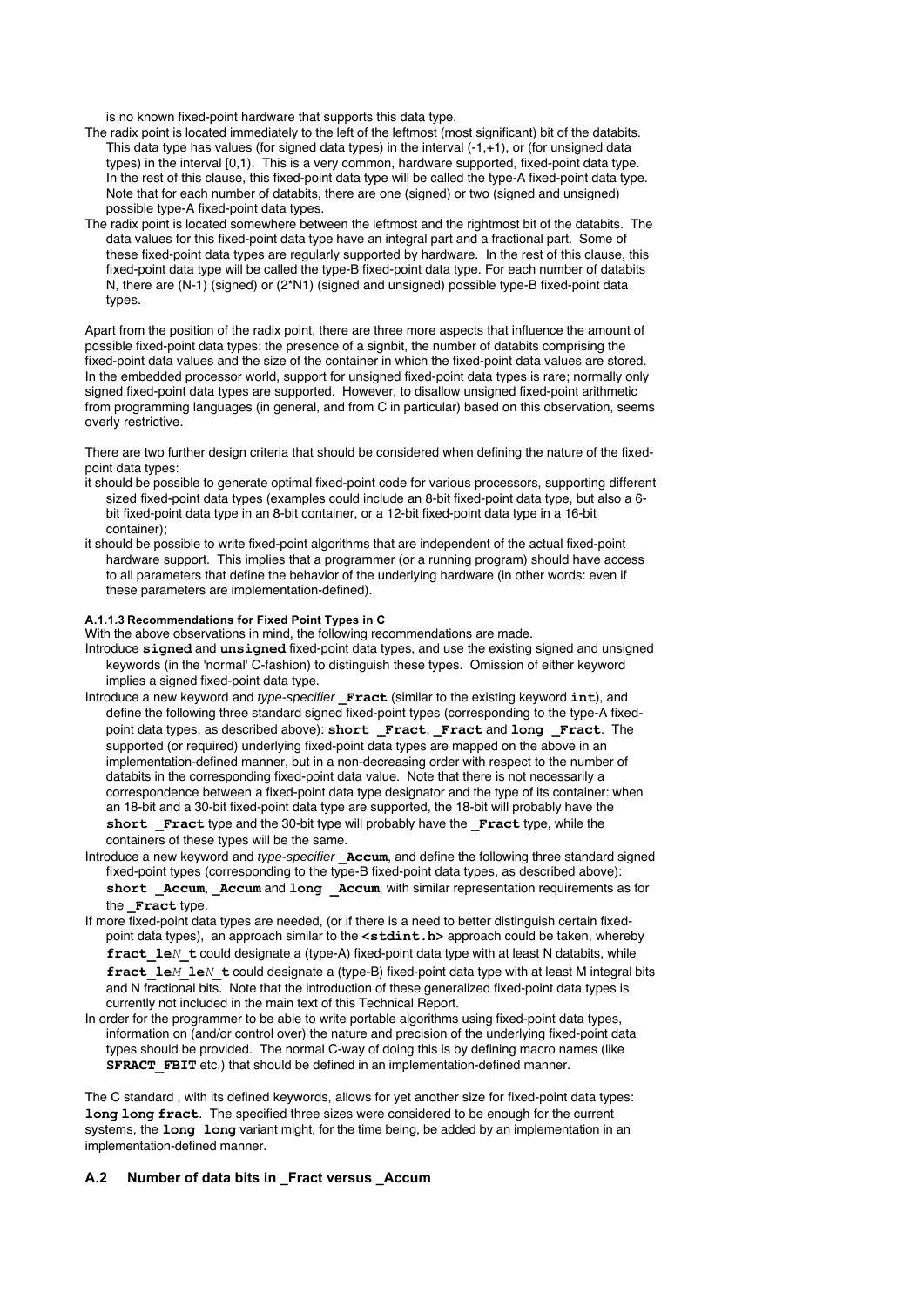is no known fixed-point hardware that supports this data type.

- The radix point is located immediately to the left of the leftmost (most significant) bit of the databits. This data type has values (for signed data types) in the interval (-1,+1), or (for unsigned data types) in the interval [0,1). This is a very common, hardware supported, fixed-point data type. In the rest of this clause, this fixed-point data type will be called the type-A fixed-point data type. Note that for each number of databits, there are one (signed) or two (signed and unsigned) possible type-A fixed-point data types.
- The radix point is located somewhere between the leftmost and the rightmost bit of the databits. The data values for this fixed-point data type have an integral part and a fractional part. Some of these fixed-point data types are regularly supported by hardware. In the rest of this clause, this fixed-point data type will be called the type-B fixed-point data type. For each number of databits N, there are (N-1) (signed) or (2*N1) (signed and unsigned) possible type-B fixed-point data types.

Apart from the position of the radix point, there are three more aspects that influence the amount of possible fixed-point data types: the presence of a signbit, the number of databits comprising the fixed-point data values and the size of the container in which the fixed-point data values are stored. In the embedded processor world, support for unsigned fixed-point data types is rare; normally only signed fixed-point data types are supported. However, to disallow unsigned fixed-point arithmetic from programming languages (in general, and from C in particular) based on this observation, seems overly restrictive.

There are two further design criteria that should be considered when defining the nature of the fixed-point data types:

- it should be possible to generate optimal fixed-point code for various processors, supporting different sized fixed-point data types (examples could include an 8-bit fixed-point data type, but also a 6-bit fixed-point data type in an 8-bit container, or a 12-bit fixed-point data type in a 16-bit container);
- it should be possible to write fixed-point algorithms that are independent of the actual fixed-point hardware support. This implies that a programmer (or a running program) should have access to all parameters that define the behavior of the underlying hardware (in other words: even if these parameters are implementation-defined).

#### A.1.1.3 Recommendations for Fixed Point Types in C

With the above observations in mind, the following recommendations are made.

- Introduce **signed** and **unsigned** fixed-point data types, and use the existing signed and unsigned keywords (in the 'normal' C-fashion) to distinguish these types. Omission of either keyword implies a signed fixed-point data type.
- Introduce a new keyword and *type-specifier* **_Fract** (similar to the existing keyword **int**), and define the following three standard signed fixed-point types (corresponding to the type-A fixed-point data types, as described above): **short _Fract**, **_Fract** and **long _Fract**. The supported (or required) underlying fixed-point data types are mapped on the above in an implementation-defined manner, but in a non-decreasing order with respect to the number of databits in the corresponding fixed-point data value. Note that there is not necessarily a correspondence between a fixed-point data type designator and the type of its container: when an 18-bit and a 30-bit fixed-point data type are supported, the 18-bit will probably have the **short _Fract** type and the 30-bit type will probably have the **_Fract** type, while the containers of these types will be the same.
- Introduce a new keyword and *type-specifier* **_Accum**, and define the following three standard signed fixed-point types (corresponding to the type-B fixed-point data types, as described above): **short _Accum**, **_Accum** and **long _Accum**, with similar representation requirements as for the **_Fract** type.
- If more fixed-point data types are needed, (or if there is a need to better distinguish certain fixed-point data types), an approach similar to the **<stdint.h>** approach could be taken, whereby **fract_le*N*_t** could designate a (type-A) fixed-point data type with at least N databits, while **fract_le*M*_le*N*_t** could designate a (type-B) fixed-point data type with at least M integral bits and N fractional bits. Note that the introduction of these generalized fixed-point data types is currently not included in the main text of this Technical Report.
- In order for the programmer to be able to write portable algorithms using fixed-point data types, information on (and/or control over) the nature and precision of the underlying fixed-point data types should be provided. The normal C-way of doing this is by defining macro names (like **SFRACT_FBIT** etc.) that should be defined in an implementation-defined manner.

The C standard , with its defined keywords, allows for yet another size for fixed-point data types: **long long fract**. The specified three sizes were considered to be enough for the current systems, the **long long** variant might, for the time being, be added by an implementation in an implementation-defined manner.

## A.2 Number of data bits in _Fract versus _Accum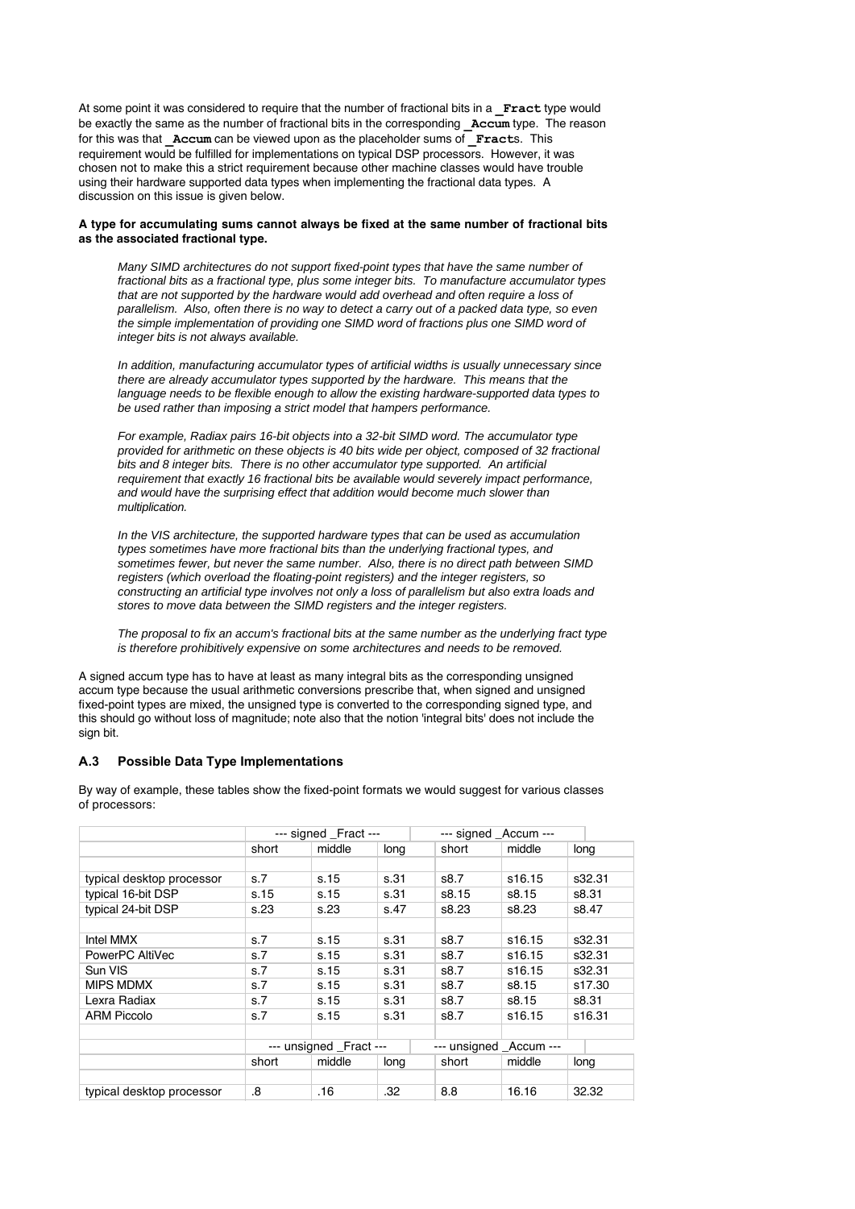At some point it was considered to require that the number of fractional bits in a **`_Fract`** type would be exactly the same as the number of fractional bits in the corresponding **`_Accum`** type. The reason for this was that **`_Accum`** can be viewed upon as the placeholder sums of **`_Fract`**s. This requirement would be fulfilled for implementations on typical DSP processors. However, it was chosen not to make this a strict requirement because other machine classes would have trouble using their hardware supported data types when implementing the fractional data types. A discussion on this issue is given below.

**A type for accumulating sums cannot always be fixed at the same number of fractional bits as the associated fractional type.**

> *Many SIMD architectures do not support fixed-point types that have the same number of fractional bits as a fractional type, plus some integer bits. To manufacture accumulator types that are not supported by the hardware would add overhead and often require a loss of parallelism. Also, often there is no way to detect a carry out of a packed data type, so even the simple implementation of providing one SIMD word of fractions plus one SIMD word of integer bits is not always available.*
>
> *In addition, manufacturing accumulator types of artificial widths is usually unnecessary since there are already accumulator types supported by the hardware. This means that the language needs to be flexible enough to allow the existing hardware-supported data types to be used rather than imposing a strict model that hampers performance.*
>
> *For example, Radiax pairs 16-bit objects into a 32-bit SIMD word. The accumulator type provided for arithmetic on these objects is 40 bits wide per object, composed of 32 fractional bits and 8 integer bits. There is no other accumulator type supported. An artificial requirement that exactly 16 fractional bits be available would severely impact performance, and would have the surprising effect that addition would become much slower than multiplication.*
>
> *In the VIS architecture, the supported hardware types that can be used as accumulation types sometimes have more fractional bits than the underlying fractional types, and sometimes fewer, but never the same number. Also, there is no direct path between SIMD registers (which overload the floating-point registers) and the integer registers, so constructing an artificial type involves not only a loss of parallelism but also extra loads and stores to move data between the SIMD registers and the integer registers.*
>
> *The proposal to fix an accum's fractional bits at the same number as the underlying fract type is therefore prohibitively expensive on some architectures and needs to be removed.*

A signed accum type has to have at least as many integral bits as the corresponding unsigned accum type because the usual arithmetic conversions prescribe that, when signed and unsigned fixed-point types are mixed, the unsigned type is converted to the corresponding signed type, and this should go without loss of magnitude; note also that the notion 'integral bits' does not include the sign bit.

### A.3 Possible Data Type Implementations

By way of example, these tables show the fixed-point formats we would suggest for various classes of processors:

| | --- signed _Fract --- | | | --- signed _Accum --- | | |
|---|---|---|---|---|---|---|
| | short | middle | long | short | middle | long |
| | | | | | | |
| typical desktop processor | s.7 | s.15 | s.31 | s8.7 | s16.15 | s32.31 |
| typical 16-bit DSP | s.15 | s.15 | s.31 | s8.15 | s8.15 | s8.31 |
| typical 24-bit DSP | s.23 | s.23 | s.47 | s8.23 | s8.23 | s8.47 |
| | | | | | | |
| Intel MMX | s.7 | s.15 | s.31 | s8.7 | s16.15 | s32.31 |
| PowerPC AltiVec | s.7 | s.15 | s.31 | s8.7 | s16.15 | s32.31 |
| Sun VIS | s.7 | s.15 | s.31 | s8.7 | s16.15 | s32.31 |
| MIPS MDMX | s.7 | s.15 | s.31 | s8.7 | s8.15 | s17.30 |
| Lexra Radiax | s.7 | s.15 | s.31 | s8.7 | s8.15 | s8.31 |
| ARM Piccolo | s.7 | s.15 | s.31 | s8.7 | s16.15 | s16.31 |
| | | | | | | |
| | --- unsigned _Fract --- | | | --- unsigned _Accum --- | | |
| | short | middle | long | short | middle | long |
| | | | | | | |
| typical desktop processor | .8 | .16 | .32 | 8.8 | 16.16 | 32.32 |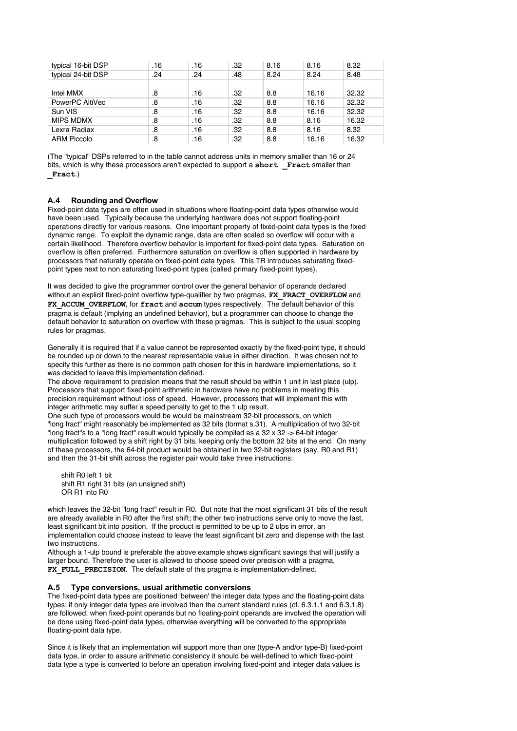| | | | | | | |
|---|---|---|---|---|---|---|
| typical 16-bit DSP | .16 | .16 | .32 | 8.16 | 8.16 | 8.32 |
| typical 24-bit DSP | .24 | .24 | .48 | 8.24 | 8.24 | 8.48 |
| | | | | | | |
| Intel MMX | .8 | .16 | .32 | 8.8 | 16.16 | 32.32 |
| PowerPC AltiVec | .8 | .16 | .32 | 8.8 | 16.16 | 32.32 |
| Sun VIS | .8 | .16 | .32 | 8.8 | 16.16 | 32.32 |
| MIPS MDMX | .8 | .16 | .32 | 8.8 | 8.16 | 16.32 |
| Lexra Radiax | .8 | .16 | .32 | 8.8 | 8.16 | 8.32 |
| ARM Piccolo | .8 | .16 | .32 | 8.8 | 16.16 | 16.32 |

(The "typical" DSPs referred to in the table cannot address units in memory smaller than 16 or 24 bits, which is why these processors aren't expected to support a **short _Fract** smaller than **_Fract**.)

### A.4 Rounding and Overflow

Fixed-point data types are often used in situations where floating-point data types otherwise would have been used. Typically because the underlying hardware does not support floating-point operations directly for various reasons. One important property of fixed-point data types is the fixed dynamic range. To exploit the dynamic range, data are often scaled so overflow will occur with a certain likelihood. Therefore overflow behavior is important for fixed-point data types. Saturation on overflow is often preferred. Furthermore saturation on overflow is often supported in hardware by processors that naturally operate on fixed-point data types. This TR introduces saturating fixed-point types next to non saturating fixed-point types (called primary fixed-point types).

It was decided to give the programmer control over the general behavior of operands declared without an explicit fixed-point overflow type-qualifier by two pragmas, **FX_FRACT_OVERFLOW** and **FX_ACCUM_OVERFLOW**, for **fract** and **accum** types respectively. The default behavior of this pragma is default (implying an undefined behavior), but a programmer can choose to change the default behavior to saturation on overflow with these pragmas. This is subject to the usual scoping rules for pragmas.

Generally it is required that if a value cannot be represented exactly by the fixed-point type, it should be rounded up or down to the nearest representable value in either direction. It was chosen not to specify this further as there is no common path chosen for this in hardware implementations, so it was decided to leave this implementation defined.
The above requirement to precision means that the result should be within 1 unit in last place (ulp). Processors that support fixed-point arithmetic in hardware have no problems in meeting this precision requirement without loss of speed. However, processors that will implement this with integer arithmetic may suffer a speed penalty to get to the 1 ulp result.
One such type of processors would be would be mainstream 32-bit processors, on which "long fract" might reasonably be implemented as 32 bits (format s.31). A multiplication of two 32-bit "long fract"s to a "long fract" result would typically be compiled as a 32 x 32 -> 64-bit integer multiplication followed by a shift right by 31 bits, keeping only the bottom 32 bits at the end. On many of these processors, the 64-bit product would be obtained in two 32-bit registers (say, R0 and R1) and then the 31-bit shift across the register pair would take three instructions:

```
shift R0 left 1 bit
shift R1 right 31 bits (an unsigned shift)
OR R1 into R0
```

which leaves the 32-bit "long fract" result in R0. But note that the most significant 31 bits of the result are already available in R0 after the first shift; the other two instructions serve only to move the last, least significant bit into position. If the product is permitted to be up to 2 ulps in error, an implementation could choose instead to leave the least significant bit zero and dispense with the last two instructions.
Although a 1-ulp bound is preferable the above example shows significant savings that will justify a larger bound. Therefore the user is allowed to choose speed over precision with a pragma, **FX_FULL_PRECISION**. The default state of this pragma is implementation-defined.

### A.5 Type conversions, usual arithmetic conversions

The fixed-point data types are positioned 'between' the integer data types and the floating-point data types: if only integer data types are involved then the current standard rules (cf. 6.3.1.1 and 6.3.1.8) are followed, when fixed-point operands but no floating-point operands are involved the operation will be done using fixed-point data types, otherwise everything will be converted to the appropriate floating-point data type.

Since it is likely that an implementation will support more than one (type-A and/or type-B) fixed-point data type, in order to assure arithmetic consistency it should be well-defined to which fixed-point data type a type is converted to before an operation involving fixed-point and integer data values is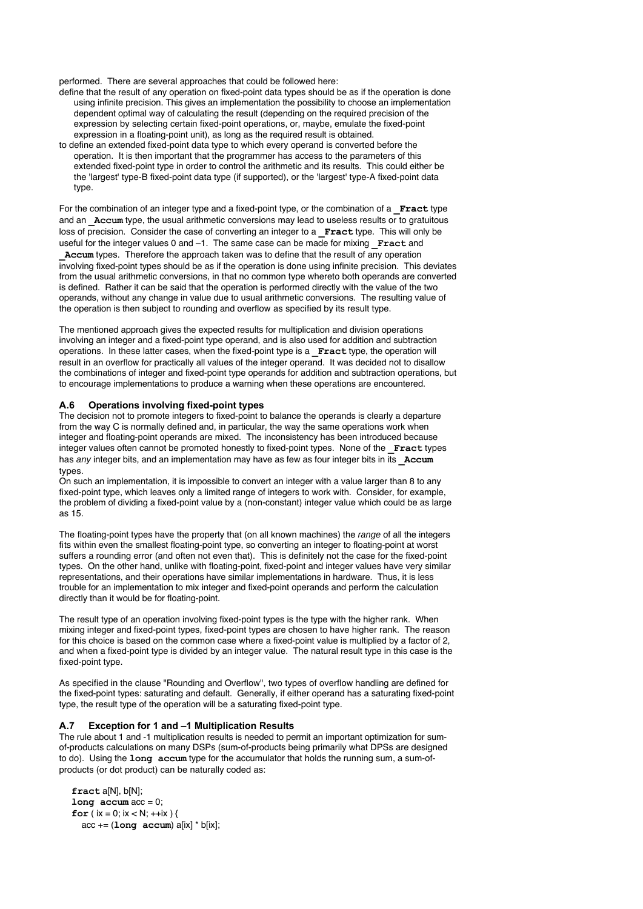performed. There are several approaches that could be followed here:

- define that the result of any operation on fixed-point data types should be as if the operation is done using infinite precision. This gives an implementation the possibility to choose an implementation dependent optimal way of calculating the result (depending on the required precision of the expression by selecting certain fixed-point operations, or, maybe, emulate the fixed-point expression in a floating-point unit), as long as the required result is obtained.
- to define an extended fixed-point data type to which every operand is converted before the operation. It is then important that the programmer has access to the parameters of this extended fixed-point type in order to control the arithmetic and its results. This could either be the 'largest' type-B fixed-point data type (if supported), or the 'largest' type-A fixed-point data type.

For the combination of an integer type and a fixed-point type, or the combination of a **`_Fract`** type and an **`_Accum`** type, the usual arithmetic conversions may lead to useless results or to gratuitous loss of precision. Consider the case of converting an integer to a **`_Fract`** type. This will only be useful for the integer values 0 and –1. The same case can be made for mixing **`_Fract`** and **`_Accum`** types. Therefore the approach taken was to define that the result of any operation involving fixed-point types should be as if the operation is done using infinite precision. This deviates from the usual arithmetic conversions, in that no common type whereto both operands are converted is defined. Rather it can be said that the operation is performed directly with the value of the two operands, without any change in value due to usual arithmetic conversions. The resulting value of the operation is then subject to rounding and overflow as specified by its result type.

The mentioned approach gives the expected results for multiplication and division operations involving an integer and a fixed-point type operand, and is also used for addition and subtraction operations. In these latter cases, when the fixed-point type is a **`_Fract`** type, the operation will result in an overflow for practically all values of the integer operand. It was decided not to disallow the combinations of integer and fixed-point type operands for addition and subtraction operations, but to encourage implementations to produce a warning when these operations are encountered.

### A.6 Operations involving fixed-point types

The decision not to promote integers to fixed-point to balance the operands is clearly a departure from the way C is normally defined and, in particular, the way the same operations work when integer and floating-point operands are mixed. The inconsistency has been introduced because integer values often cannot be promoted honestly to fixed-point types. None of the **`_Fract`** types has *any* integer bits, and an implementation may have as few as four integer bits in its **`_Accum`** types.

On such an implementation, it is impossible to convert an integer with a value larger than 8 to any fixed-point type, which leaves only a limited range of integers to work with. Consider, for example, the problem of dividing a fixed-point value by a (non-constant) integer value which could be as large as 15.

The floating-point types have the property that (on all known machines) the *range* of all the integers fits within even the smallest floating-point type, so converting an integer to floating-point at worst suffers a rounding error (and often not even that). This is definitely not the case for the fixed-point types. On the other hand, unlike with floating-point, fixed-point and integer values have very similar representations, and their operations have similar implementations in hardware. Thus, it is less trouble for an implementation to mix integer and fixed-point operands and perform the calculation directly than it would be for floating-point.

The result type of an operation involving fixed-point types is the type with the higher rank. When mixing integer and fixed-point types, fixed-point types are chosen to have higher rank. The reason for this choice is based on the common case where a fixed-point value is multiplied by a factor of 2, and when a fixed-point type is divided by an integer value. The natural result type in this case is the fixed-point type.

As specified in the clause "Rounding and Overflow", two types of overflow handling are defined for the fixed-point types: saturating and default. Generally, if either operand has a saturating fixed-point type, the result type of the operation will be a saturating fixed-point type.

### A.7 Exception for 1 and –1 Multiplication Results

The rule about 1 and -1 multiplication results is needed to permit an important optimization for sum-of-products calculations on many DSPs (sum-of-products being primarily what DPSs are designed to do). Using the **`long accum`** type for the accumulator that holds the running sum, a sum-of-products (or dot product) can be naturally coded as:

```
fract a[N], b[N];
long accum acc = 0;
for ( ix = 0; ix < N; ++ix ) {
  acc += (long accum) a[ix] * b[ix];
```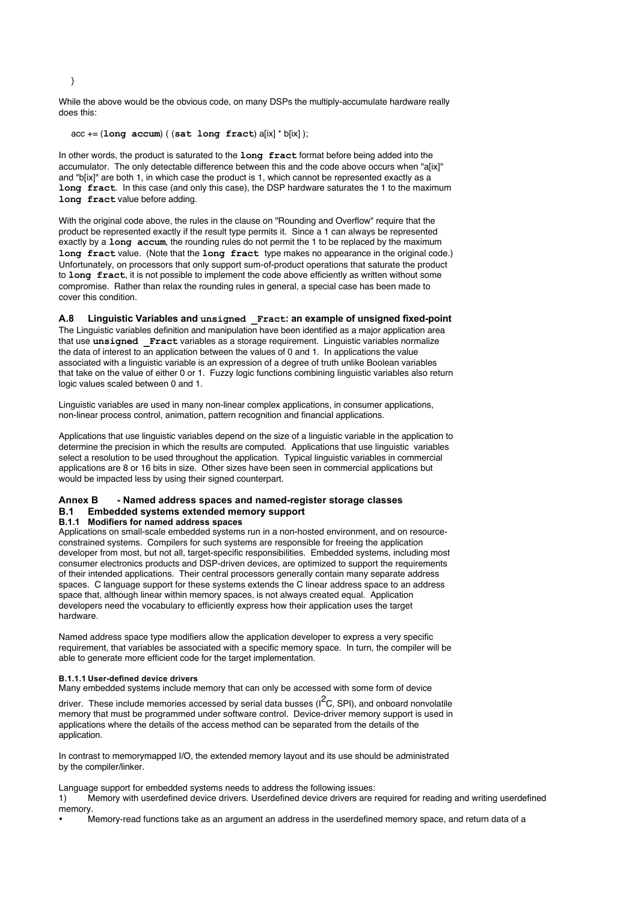```
}
```

While the above would be the obvious code, on many DSPs the multiply-accumulate hardware really does this:

```
acc += (long accum) ( (sat long fract) a[ix] * b[ix] );
```

In other words, the product is saturated to the **long fract** format before being added into the accumulator. The only detectable difference between this and the code above occurs when "a[ix]" and "b[ix]" are both 1, in which case the product is 1, which cannot be represented exactly as a **long fract**. In this case (and only this case), the DSP hardware saturates the 1 to the maximum **long fract** value before adding.

With the original code above, the rules in the clause on "Rounding and Overflow" require that the product be represented exactly if the result type permits it. Since a 1 can always be represented exactly by a **long accum**, the rounding rules do not permit the 1 to be replaced by the maximum **long fract** value. (Note that the **long fract** type makes no appearance in the original code.) Unfortunately, on processors that only support sum-of-product operations that saturate the product to **long fract**, it is not possible to implement the code above efficiently as written without some compromise. Rather than relax the rounding rules in general, a special case has been made to cover this condition.

### A.8 Linguistic Variables and `unsigned _Fract`: an example of unsigned fixed-point

The Linguistic variables definition and manipulation have been identified as a major application area that use **unsigned _Fract** variables as a storage requirement. Linguistic variables normalize the data of interest to an application between the values of 0 and 1. In applications the value associated with a linguistic variable is an expression of a degree of truth unlike Boolean variables that take on the value of either 0 or 1. Fuzzy logic functions combining linguistic variables also return logic values scaled between 0 and 1.

Linguistic variables are used in many non-linear complex applications, in consumer applications, non-linear process control, animation, pattern recognition and financial applications.

Applications that use linguistic variables depend on the size of a linguistic variable in the application to determine the precision in which the results are computed. Applications that use linguistic variables select a resolution to be used throughout the application. Typical linguistic variables in commercial applications are 8 or 16 bits in size. Other sizes have been seen in commercial applications but would be impacted less by using their signed counterpart.

## Annex B - Named address spaces and named-register storage classes

### B.1 Embedded systems extended memory support

#### B.1.1 Modifiers for named address spaces

Applications on small-scale embedded systems run in a non-hosted environment, and on resource-constrained systems. Compilers for such systems are responsible for freeing the application developer from most, but not all, target-specific responsibilities. Embedded systems, including most consumer electronics products and DSP-driven devices, are optimized to support the requirements of their intended applications. Their central processors generally contain many separate address spaces. C language support for these systems extends the C linear address space to an address space that, although linear within memory spaces, is not always created equal. Application developers need the vocabulary to efficiently express how their application uses the target hardware.

Named address space type modifiers allow the application developer to express a very specific requirement, that variables be associated with a specific memory space. In turn, the compiler will be able to generate more efficient code for the target implementation.

##### B.1.1.1 User-defined device drivers

Many embedded systems include memory that can only be accessed with some form of device driver. These include memories accessed by serial data busses ($I^2C$, SPI), and onboard nonvolatile memory that must be programmed under software control. Device-driver memory support is used in applications where the details of the access method can be separated from the details of the application.

In contrast to memorymapped I/O, the extended memory layout and its use should be administrated by the compiler/linker.

Language support for embedded systems needs to address the following issues:

1) Memory with userdefined device drivers. Userdefined device drivers are required for reading and writing userdefined memory.

- Memory-read functions take as an argument an address in the userdefined memory space, and return data of a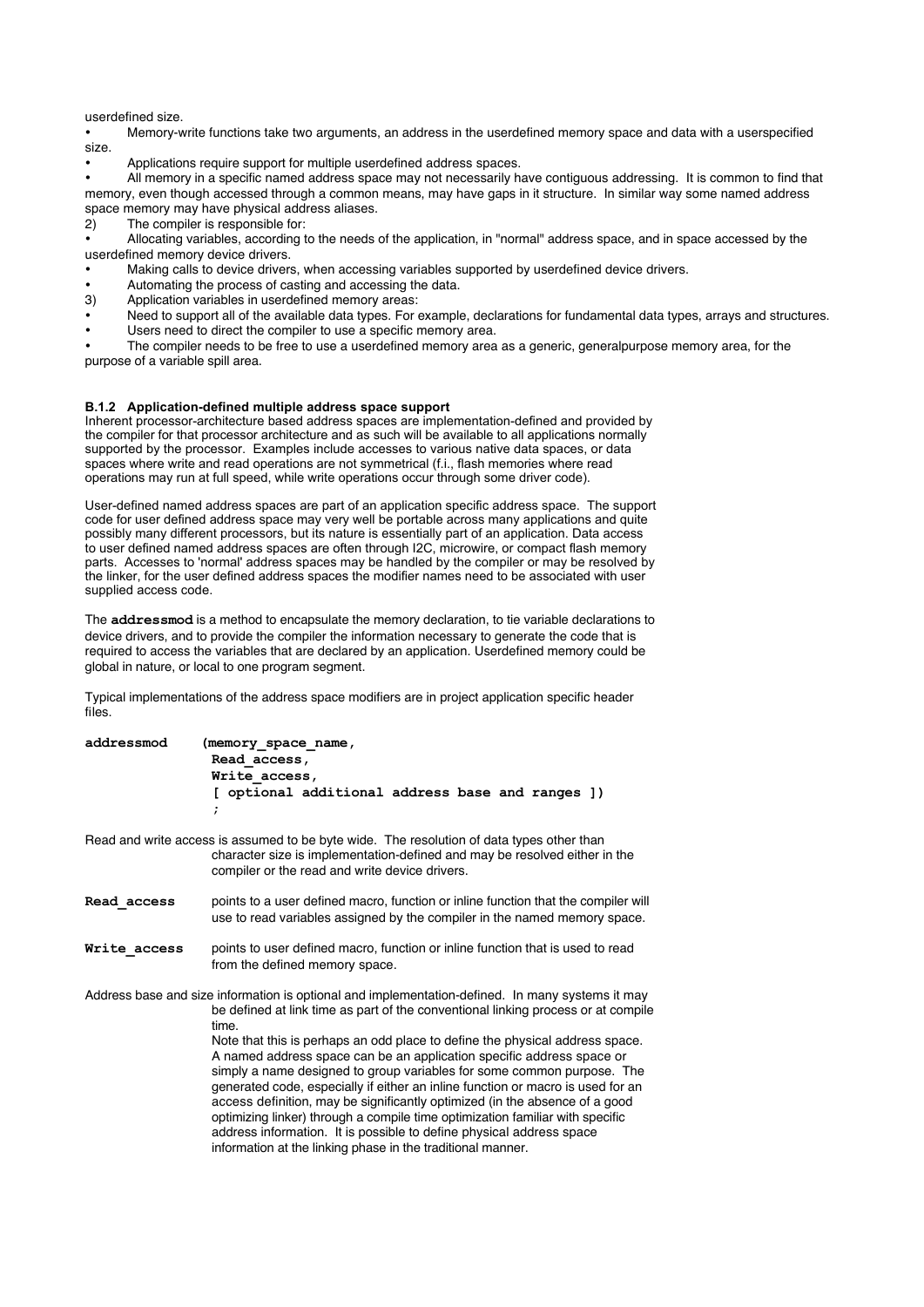userdefined size.

- Memory-write functions take two arguments, an address in the userdefined memory space and data with a userspecified size.
- Applications require support for multiple userdefined address spaces.
- All memory in a specific named address space may not necessarily have contiguous addressing. It is common to find that memory, even though accessed through a common means, may have gaps in it structure. In similar way some named address space memory may have physical address aliases.

2) The compiler is responsible for:

- Allocating variables, according to the needs of the application, in "normal" address space, and in space accessed by the userdefined memory device drivers.
- Making calls to device drivers, when accessing variables supported by userdefined device drivers.
- Automating the process of casting and accessing the data.

3) Application variables in userdefined memory areas:

- Need to support all of the available data types. For example, declarations for fundamental data types, arrays and structures.
- Users need to direct the compiler to use a specific memory area.
- The compiler needs to be free to use a userdefined memory area as a generic, generalpurpose memory area, for the purpose of a variable spill area.

#### B.1.2 Application-defined multiple address space support

Inherent processor-architecture based address spaces are implementation-defined and provided by the compiler for that processor architecture and as such will be available to all applications normally supported by the processor. Examples include accesses to various native data spaces, or data spaces where write and read operations are not symmetrical (f.i., flash memories where read operations may run at full speed, while write operations occur through some driver code).

User-defined named address spaces are part of an application specific address space. The support code for user defined address space may very well be portable across many applications and quite possibly many different processors, but its nature is essentially part of an application. Data access to user defined named address spaces are often through I2C, microwire, or compact flash memory parts. Accesses to 'normal' address spaces may be handled by the compiler or may be resolved by the linker, for the user defined address spaces the modifier names need to be associated with user supplied access code.

The **addressmod** is a method to encapsulate the memory declaration, to tie variable declarations to device drivers, and to provide the compiler the information necessary to generate the code that is required to access the variables that are declared by an application. Userdefined memory could be global in nature, or local to one program segment.

Typical implementations of the address space modifiers are in project application specific header files.

```
addressmod    (memory_space_name,
               Read_access,
               Write_access,
               [ optional additional address base and ranges ])
               ;
```

Read and write access is assumed to be byte wide. The resolution of data types other than character size is implementation-defined and may be resolved either in the compiler or the read and write device drivers.

**Read_access** points to a user defined macro, function or inline function that the compiler will use to read variables assigned by the compiler in the named memory space.

**Write_access** points to user defined macro, function or inline function that is used to read from the defined memory space.

Address base and size information is optional and implementation-defined. In many systems it may be defined at link time as part of the conventional linking process or at compile time.

Note that this is perhaps an odd place to define the physical address space. A named address space can be an application specific address space or simply a name designed to group variables for some common purpose. The generated code, especially if either an inline function or macro is used for an access definition, may be significantly optimized (in the absence of a good optimizing linker) through a compile time optimization familiar with specific address information. It is possible to define physical address space information at the linking phase in the traditional manner.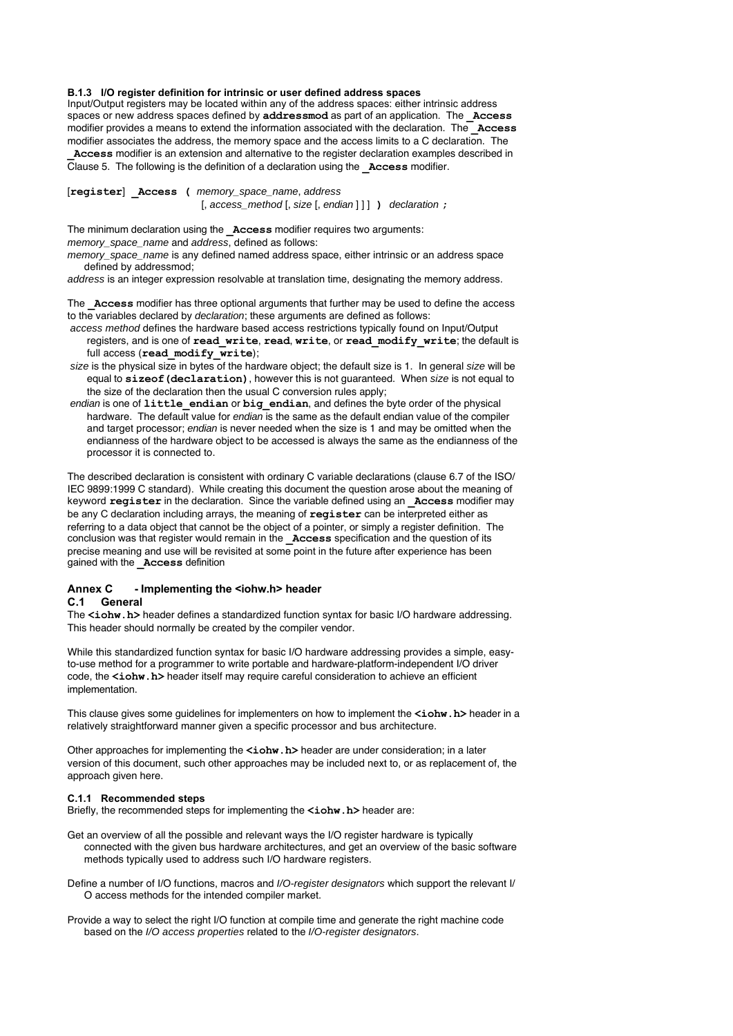#### B.1.3 I/O register definition for intrinsic or user defined address spaces

Input/Output registers may be located within any of the address spaces: either intrinsic address spaces or new address spaces defined by **addressmod** as part of an application. The **_Access** modifier provides a means to extend the information associated with the declaration. The **_Access** modifier associates the address, the memory space and the access limits to a C declaration. The **_Access** modifier is an extension and alternative to the register declaration examples described in Clause 5. The following is the definition of a declaration using the **_Access** modifier.

[**register**] **_Access (** *memory_space_name*, *address*
[, *access_method* [, *size* [, *endian* ] ] ] **)** *declaration* **;**

The minimum declaration using the **_Access** modifier requires two arguments: *memory_space_name* and *address*, defined as follows:

*memory_space_name* is any defined named address space, either intrinsic or an address space defined by addressmod;

*address* is an integer expression resolvable at translation time, designating the memory address.

The **_Access** modifier has three optional arguments that further may be used to define the access to the variables declared by *declaration*; these arguments are defined as follows:

*access method* defines the hardware based access restrictions typically found on Input/Output registers, and is one of **read_write**, **read**, **write**, or **read_modify_write**; the default is full access (**read_modify_write**);

*size* is the physical size in bytes of the hardware object; the default size is 1. In general *size* will be equal to **sizeof(declaration)**, however this is not guaranteed. When *size* is not equal to the size of the declaration then the usual C conversion rules apply;

*endian* is one of **little_endian** or **big_endian**, and defines the byte order of the physical hardware. The default value for *endian* is the same as the default endian value of the compiler and target processor; *endian* is never needed when the size is 1 and may be omitted when the endianness of the hardware object to be accessed is always the same as the endianness of the processor it is connected to.

The described declaration is consistent with ordinary C variable declarations (clause 6.7 of the ISO/IEC 9899:1999 C standard). While creating this document the question arose about the meaning of keyword **register** in the declaration. Since the variable defined using an **_Access** modifier may be any C declaration including arrays, the meaning of **register** can be interpreted either as referring to a data object that cannot be the object of a pointer, or simply a register definition. The conclusion was that register would remain in the **_Access** specification and the question of its precise meaning and use will be revisited at some point in the future after experience has been gained with the **_Access** definition

## Annex C - Implementing the <iohw.h> header

### C.1 General

The **<iohw.h>** header defines a standardized function syntax for basic I/O hardware addressing. This header should normally be created by the compiler vendor.

While this standardized function syntax for basic I/O hardware addressing provides a simple, easy-to-use method for a programmer to write portable and hardware-platform-independent I/O driver code, the **<iohw.h>** header itself may require careful consideration to achieve an efficient implementation.

This clause gives some guidelines for implementers on how to implement the **<iohw.h>** header in a relatively straightforward manner given a specific processor and bus architecture.

Other approaches for implementing the **<iohw.h>** header are under consideration; in a later version of this document, such other approaches may be included next to, or as replacement of, the approach given here.

#### C.1.1 Recommended steps

Briefly, the recommended steps for implementing the **<iohw.h>** header are:

Get an overview of all the possible and relevant ways the I/O register hardware is typically connected with the given bus hardware architectures, and get an overview of the basic software methods typically used to address such I/O hardware registers.

Define a number of I/O functions, macros and *I/O-register designators* which support the relevant I/O access methods for the intended compiler market.

Provide a way to select the right I/O function at compile time and generate the right machine code based on the *I/O access properties* related to the *I/O-register designators*.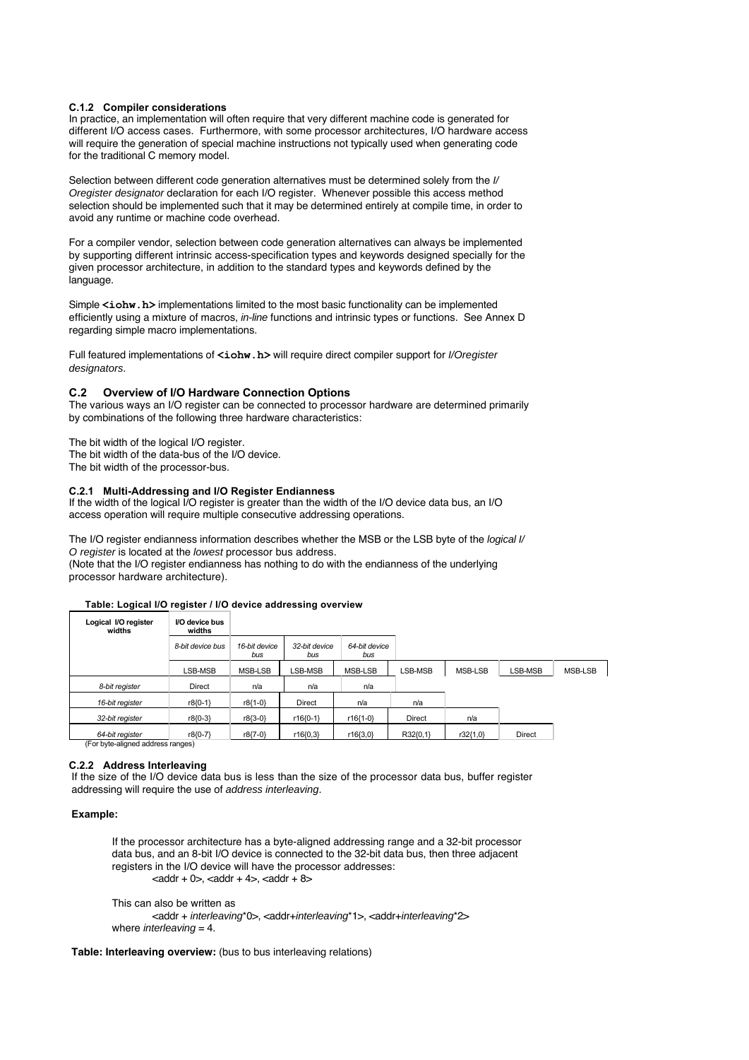### C.1.2 Compiler considerations

In practice, an implementation will often require that very different machine code is generated for different I/O access cases. Furthermore, with some processor architectures, I/O hardware access will require the generation of special machine instructions not typically used when generating code for the traditional C memory model.

Selection between different code generation alternatives must be determined solely from the *I/ Oregister designator* declaration for each I/O register. Whenever possible this access method selection should be implemented such that it may be determined entirely at compile time, in order to avoid any runtime or machine code overhead.

For a compiler vendor, selection between code generation alternatives can always be implemented by supporting different intrinsic access-specification types and keywords designed specially for the given processor architecture, in addition to the standard types and keywords defined by the language.

Simple **`<iohw.h>`** implementations limited to the most basic functionality can be implemented efficiently using a mixture of macros, *in-line* functions and intrinsic types or functions. See Annex D regarding simple macro implementations.

Full featured implementations of **`<iohw.h>`** will require direct compiler support for *I/Oregister designators*.

## C.2 Overview of I/O Hardware Connection Options

The various ways an I/O register can be connected to processor hardware are determined primarily by combinations of the following three hardware characteristics:

The bit width of the logical I/O register.
The bit width of the data-bus of the I/O device.
The bit width of the processor-bus.

### C.2.1 Multi-Addressing and I/O Register Endianness

If the width of the logical I/O register is greater than the width of the I/O device data bus, an I/O access operation will require multiple consecutive addressing operations.

The I/O register endianness information describes whether the MSB or the LSB byte of the *logical I/ O register* is located at the *lowest* processor bus address.
(Note that the I/O register endianness has nothing to do with the endianness of the underlying processor hardware architecture).

**Table: Logical I/O register / I/O device addressing overview**

| Logical I/O register widths | I/O device bus widths | | | | | | | |
|---|---|---|---|---|---|---|---|---|
| | *8-bit device bus* | *16-bit device bus* | *32-bit device bus* | *64-bit device bus* | | | | |
| | LSB-MSB | MSB-LSB | LSB-MSB | MSB-LSB | LSB-MSB | MSB-LSB | LSB-MSB | MSB-LSB |
| *8-bit register* | Direct | n/a | n/a | n/a | | | | |
| *16-bit register* | r8{0-1} | r8{1-0} | Direct | n/a | n/a | | | |
| *32-bit register* | r8{0-3} | r8{3-0} | r16{0-1} | r16{1-0} | Direct | n/a | | |
| *64-bit register* | r8{0-7} | r8{7-0} | r16{0,3} | r16{3,0} | R32{0,1} | r32{1,0} | Direct | |

(For byte-aligned address ranges)

### C.2.2 Address Interleaving

If the size of the I/O device data bus is less than the size of the processor data bus, buffer register addressing will require the use of *address interleaving*.

**Example:**

If the processor architecture has a byte-aligned addressing range and a 32-bit processor data bus, and an 8-bit I/O device is connected to the 32-bit data bus, then three adjacent registers in the I/O device will have the processor addresses:
<addr + 0>, <addr + 4>, <addr + 8>

This can also be written as
<addr + *interleaving*\*0>, <addr+*interleaving*\*1>, <addr+*interleaving*\*2>
where *interleaving* = 4.

**Table: Interleaving overview:** (bus to bus interleaving relations)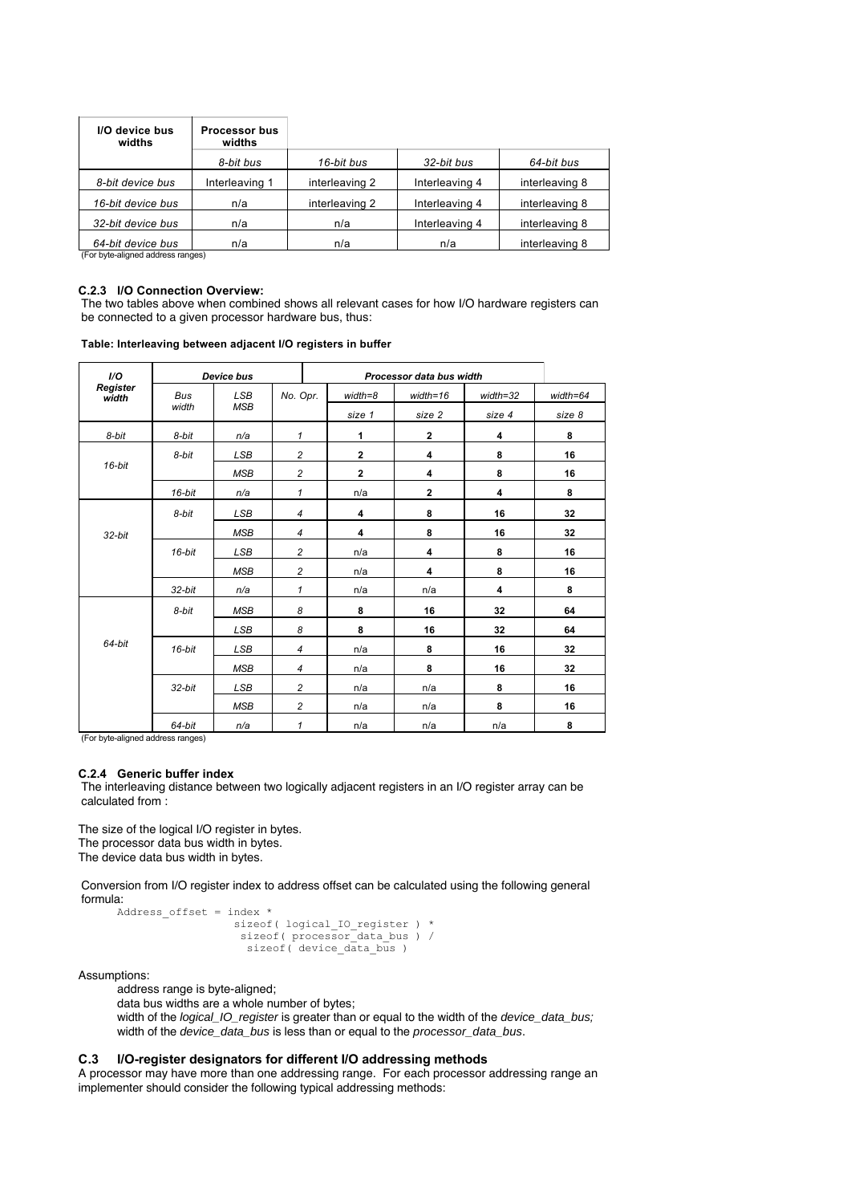| I/O device bus widths | Processor bus widths | | | |
|---|---|---|---|---|
| | *8-bit bus* | *16-bit bus* | *32-bit bus* | *64-bit bus* |
| *8-bit device bus* | Interleaving 1 | interleaving 2 | Interleaving 4 | interleaving 8 |
| *16-bit device bus* | n/a | interleaving 2 | Interleaving 4 | interleaving 8 |
| *32-bit device bus* | n/a | n/a | Interleaving 4 | interleaving 8 |
| *64-bit device bus* | n/a | n/a | n/a | interleaving 8 |

(For byte-aligned address ranges)

### C.2.3 I/O Connection Overview:

The two tables above when combined shows all relevant cases for how I/O hardware registers can be connected to a given processor hardware bus, thus:

**Table: Interleaving between adjacent I/O registers in buffer**

| *I/O Register width* | *Device bus* | | | *Processor data bus width* | | | |
|---|---|---|---|---|---|---|---|
| | *Bus width* | *LSB MSB* | *No. Opr.* | *width=8* | *width=16* | *width=32* | *width=64* |
| | | | | *size 1* | *size 2* | *size 4* | *size 8* |
| *8-bit* | *8-bit* | *n/a* | *1* | **1** | **2** | **4** | **8** |
| *16-bit* | *8-bit* | *LSB* | *2* | **2** | **4** | **8** | **16** |
| | | *MSB* | *2* | **2** | **4** | **8** | **16** |
| | *16-bit* | *n/a* | *1* | n/a | **2** | **4** | **8** |
| *32-bit* | *8-bit* | *LSB* | *4* | **4** | **8** | **16** | **32** |
| | | *MSB* | *4* | **4** | **8** | **16** | **32** |
| | *16-bit* | *LSB* | *2* | n/a | **4** | **8** | **16** |
| | | *MSB* | *2* | n/a | **4** | **8** | **16** |
| | *32-bit* | *n/a* | *1* | n/a | n/a | **4** | **8** |
| *64-bit* | *8-bit* | *MSB* | *8* | **8** | **16** | **32** | **64** |
| | | *LSB* | *8* | **8** | **16** | **32** | **64** |
| | *16-bit* | *LSB* | *4* | n/a | **8** | **16** | **32** |
| | | *MSB* | *4* | n/a | **8** | **16** | **32** |
| | *32-bit* | *LSB* | *2* | n/a | n/a | **8** | **16** |
| | | *MSB* | *2* | n/a | n/a | **8** | **16** |
| | *64-bit* | *n/a* | *1* | n/a | n/a | n/a | **8** |

(For byte-aligned address ranges)

### C.2.4 Generic buffer index

The interleaving distance between two logically adjacent registers in an I/O register array can be calculated from :

The size of the logical I/O register in bytes.
The processor data bus width in bytes.
The device data bus width in bytes.

Conversion from I/O register index to address offset can be calculated using the following general formula:

```
Address_offset = index *
                  sizeof( logical_IO_register ) *
                   sizeof( processor_data_bus ) /
                    sizeof( device_data_bus )
```

Assumptions:

address range is byte-aligned;
data bus widths are a whole number of bytes;
width of the *logical_IO_register* is greater than or equal to the width of the *device_data_bus;*
width of the *device_data_bus* is less than or equal to the *processor_data_bus*.

## C.3 I/O-register designators for different I/O addressing methods

A processor may have more than one addressing range. For each processor addressing range an implementer should consider the following typical addressing methods: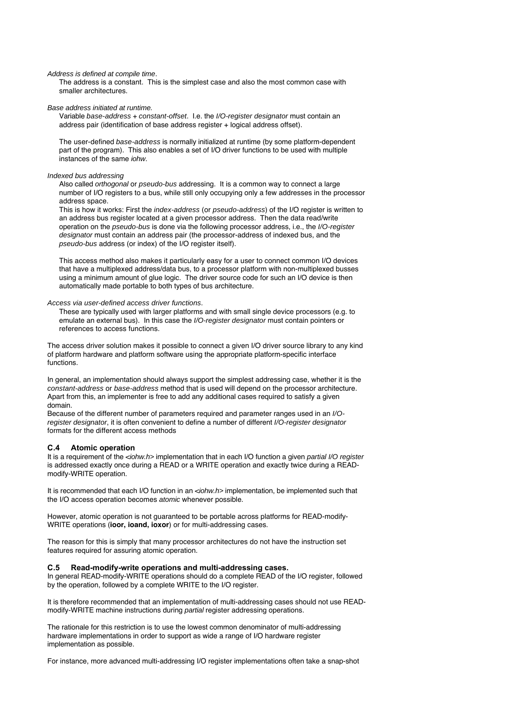*Address is defined at compile time*.

The address is a constant. This is the simplest case and also the most common case with smaller architectures.

*Base address initiated at runtime.*

Variable *base-address* + *constant-offset*. I.e. the *I/O-register designator* must contain an address pair (identification of base address register + logical address offset).

The user-defined *base-address* is normally initialized at runtime (by some platform-dependent part of the program). This also enables a set of I/O driver functions to be used with multiple instances of the same *iohw*.

*Indexed bus addressing*

Also called *orthogonal* or *pseudo-bus* addressing. It is a common way to connect a large number of I/O registers to a bus, while still only occupying only a few addresses in the processor address space.

This is how it works: First the *index-address* (or *pseudo-address*) of the I/O register is written to an address bus register located at a given processor address. Then the data read/write operation on the *pseudo-bus* is done via the following processor address, i.e., the *I/O-register designator* must contain an address pair (the processor-address of indexed bus, and the *pseudo-bus* address (or index) of the I/O register itself).

This access method also makes it particularly easy for a user to connect common I/O devices that have a multiplexed address/data bus, to a processor platform with non-multiplexed busses using a minimum amount of glue logic. The driver source code for such an I/O device is then automatically made portable to both types of bus architecture.

*Access via user-defined access driver functions*.

These are typically used with larger platforms and with small single device processors (e.g. to emulate an external bus). In this case the *I/O-register designator* must contain pointers or references to access functions.

The access driver solution makes it possible to connect a given I/O driver source library to any kind of platform hardware and platform software using the appropriate platform-specific interface functions.

In general, an implementation should always support the simplest addressing case, whether it is the *constant-address* or *base-address* method that is used will depend on the processor architecture. Apart from this, an implementer is free to add any additional cases required to satisfy a given domain.

Because of the different number of parameters required and parameter ranges used in an *I/O-register designator*, it is often convenient to define a number of different *I/O-register designator* formats for the different access methods

### C.4 Atomic operation

It is a requirement of the <*iohw.h*> implementation that in each I/O function a given *partial I/O register* is addressed exactly once during a READ or a WRITE operation and exactly twice during a READ-modify-WRITE operation.

It is recommended that each I/O function in an <*iohw.h*> implementation, be implemented such that the I/O access operation becomes *atomic* whenever possible.

However, atomic operation is not guaranteed to be portable across platforms for READ-modify-WRITE operations (**ioor, ioand, ioxor**) or for multi-addressing cases.

The reason for this is simply that many processor architectures do not have the instruction set features required for assuring atomic operation.

### C.5 Read-modify-write operations and multi-addressing cases.

In general READ-modify-WRITE operations should do a complete READ of the I/O register, followed by the operation, followed by a complete WRITE to the I/O register.

It is therefore recommended that an implementation of multi-addressing cases should not use READ-modify-WRITE machine instructions during *partial* register addressing operations.

The rationale for this restriction is to use the lowest common denominator of multi-addressing hardware implementations in order to support as wide a range of I/O hardware register implementation as possible.

For instance, more advanced multi-addressing I/O register implementations often take a snap-shot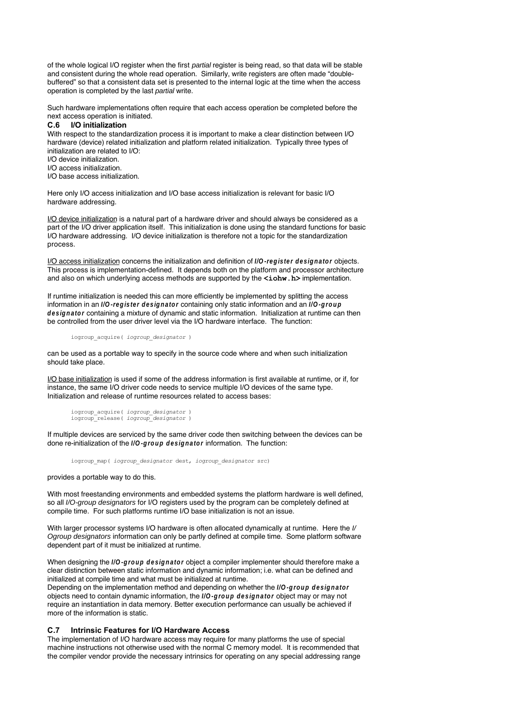of the whole logical I/O register when the first *partial* register is being read, so that data will be stable and consistent during the whole read operation. Similarly, write registers are often made "double-buffered" so that a consistent data set is presented to the internal logic at the time when the access operation is completed by the last *partial* write.

Such hardware implementations often require that each access operation be completed before the next access operation is initiated.

### C.6 I/O initialization

With respect to the standardization process it is important to make a clear distinction between I/O hardware (device) related initialization and platform related initialization. Typically three types of initialization are related to I/O:

I/O device initialization.
I/O access initialization.
I/O base access initialization.

Here only I/O access initialization and I/O base access initialization is relevant for basic I/O hardware addressing.

<u>I/O device initialization</u> is a natural part of a hardware driver and should always be considered as a part of the I/O driver application itself. This initialization is done using the standard functions for basic I/O hardware addressing. I/O device initialization is therefore not a topic for the standardization process.

<u>I/O access initialization</u> concerns the initialization and definition of ***I/O-register designator*** objects. This process is implementation-defined. It depends both on the platform and processor architecture and also on which underlying access methods are supported by the **`<iohw.h>`** implementation.

If runtime initialization is needed this can more efficiently be implemented by splitting the access information in an ***I/O-register designator*** containing only static information and an ***I/O-group designator*** containing a mixture of dynamic and static information. Initialization at runtime can then be controlled from the user driver level via the I/O hardware interface. The function:

```
iogroup_acquire( iogroup_designator )
```

can be used as a portable way to specify in the source code where and when such initialization should take place.

<u>I/O base initialization</u> is used if some of the address information is first available at runtime, or if, for instance, the same I/O driver code needs to service multiple I/O devices of the same type. Initialization and release of runtime resources related to access bases:

```
iogroup_acquire( iogroup_designator )
iogroup_release( iogroup_designator )
```

If multiple devices are serviced by the same driver code then switching between the devices can be done re-initialization of the ***I/O-group designator*** information. The function:

```
iogroup_map( iogroup_designator dest, iogroup_designator src)
```

provides a portable way to do this.

With most freestanding environments and embedded systems the platform hardware is well defined, so all *I/O-group designators* for I/O registers used by the program can be completely defined at compile time. For such platforms runtime I/O base initialization is not an issue.

With larger processor systems I/O hardware is often allocated dynamically at runtime. Here the *I/Ogroup designators* information can only be partly defined at compile time. Some platform software dependent part of it must be initialized at runtime.

When designing the ***I/O-group designator*** object a compiler implementer should therefore make a clear distinction between static information and dynamic information; i.e. what can be defined and initialized at compile time and what must be initialized at runtime.
Depending on the implementation method and depending on whether the ***I/O-group designator*** objects need to contain dynamic information, the ***I/O-group designator*** object may or may not require an instantiation in data memory. Better execution performance can usually be achieved if more of the information is static.

### C.7 Intrinsic Features for I/O Hardware Access

The implementation of I/O hardware access may require for many platforms the use of special machine instructions not otherwise used with the normal C memory model. It is recommended that the compiler vendor provide the necessary intrinsics for operating on any special addressing range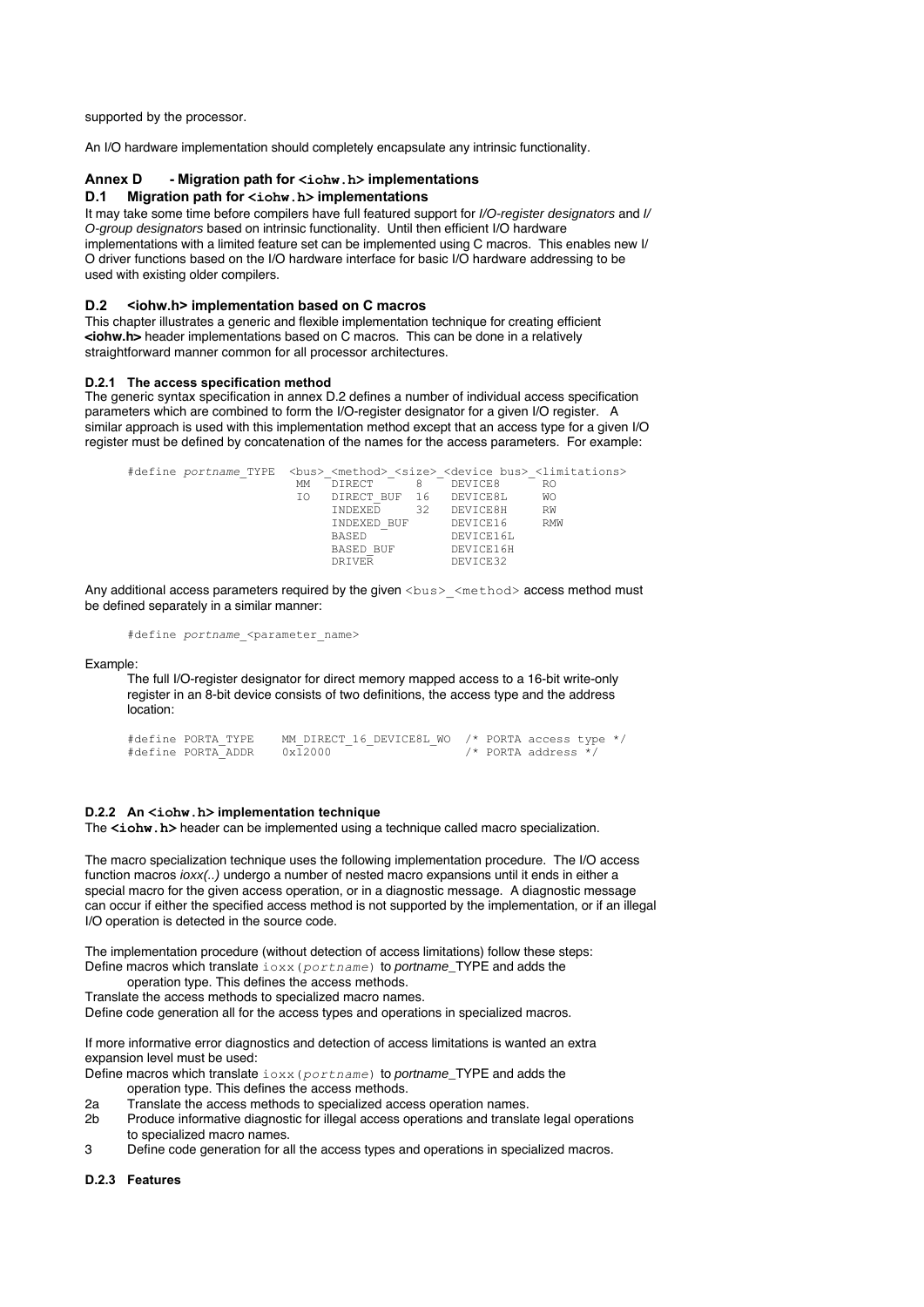supported by the processor.

An I/O hardware implementation should completely encapsulate any intrinsic functionality.

## Annex D - Migration path for `<iohw.h>` implementations

### D.1 Migration path for `<iohw.h>` implementations

It may take some time before compilers have full featured support for *I/O-register designators* and *I/O-group designators* based on intrinsic functionality. Until then efficient I/O hardware implementations with a limited feature set can be implemented using C macros. This enables new I/O driver functions based on the I/O hardware interface for basic I/O hardware addressing to be used with existing older compilers.

### D.2 <iohw.h> implementation based on C macros

This chapter illustrates a generic and flexible implementation technique for creating efficient **<iohw.h>** header implementations based on C macros. This can be done in a relatively straightforward manner common for all processor architectures.

#### D.2.1 The access specification method

The generic syntax specification in annex D.2 defines a number of individual access specification parameters which are combined to form the I/O-register designator for a given I/O register. A similar approach is used with this implementation method except that an access type for a given I/O register must be defined by concatenation of the names for the access parameters. For example:

```
#define portname_TYPE  <bus>_<method>_<size>_<device bus>_<limitations>
                        MM  DIRECT      8   DEVICE8      RO
                        IO  DIRECT_BUF  16  DEVICE8L     WO
                            INDEXED     32  DEVICE8H     RW
                            INDEXED_BUF     DEVICE16     RMW
                            BASED           DEVICE16L
                            BASED_BUF       DEVICE16H
                            DRIVER          DEVICE32
```

Any additional access parameters required by the given `<bus>_<method>` access method must be defined separately in a similar manner:

```
#define portname_<parameter_name>
```

Example:

The full I/O-register designator for direct memory mapped access to a 16-bit write-only register in an 8-bit device consists of two definitions, the access type and the address location:

```
#define PORTA_TYPE    MM_DIRECT_16_DEVICE8L_WO  /* PORTA access type */
#define PORTA_ADDR    0x12000                   /* PORTA address */
```

#### D.2.2 An `<iohw.h>` implementation technique

The **`<iohw.h>`** header can be implemented using a technique called macro specialization.

The macro specialization technique uses the following implementation procedure. The I/O access function macros *ioxx(..)* undergo a number of nested macro expansions until it ends in either a special macro for the given access operation, or in a diagnostic message. A diagnostic message can occur if either the specified access method is not supported by the implementation, or if an illegal I/O operation is detected in the source code.

The implementation procedure (without detection of access limitations) follow these steps:
Define macros which translate `ioxx(portname)` to *portname*_TYPE and adds the operation type. This defines the access methods.
Translate the access methods to specialized macro names.
Define code generation all for the access types and operations in specialized macros.

If more informative error diagnostics and detection of access limitations is wanted an extra expansion level must be used:
Define macros which translate `ioxx(portname)` to *portname*_TYPE and adds the operation type. This defines the access methods.

- 2a Translate the access methods to specialized access operation names.
- 2b Produce informative diagnostic for illegal access operations and translate legal operations to specialized macro names.
- 3 Define code generation for all the access types and operations in specialized macros.

#### D.2.3 Features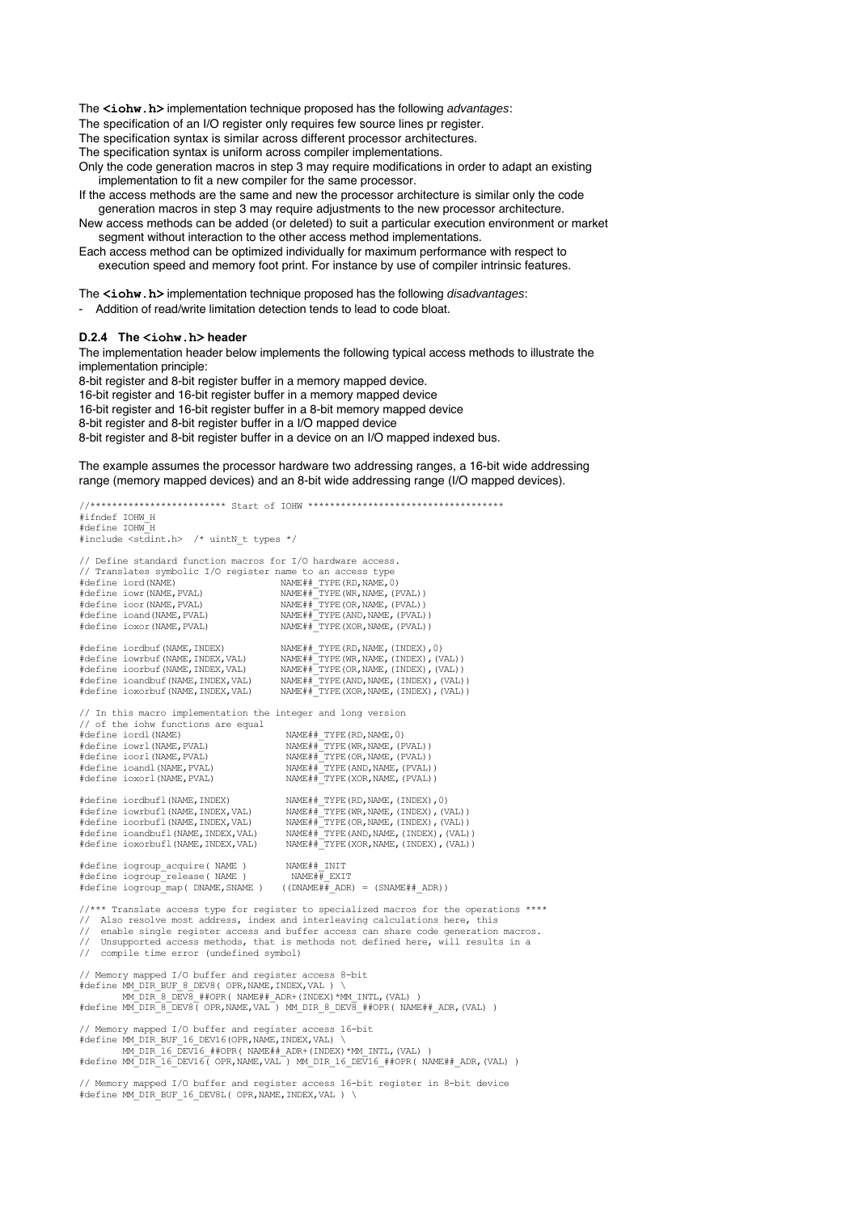The **<iohw.h>** implementation technique proposed has the following *advantages*:

The specification of an I/O register only requires few source lines pr register.

The specification syntax is similar across different processor architectures.

The specification syntax is uniform across compiler implementations.

Only the code generation macros in step 3 may require modifications in order to adapt an existing implementation to fit a new compiler for the same processor.

If the access methods are the same and new the processor architecture is similar only the code generation macros in step 3 may require adjustments to the new processor architecture.

New access methods can be added (or deleted) to suit a particular execution environment or market segment without interaction to the other access method implementations.

Each access method can be optimized individually for maximum performance with respect to execution speed and memory foot print. For instance by use of compiler intrinsic features.

The **<iohw.h>** implementation technique proposed has the following *disadvantages*:

- Addition of read/write limitation detection tends to lead to code bloat.

#### D.2.4 The <iohw.h> header

The implementation header below implements the following typical access methods to illustrate the implementation principle:

8-bit register and 8-bit register buffer in a memory mapped device.

16-bit register and 16-bit register buffer in a memory mapped device

16-bit register and 16-bit register buffer in a 8-bit memory mapped device

8-bit register and 8-bit register buffer in a I/O mapped device

8-bit register and 8-bit register buffer in a device on an I/O mapped indexed bus.

The example assumes the processor hardware two addressing ranges, a 16-bit wide addressing range (memory mapped devices) and an 8-bit wide addressing range (I/O mapped devices).

```
//************************* Start of IOHW ************************************
#ifndef IOHW_H
#define IOHW_H
#include <stdint.h>  /* uintN_t types */

// Define standard function macros for I/O hardware access.
// Translates symbolic I/O register name to an access type
#define iord(NAME)                    NAME##_TYPE(RD,NAME,0)
#define iowr(NAME,PVAL)               NAME##_TYPE(WR,NAME,(PVAL))
#define ioor(NAME,PVAL)               NAME##_TYPE(OR,NAME,(PVAL))
#define ioand(NAME,PVAL)              NAME##_TYPE(AND,NAME,(PVAL))
#define ioxor(NAME,PVAL)              NAME##_TYPE(XOR,NAME,(PVAL))

#define iordbuf(NAME,INDEX)           NAME##_TYPE(RD,NAME,(INDEX),0)
#define iowrbuf(NAME,INDEX,VAL)       NAME##_TYPE(WR,NAME,(INDEX),(VAL))
#define ioorbuf(NAME,INDEX,VAL)       NAME##_TYPE(OR,NAME,(INDEX),(VAL))
#define ioandbuf(NAME,INDEX,VAL)      NAME##_TYPE(AND,NAME,(INDEX),(VAL))
#define ioxorbuf(NAME,INDEX,VAL)      NAME##_TYPE(XOR,NAME,(INDEX),(VAL))

// In this macro implementation the integer and long version
// of the iohw functions are equal
#define iordl(NAME)                   NAME##_TYPE(RD,NAME,0)
#define iowrl(NAME,PVAL)              NAME##_TYPE(WR,NAME,(PVAL))
#define ioorl(NAME,PVAL)              NAME##_TYPE(OR,NAME,(PVAL))
#define ioandl(NAME,PVAL)             NAME##_TYPE(AND,NAME,(PVAL))
#define ioxorl(NAME,PVAL)             NAME##_TYPE(XOR,NAME,(PVAL))

#define iordbufl(NAME,INDEX)          NAME##_TYPE(RD,NAME,(INDEX),0)
#define iowrbufl(NAME,INDEX,VAL)      NAME##_TYPE(WR,NAME,(INDEX),(VAL))
#define ioorbufl(NAME,INDEX,VAL)      NAME##_TYPE(OR,NAME,(INDEX),(VAL))
#define ioandbufl(NAME,INDEX,VAL)     NAME##_TYPE(AND,NAME,(INDEX),(VAL))
#define ioxorbufl(NAME,INDEX,VAL)     NAME##_TYPE(XOR,NAME,(INDEX),(VAL))

#define iogroup_acquire( NAME )       NAME##_INIT
#define iogroup_release( NAME )        NAME##_EXIT
#define iogroup_map( DNAME,SNAME )    ((DNAME##_ADR) = (SNAME##_ADR))

//*** Translate access type for register to specialized macros for the operations ****
//  Also resolve most address, index and interleaving calculations here, this
//  enable single register access and buffer access can share code generation macros.
//  Unsupported access methods, that is methods not defined here, will results in a
//  compile time error (undefined symbol)

// Memory mapped I/O buffer and register access 8-bit
#define MM_DIR_BUF_8_DEV8( OPR,NAME,INDEX,VAL ) \
       MM_DIR_8_DEV8_##OPR( NAME##_ADR+(INDEX)*MM_INTL,(VAL) )
#define MM_DIR_8_DEV8( OPR,NAME,VAL ) MM_DIR_8_DEV8_##OPR( NAME##_ADR,(VAL) )

// Memory mapped I/O buffer and register access 16-bit
#define MM_DIR_BUF_16_DEV16(OPR,NAME,INDEX,VAL) \
       MM_DIR_16_DEV16_##OPR( NAME##_ADR+(INDEX)*MM_INTL,(VAL) )
#define MM_DIR_16_DEV16( OPR,NAME,VAL ) MM_DIR_16_DEV16_##OPR( NAME##_ADR,(VAL) )

// Memory mapped I/O buffer and register access 16-bit register in 8-bit device
#define MM_DIR_BUF_16_DEV8L( OPR,NAME,INDEX,VAL ) \
```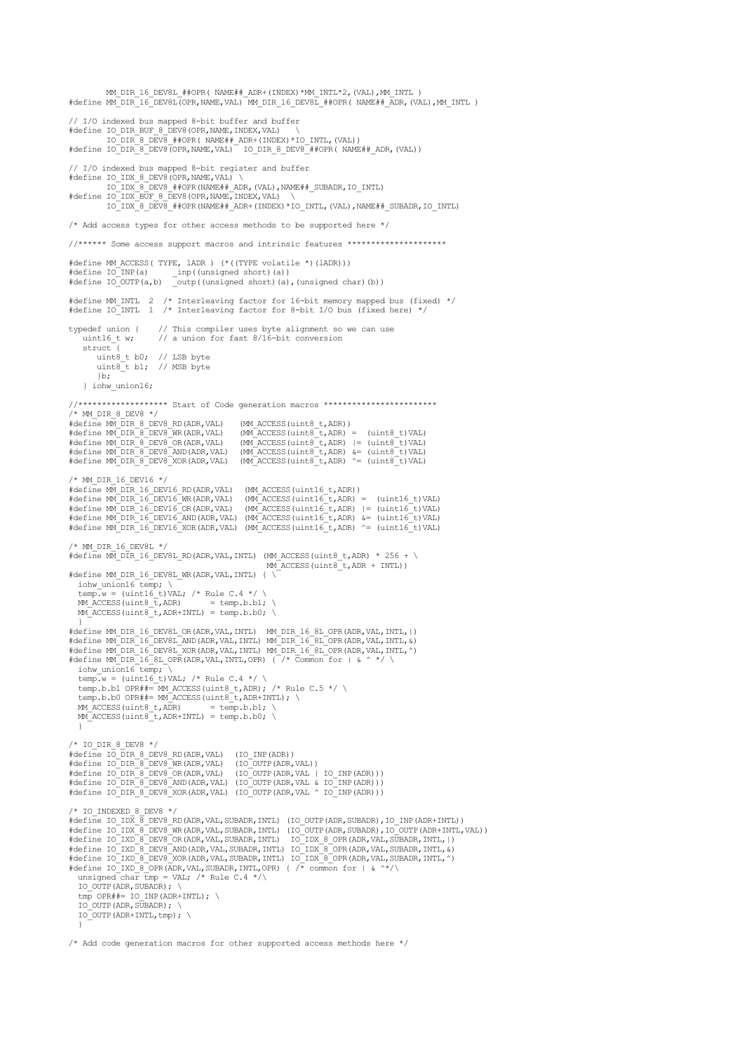```c
        MM_DIR_16_DEV8L_##OPR( NAME##_ADR+(INDEX)*MM_INTL*2,(VAL),MM_INTL )
#define MM_DIR_16_DEV8L(OPR,NAME,VAL) MM_DIR_16_DEV8L_##OPR( NAME##_ADR,(VAL),MM_INTL )

// I/O indexed bus mapped 8-bit buffer and buffer
#define IO_DIR_BUF_8_DEV8(OPR,NAME,INDEX,VAL)   \
        IO_DIR_8_DEV8_##OPR( NAME##_ADR+(INDEX)*IO_INTL,(VAL))
#define IO_DIR_8_DEV8(OPR,NAME,VAL)   IO_DIR_8_DEV8_##OPR( NAME##_ADR,(VAL))

// I/O indexed bus mapped 8-bit register and buffer
#define IO_IDX_8_DEV8(OPR,NAME,VAL) \
        IO_IDX_8_DEV8_##OPR(NAME##_ADR,(VAL),NAME##_SUBADR,IO_INTL)
#define IO_IDX_BUF_8_DEV8(OPR,NAME,INDEX,VAL)  \
        IO_IDX_8_DEV8_##OPR(NAME##_ADR+(INDEX)*IO_INTL,(VAL),NAME##_SUBADR,IO_INTL)

/* Add access types for other access methods to be supported here */

//****** Some access support macros and intrinsic features ********************

#define MM_ACCESS( TYPE, lADR ) (*((TYPE volatile *)(lADR)))
#define IO_INP(a)      _inp((unsigned short)(a))
#define IO_OUTP(a,b)  _outp((unsigned short)(a),(unsigned char)(b))

#define MM_INTL  2  /* Interleaving factor for 16-bit memory mapped bus (fixed) */
#define IO_INTL  1  /* Interleaving factor for 8-bit I/O bus (fixed here) */

typedef union {    // This compiler uses byte alignment so we can use
   uint16_t w;     // a union for fast 8/16-bit conversion
   struct {
      uint8_t b0;  // LSB byte
      uint8_t b1;  // MSB byte
      }b;
   } iohw_union16;

//******************* Start of Code generation macros ************************
/* MM_DIR_8_DEV8 */
#define MM_DIR_8_DEV8_RD(ADR,VAL)    (MM_ACCESS(uint8_t,ADR))
#define MM_DIR_8_DEV8_WR(ADR,VAL)    (MM_ACCESS(uint8_t,ADR) =  (uint8_t)VAL)
#define MM_DIR_8_DEV8_OR(ADR,VAL)    (MM_ACCESS(uint8_t,ADR) |= (uint8_t)VAL)
#define MM_DIR_8_DEV8_AND(ADR,VAL)   (MM_ACCESS(uint8_t,ADR) &= (uint8_t)VAL)
#define MM_DIR_8_DEV8_XOR(ADR,VAL)   (MM_ACCESS(uint8_t,ADR) ^= (uint8_t)VAL)

/* MM_DIR_16_DEV16 */
#define MM_DIR_16_DEV16_RD(ADR,VAL)   (MM_ACCESS(uint16_t,ADR))
#define MM_DIR_16_DEV16_WR(ADR,VAL)   (MM_ACCESS(uint16_t,ADR) =  (uint16_t)VAL)
#define MM_DIR_16_DEV16_OR(ADR,VAL)   (MM_ACCESS(uint16_t,ADR) |= (uint16_t)VAL)
#define MM_DIR_16_DEV16_AND(ADR,VAL)  (MM_ACCESS(uint16_t,ADR) &= (uint16_t)VAL)
#define MM_DIR_16_DEV16_XOR(ADR,VAL)  (MM_ACCESS(uint16_t,ADR) ^= (uint16_t)VAL)

/* MM_DIR_16_DEV8L */
#define MM_DIR_16_DEV8L_RD(ADR,VAL,INTL) (MM_ACCESS(uint8_t,ADR) * 256 + \
                                          MM_ACCESS(uint8_t,ADR + INTL))
#define MM_DIR_16_DEV8L_WR(ADR,VAL,INTL) { \
  iohw_union16 temp; \
  temp.w = (uint16_t)VAL; /* Rule C.4 */ \
  MM_ACCESS(uint8_t,ADR)      = temp.b.b1; \
  MM_ACCESS(uint8_t,ADR+INTL) = temp.b.b0; \
  }
#define MM_DIR_16_DEV8L_OR(ADR,VAL,INTL)  MM_DIR_16_8L_OPR(ADR,VAL,INTL,|)
#define MM_DIR_16_DEV8L_AND(ADR,VAL,INTL) MM_DIR_16_8L_OPR(ADR,VAL,INTL,&)
#define MM_DIR_16_DEV8L_XOR(ADR,VAL,INTL) MM_DIR_16_8L_OPR(ADR,VAL,INTL,^)
#define MM_DIR_16_8L_OPR(ADR,VAL,INTL,OPR) { /* Common for | & ^ */ \
  iohw_union16 temp; \
  temp.w = (uint16_t)VAL; /* Rule C.4 */ \
  temp.b.b1 OPR##= MM_ACCESS(uint8_t,ADR); /* Rule C.5 */ \
  temp.b.b0 OPR##= MM_ACCESS(uint8_t,ADR+INTL); \
  MM_ACCESS(uint8_t,ADR)      = temp.b.b1; \
  MM_ACCESS(uint8_t,ADR+INTL) = temp.b.b0; \
  }

/* IO_DIR_8_DEV8 */
#define IO_DIR_8_DEV8_RD(ADR,VAL)   (IO_INP(ADR))
#define IO_DIR_8_DEV8_WR(ADR,VAL)   (IO_OUTP(ADR,VAL))
#define IO_DIR_8_DEV8_OR(ADR,VAL)   (IO_OUTP(ADR,VAL | IO_INP(ADR)))
#define IO_DIR_8_DEV8_AND(ADR,VAL)  (IO_OUTP(ADR,VAL & IO_INP(ADR)))
#define IO_DIR_8_DEV8_XOR(ADR,VAL)  (IO_OUTP(ADR,VAL ^ IO_INP(ADR)))

/* IO_INDEXED_8_DEV8 */
#define IO_IDX_8_DEV8_RD(ADR,VAL,SUBADR,INTL)  (IO_OUTP(ADR,SUBADR),IO_INP(ADR+INTL))
#define IO_IDX_8_DEV8_WR(ADR,VAL,SUBADR,INTL)  (IO_OUTP(ADR,SUBADR),IO_OUTP(ADR+INTL,VAL))
#define IO_IXD_8_DEV8_OR(ADR,VAL,SUBADR,INTL)   IO_IDX_8_OPR(ADR,VAL,SUBADR,INTL,|)
#define IO_IXD_8_DEV8_AND(ADR,VAL,SUBADR,INTL) IO_IDX_8_OPR(ADR,VAL,SUBADR,INTL,&)
#define IO_IXD_8_DEV8_XOR(ADR,VAL,SUBADR,INTL) IO_IDX_8_OPR(ADR,VAL,SUBADR,INTL,^)
#define IO_IXD_8_OPR(ADR,VAL,SUBADR,INTL,OPR) { /* common for | & ^*/\
  unsigned char tmp = VAL; /* Rule C.4 */\
  IO_OUTP(ADR,SUBADR); \
  tmp OPR##= IO_INP(ADR+INTL); \
  IO_OUTP(ADR,SUBADR); \
  IO_OUTP(ADR+INTL,tmp); \
  }

/* Add code generation macros for other supported access methods here */
```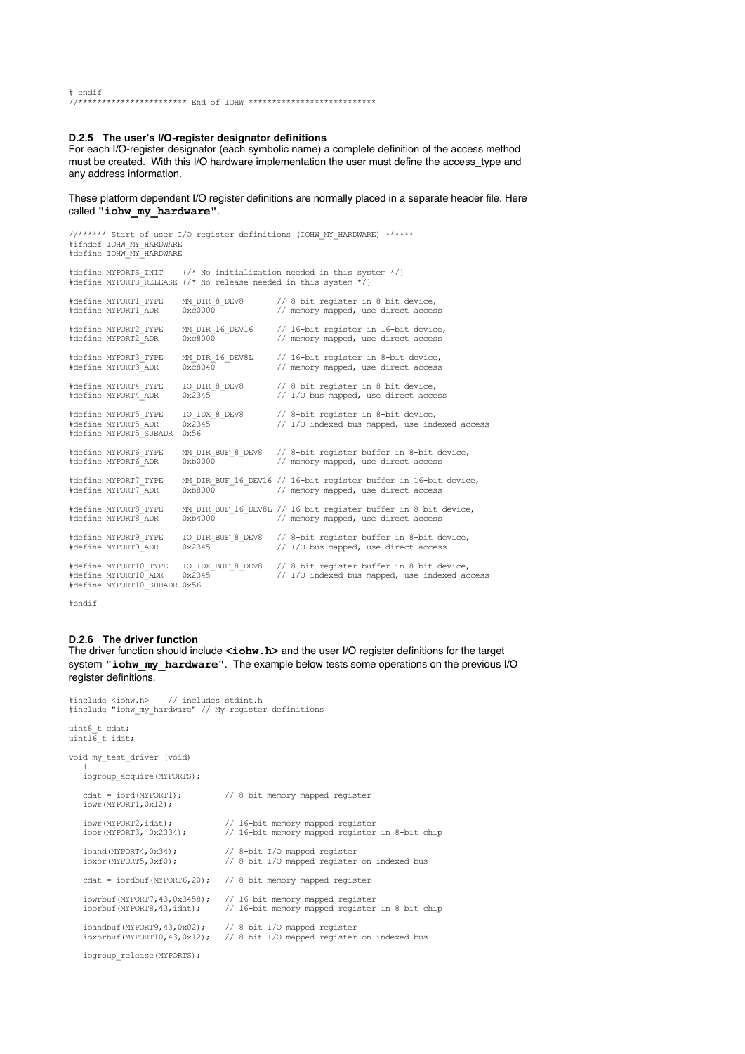```
# endif
//********************** End of IOHW **************************
```

### D.2.5 The user's I/O-register designator definitions

For each I/O-register designator (each symbolic name) a complete definition of the access method must be created. With this I/O hardware implementation the user must define the access_type and any address information.

These platform dependent I/O register definitions are normally placed in a separate header file. Here called **"iohw_my_hardware"**.

```
//****** Start of user I/O register definitions (IOHW_MY_HARDWARE) ******
#ifndef IOHW_MY_HARDWARE
#define IOHW_MY_HARDWARE

#define MYPORTS_INIT    {/* No initialization needed in this system */}
#define MYPORTS_RELEASE {/* No release needed in this system */}

#define MYPORT1_TYPE    MM_DIR_8_DEV8       // 8-bit register in 8-bit device,
#define MYPORT1_ADR     0xc0000             // memory mapped, use direct access

#define MYPORT2_TYPE    MM_DIR_16_DEV16     // 16-bit register in 16-bit device,
#define MYPORT2_ADR     0xc8000             // memory mapped, use direct access

#define MYPORT3_TYPE    MM_DIR_16_DEV8L     // 16-bit register in 8-bit device,
#define MYPORT3_ADR     0xc8040             // memory mapped, use direct access

#define MYPORT4_TYPE    IO_DIR_8_DEV8       // 8-bit register in 8-bit device,
#define MYPORT4_ADR     0x2345              // I/O bus mapped, use direct access

#define MYPORT5_TYPE    IO_IDX_8_DEV8       // 8-bit register in 8-bit device,
#define MYPORT5_ADR     0x2345              // I/O indexed bus mapped, use indexed access
#define MYPORT5_SUBADR  0x56

#define MYPORT6_TYPE    MM_DIR_BUF_8_DEV8   // 8-bit register buffer in 8-bit device,
#define MYPORT6_ADR     0xb0000             // memory mapped, use direct access

#define MYPORT7_TYPE    MM_DIR_BUF_16_DEV16 // 16-bit register buffer in 16-bit device,
#define MYPORT7_ADR     0xb8000             // memory mapped, use direct access

#define MYPORT8_TYPE    MM_DIR_BUF_16_DEV8L // 16-bit register buffer in 8-bit device,
#define MYPORT8_ADR     0xb4000             // memory mapped, use direct access

#define MYPORT9_TYPE    IO_DIR_BUF_8_DEV8   // 8-bit register buffer in 8-bit device,
#define MYPORT9_ADR     0x2345              // I/O bus mapped, use direct access

#define MYPORT10_TYPE   IO_IDX_BUF_8_DEV8   // 8-bit register buffer in 8-bit device,
#define MYPORT10_ADR    0x2345              // I/O indexed bus mapped, use indexed access
#define MYPORT10_SUBADR 0x56

#endif
```

### D.2.6 The driver function

The driver function should include **<iohw.h>** and the user I/O register definitions for the target system **"iohw_my_hardware"**. The example below tests some operations on the previous I/O register definitions.

```
#include <iohw.h>    // includes stdint.h
#include "iohw_my_hardware" // My register definitions

uint8_t cdat;
uint16_t idat;

void my_test_driver (void)
   {
   iogroup_acquire(MYPORTS);

   cdat = iord(MYPORT1);          // 8-bit memory mapped register
   iowr(MYPORT1,0x12);

   iowr(MYPORT2,idat);            // 16-bit memory mapped register
   ioor(MYPORT3, 0x2334);         // 16-bit memory mapped register in 8-bit chip

   ioand(MYPORT4,0x34);           // 8-bit I/O mapped register
   ioxor(MYPORT5,0xf0);           // 8-bit I/O mapped register on indexed bus

   cdat = iordbuf(MYPORT6,20);    // 8 bit memory mapped register

   iowrbuf(MYPORT7,43,0x3458);    // 16-bit memory mapped register
   ioorbuf(MYPORT8,43,idat);      // 16-bit memory mapped register in 8 bit chip

   ioandbuf(MYPORT9,43,0x02);     // 8 bit I/O mapped register
   ioxorbuf(MYPORT10,43,0x12);    // 8 bit I/O mapped register on indexed bus

   iogroup_release(MYPORTS);
```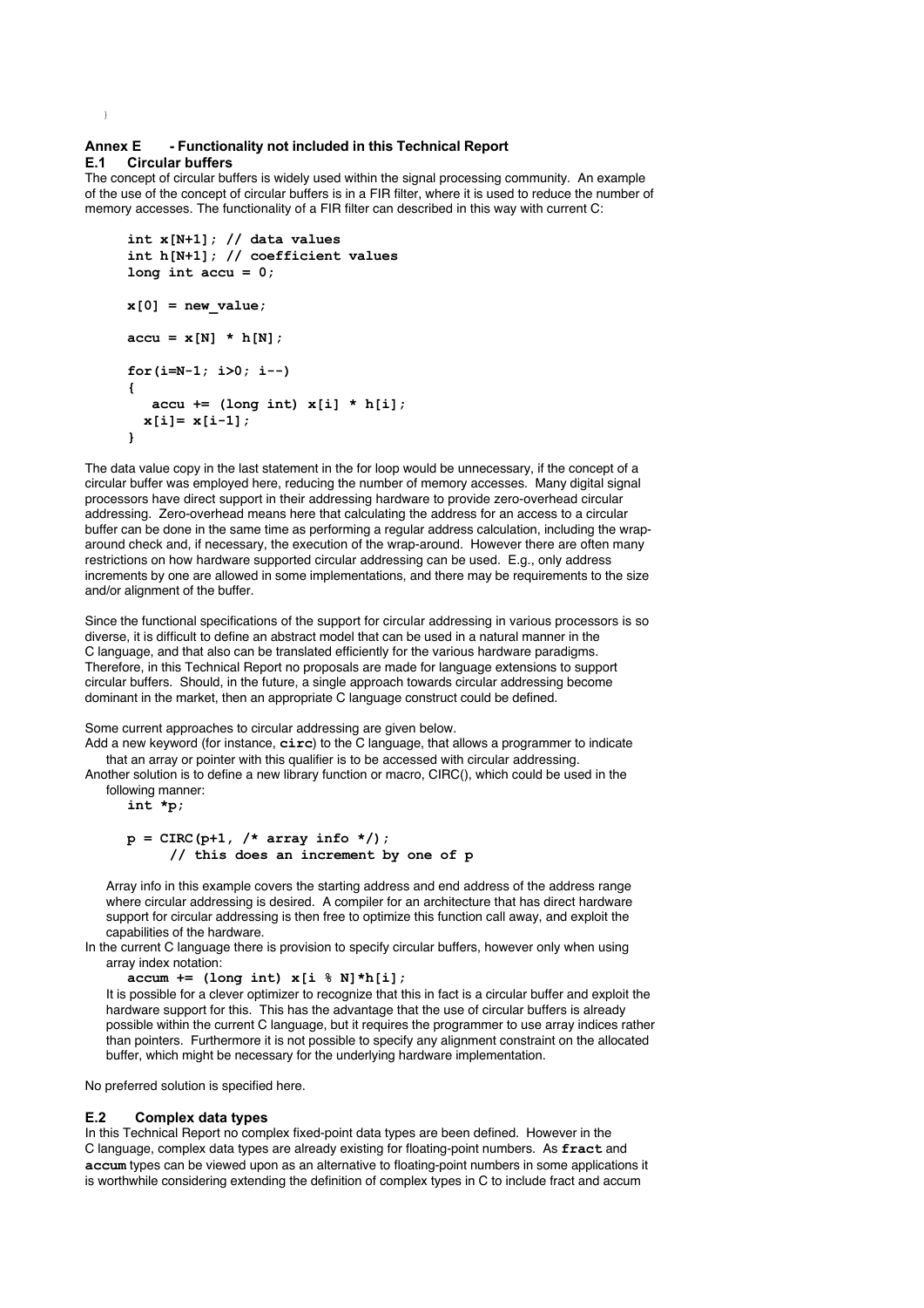## Annex E - Functionality not included in this Technical Report

### E.1 Circular buffers

The concept of circular buffers is widely used within the signal processing community. An example of the use of the concept of circular buffers is in a FIR filter, where it is used to reduce the number of memory accesses. The functionality of a FIR filter can described in this way with current C:

```
int x[N+1]; // data values
int h[N+1]; // coefficient values
long int accu = 0;

x[0] = new_value;

accu = x[N] * h[N];

for(i=N-1; i>0; i--)
{
   accu += (long int) x[i] * h[i];
  x[i]= x[i-1];
}
```

The data value copy in the last statement in the for loop would be unnecessary, if the concept of a circular buffer was employed here, reducing the number of memory accesses. Many digital signal processors have direct support in their addressing hardware to provide zero-overhead circular addressing. Zero-overhead means here that calculating the address for an access to a circular buffer can be done in the same time as performing a regular address calculation, including the wrap-around check and, if necessary, the execution of the wrap-around. However there are often many restrictions on how hardware supported circular addressing can be used. E.g., only address increments by one are allowed in some implementations, and there may be requirements to the size and/or alignment of the buffer.

Since the functional specifications of the support for circular addressing in various processors is so diverse, it is difficult to define an abstract model that can be used in a natural manner in the C language, and that also can be translated efficiently for the various hardware paradigms. Therefore, in this Technical Report no proposals are made for language extensions to support circular buffers. Should, in the future, a single approach towards circular addressing become dominant in the market, then an appropriate C language construct could be defined.

Some current approaches to circular addressing are given below.

Add a new keyword (for instance, **circ**) to the C language, that allows a programmer to indicate that an array or pointer with this qualifier is to be accessed with circular addressing.

Another solution is to define a new library function or macro, CIRC(), which could be used in the following manner:

```
int *p;

p = CIRC(p+1, /* array info */);
     // this does an increment by one of p
```

Array info in this example covers the starting address and end address of the address range where circular addressing is desired. A compiler for an architecture that has direct hardware support for circular addressing is then free to optimize this function call away, and exploit the capabilities of the hardware.

In the current C language there is provision to specify circular buffers, however only when using array index notation:

```
accum += (long int) x[i % N]*h[i];
```

It is possible for a clever optimizer to recognize that this in fact is a circular buffer and exploit the hardware support for this. This has the advantage that the use of circular buffers is already possible within the current C language, but it requires the programmer to use array indices rather than pointers. Furthermore it is not possible to specify any alignment constraint on the allocated buffer, which might be necessary for the underlying hardware implementation.

No preferred solution is specified here.

### E.2 Complex data types

In this Technical Report no complex fixed-point data types are been defined. However in the C language, complex data types are already existing for floating-point numbers. As **fract** and **accum** types can be viewed upon as an alternative to floating-point numbers in some applications it is worthwhile considering extending the definition of complex types in C to include fract and accum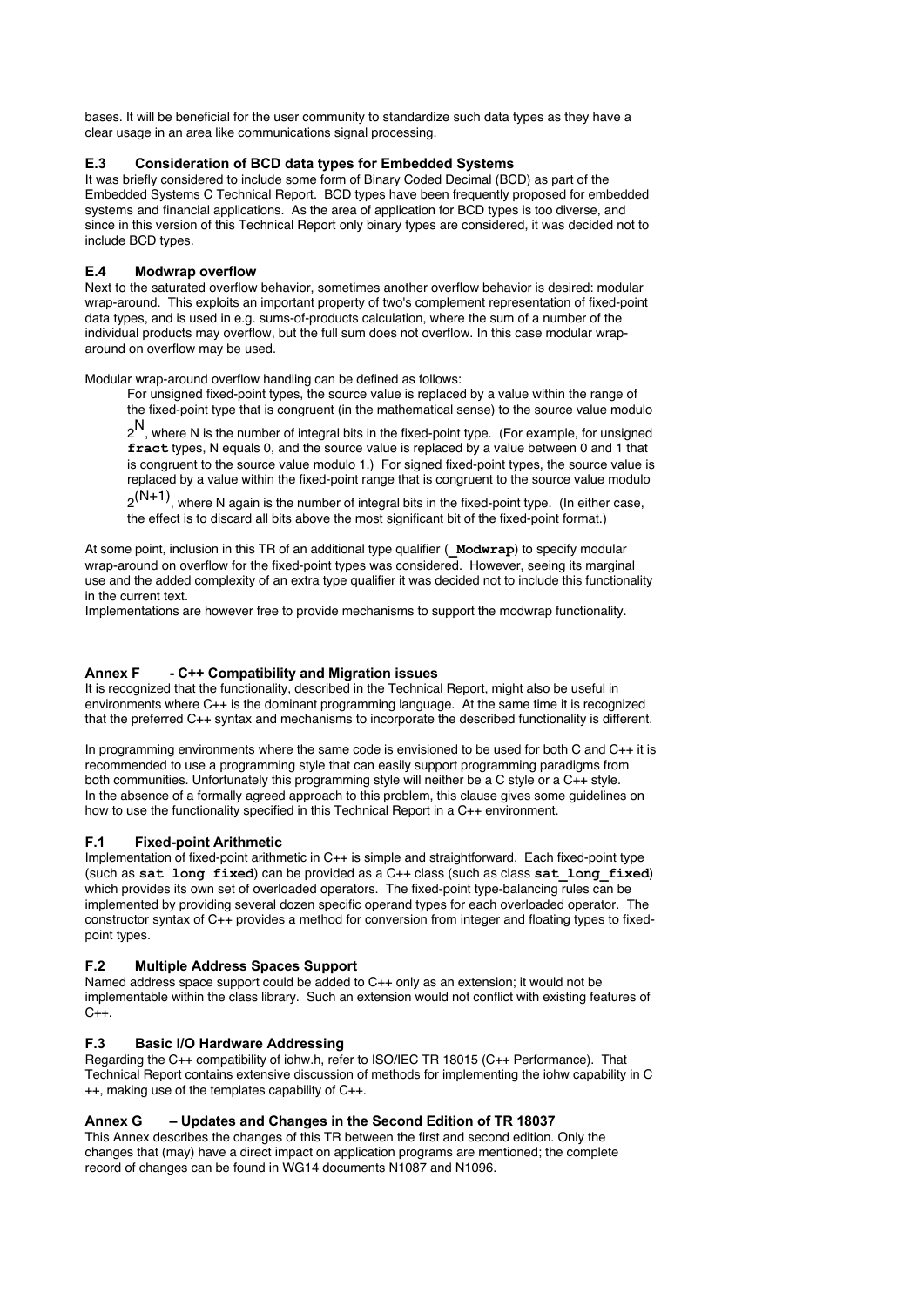bases. It will be beneficial for the user community to standardize such data types as they have a clear usage in an area like communications signal processing.

### E.3 Consideration of BCD data types for Embedded Systems

It was briefly considered to include some form of Binary Coded Decimal (BCD) as part of the Embedded Systems C Technical Report. BCD types have been frequently proposed for embedded systems and financial applications. As the area of application for BCD types is too diverse, and since in this version of this Technical Report only binary types are considered, it was decided not to include BCD types.

### E.4 Modwrap overflow

Next to the saturated overflow behavior, sometimes another overflow behavior is desired: modular wrap-around. This exploits an important property of two's complement representation of fixed-point data types, and is used in e.g. sums-of-products calculation, where the sum of a number of the individual products may overflow, but the full sum does not overflow. In this case modular wrap-around on overflow may be used.

Modular wrap-around overflow handling can be defined as follows:

> For unsigned fixed-point types, the source value is replaced by a value within the range of the fixed-point type that is congruent (in the mathematical sense) to the source value modulo $2^N$, where N is the number of integral bits in the fixed-point type. (For example, for unsigned **fract** types, N equals 0, and the source value is replaced by a value between 0 and 1 that is congruent to the source value modulo 1.) For signed fixed-point types, the source value is replaced by a value within the fixed-point range that is congruent to the source value modulo $2^{(N+1)}$, where N again is the number of integral bits in the fixed-point type. (In either case, the effect is to discard all bits above the most significant bit of the fixed-point format.)

At some point, inclusion in this TR of an additional type qualifier (**_Modwrap**) to specify modular wrap-around on overflow for the fixed-point types was considered. However, seeing its marginal use and the added complexity of an extra type qualifier it was decided not to include this functionality in the current text.
Implementations are however free to provide mechanisms to support the modwrap functionality.

## Annex F - C++ Compatibility and Migration issues

It is recognized that the functionality, described in the Technical Report, might also be useful in environments where C++ is the dominant programming language. At the same time it is recognized that the preferred C++ syntax and mechanisms to incorporate the described functionality is different.

In programming environments where the same code is envisioned to be used for both C and C++ it is recommended to use a programming style that can easily support programming paradigms from both communities. Unfortunately this programming style will neither be a C style or a C++ style.
In the absence of a formally agreed approach to this problem, this clause gives some guidelines on how to use the functionality specified in this Technical Report in a C++ environment.

### F.1 Fixed-point Arithmetic

Implementation of fixed-point arithmetic in C++ is simple and straightforward. Each fixed-point type (such as **sat long fixed**) can be provided as a C++ class (such as class **sat_long_fixed**) which provides its own set of overloaded operators. The fixed-point type-balancing rules can be implemented by providing several dozen specific operand types for each overloaded operator. The constructor syntax of C++ provides a method for conversion from integer and floating types to fixed-point types.

### F.2 Multiple Address Spaces Support

Named address space support could be added to C++ only as an extension; it would not be implementable within the class library. Such an extension would not conflict with existing features of C++.

### F.3 Basic I/O Hardware Addressing

Regarding the C++ compatibility of iohw.h, refer to ISO/IEC TR 18015 (C++ Performance). That Technical Report contains extensive discussion of methods for implementing the iohw capability in C ++, making use of the templates capability of C++.

## Annex G – Updates and Changes in the Second Edition of TR 18037

This Annex describes the changes of this TR between the first and second edition. Only the changes that (may) have a direct impact on application programs are mentioned; the complete record of changes can be found in WG14 documents N1087 and N1096.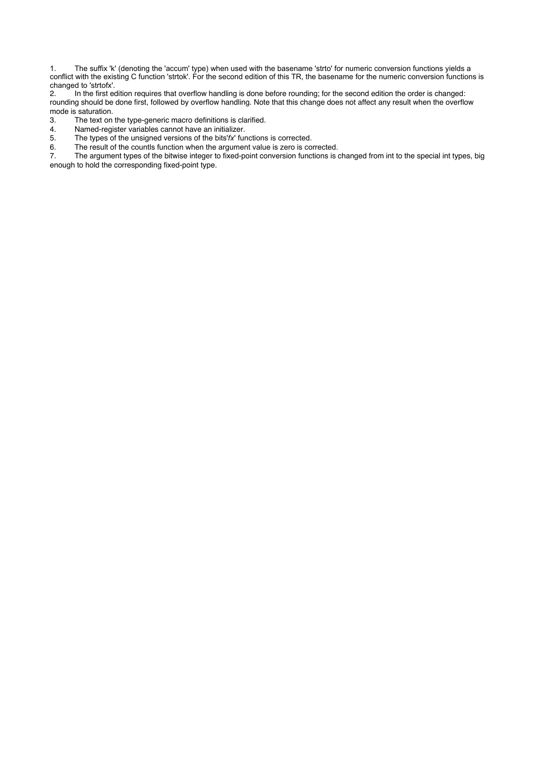1. The suffix 'k' (denoting the 'accum' type) when used with the basename 'strto' for numeric conversion functions yields a conflict with the existing C function 'strtok'. For the second edition of this TR, the basename for the numeric conversion functions is changed to 'strtofx'.
2. In the first edition requires that overflow handling is done before rounding; for the second edition the order is changed: rounding should be done first, followed by overflow handling. Note that this change does not affect any result when the overflow mode is saturation.
3. The text on the type-generic macro definitions is clarified.
4. Named-register variables cannot have an initializer.
5. The types of the unsigned versions of the bits'*fx*' functions is corrected.
6. The result of the countls function when the argument value is zero is corrected.
7. The argument types of the bitwise integer to fixed-point conversion functions is changed from int to the special int types, big enough to hold the corresponding fixed-point type.